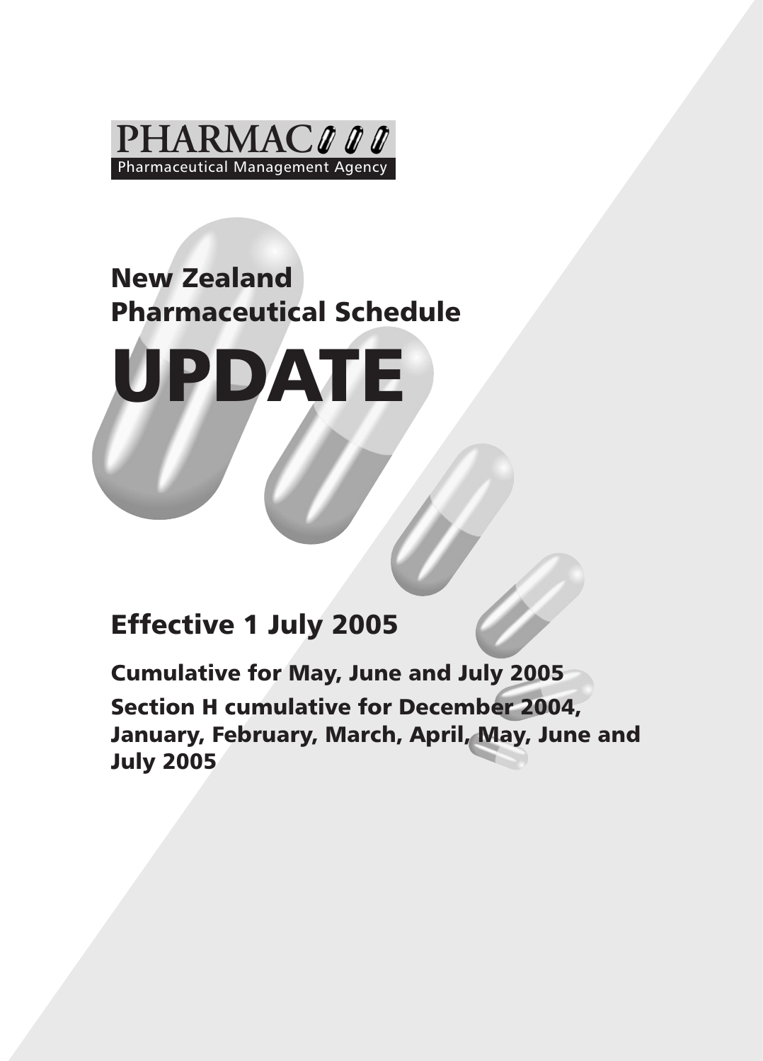PHARMAC

Pharmaceutical Management Agency

# New Zealand Pharmaceutical Schedule

# UPDATE

## Effective 1 July 2005

**Cumulative for May, June and July 2005**

**Section H cumulative for December 2004, January, February, March, April, May, June and July 2005**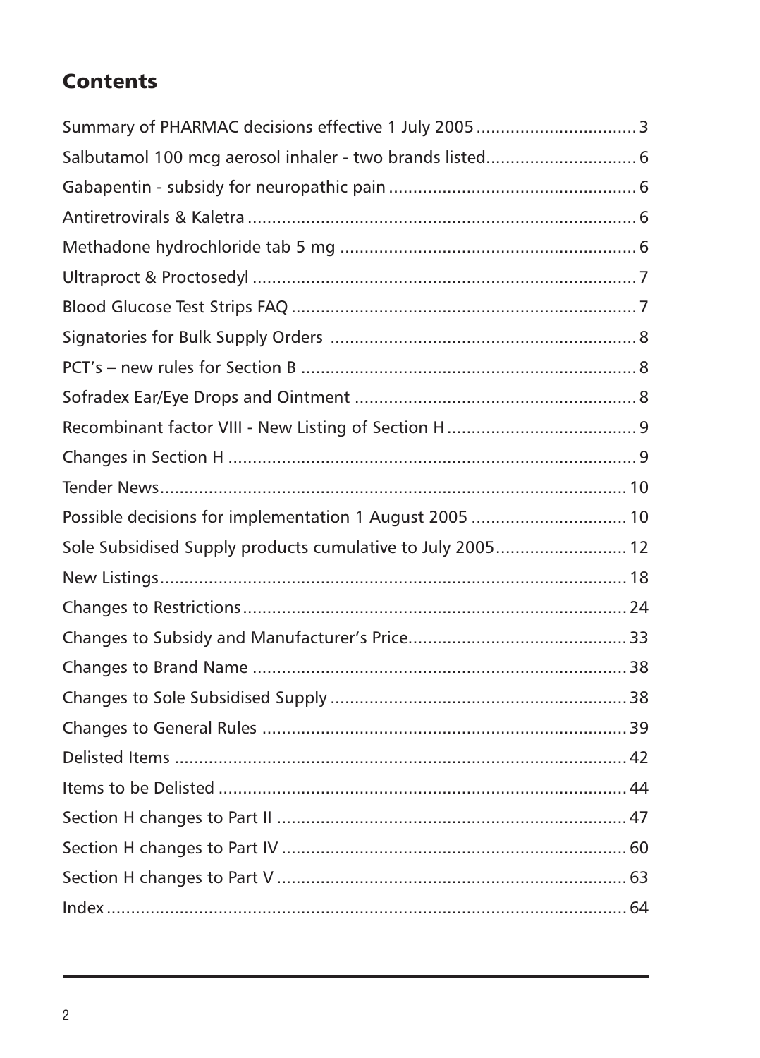## Contents

| | |
|---|---|
| Summary of PHARMAC decisions effective 1 July 2005 | 3 |
| Salbutamol 100 mcg aerosol inhaler - two brands listed | 6 |
| Gabapentin - subsidy for neuropathic pain | 6 |
| Antiretrovirals & Kaletra | 6 |
| Methadone hydrochloride tab 5 mg | 6 |
| Ultraproct & Proctosedyl | 7 |
| Blood Glucose Test Strips FAQ | 7 |
| Signatories for Bulk Supply Orders | 8 |
| PCT's – new rules for Section B | 8 |
| Sofradex Ear/Eye Drops and Ointment | 8 |
| Recombinant factor VIII - New Listing of Section H | 9 |
| Changes in Section H | 9 |
| Tender News | 10 |
| Possible decisions for implementation 1 August 2005 | 10 |
| Sole Subsidised Supply products cumulative to July 2005 | 12 |
| New Listings | 18 |
| Changes to Restrictions | 24 |
| Changes to Subsidy and Manufacturer's Price | 33 |
| Changes to Brand Name | 38 |
| Changes to Sole Subsidised Supply | 38 |
| Changes to General Rules | 39 |
| Delisted Items | 42 |
| Items to be Delisted | 44 |
| Section H changes to Part II | 47 |
| Section H changes to Part IV | 60 |
| Section H changes to Part V | 63 |
| Index | 64 |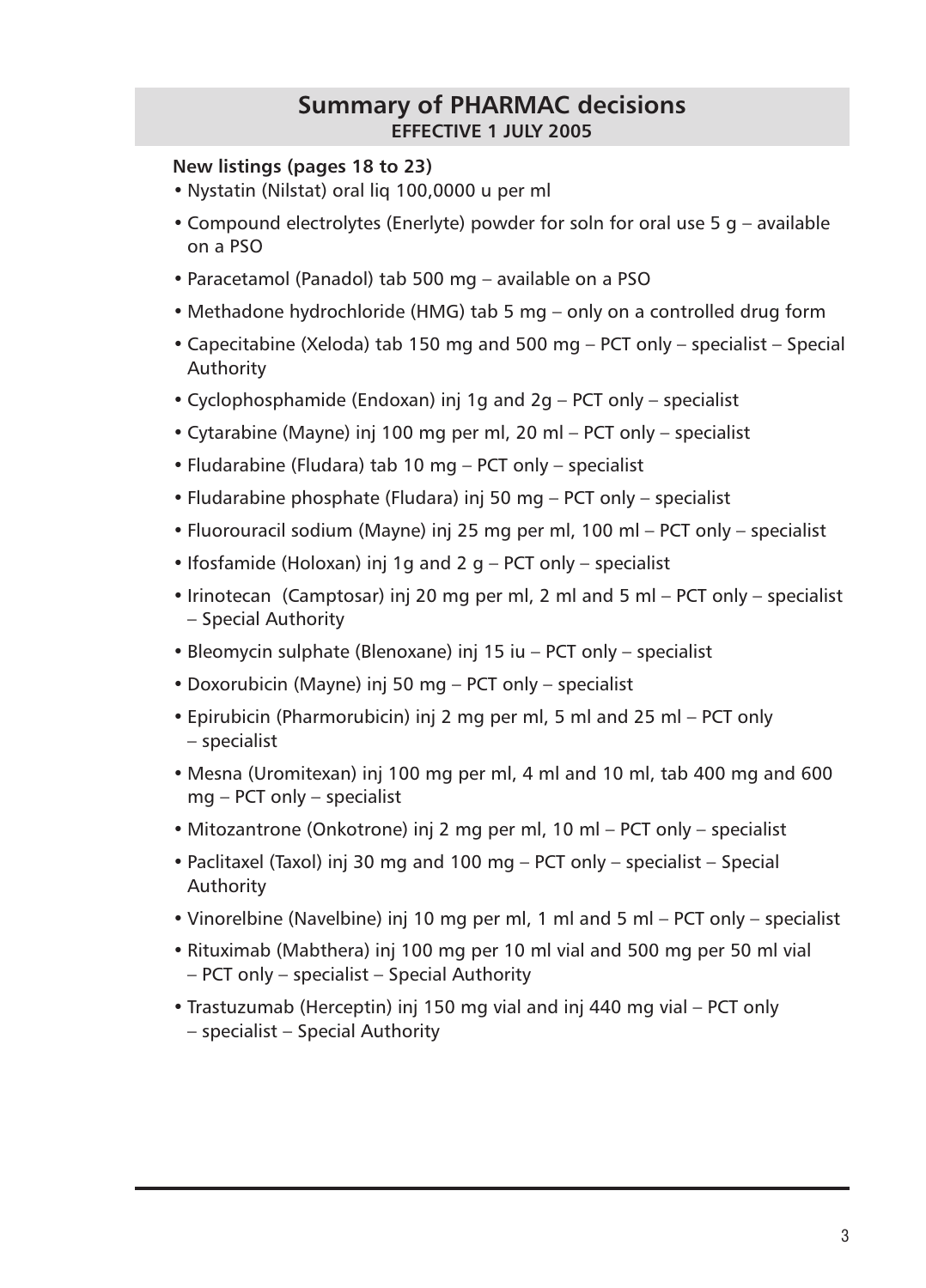## Summary of PHARMAC decisions
### EFFECTIVE 1 JULY 2005

**New listings (pages 18 to 23)**

- Nystatin (Nilstat) oral liq 100,0000 u per ml
- Compound electrolytes (Enerlyte) powder for soln for oral use 5 g – available on a PSO
- Paracetamol (Panadol) tab 500 mg – available on a PSO
- Methadone hydrochloride (HMG) tab 5 mg – only on a controlled drug form
- Capecitabine (Xeloda) tab 150 mg and 500 mg – PCT only – specialist – Special Authority
- Cyclophosphamide (Endoxan) inj 1g and 2g – PCT only – specialist
- Cytarabine (Mayne) inj 100 mg per ml, 20 ml – PCT only – specialist
- Fludarabine (Fludara) tab 10 mg – PCT only – specialist
- Fludarabine phosphate (Fludara) inj 50 mg – PCT only – specialist
- Fluorouracil sodium (Mayne) inj 25 mg per ml, 100 ml – PCT only – specialist
- Ifosfamide (Holoxan) inj 1g and 2 g – PCT only – specialist
- Irinotecan (Camptosar) inj 20 mg per ml, 2 ml and 5 ml – PCT only – specialist – Special Authority
- Bleomycin sulphate (Blenoxane) inj 15 iu – PCT only – specialist
- Doxorubicin (Mayne) inj 50 mg – PCT only – specialist
- Epirubicin (Pharmorubicin) inj 2 mg per ml, 5 ml and 25 ml – PCT only – specialist
- Mesna (Uromitexan) inj 100 mg per ml, 4 ml and 10 ml, tab 400 mg and 600 mg – PCT only – specialist
- Mitozantrone (Onkotrone) inj 2 mg per ml, 10 ml – PCT only – specialist
- Paclitaxel (Taxol) inj 30 mg and 100 mg – PCT only – specialist – Special Authority
- Vinorelbine (Navelbine) inj 10 mg per ml, 1 ml and 5 ml – PCT only – specialist
- Rituximab (Mabthera) inj 100 mg per 10 ml vial and 500 mg per 50 ml vial – PCT only – specialist – Special Authority
- Trastuzumab (Herceptin) inj 150 mg vial and inj 440 mg vial – PCT only – specialist – Special Authority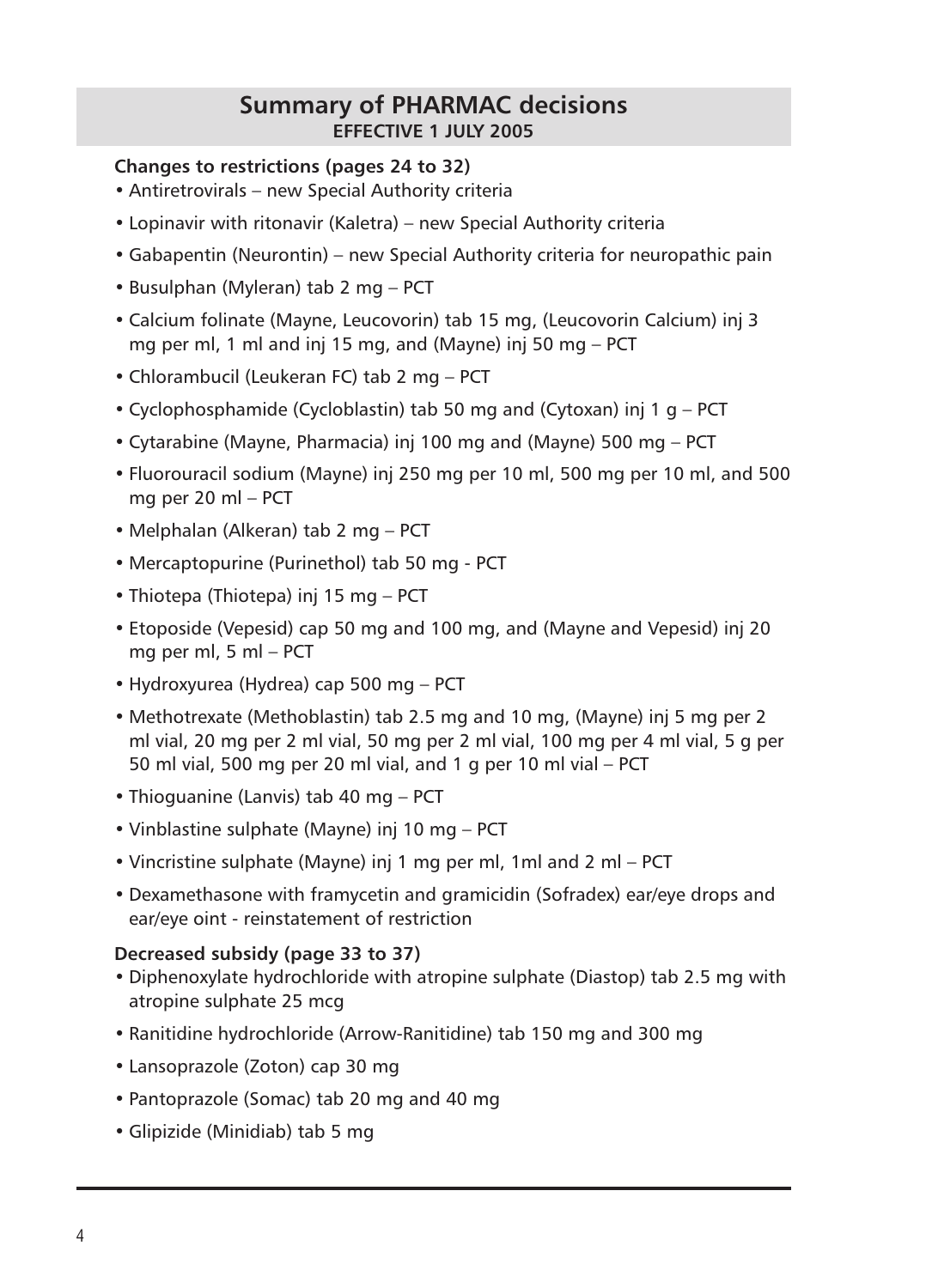## Summary of PHARMAC decisions

**EFFECTIVE 1 JULY 2005**

**Changes to restrictions (pages 24 to 32)**

- Antiretrovirals – new Special Authority criteria
- Lopinavir with ritonavir (Kaletra) – new Special Authority criteria
- Gabapentin (Neurontin) – new Special Authority criteria for neuropathic pain
- Busulphan (Myleran) tab 2 mg – PCT
- Calcium folinate (Mayne, Leucovorin) tab 15 mg, (Leucovorin Calcium) inj 3 mg per ml, 1 ml and inj 15 mg, and (Mayne) inj 50 mg – PCT
- Chlorambucil (Leukeran FC) tab 2 mg – PCT
- Cyclophosphamide (Cycloblastin) tab 50 mg and (Cytoxan) inj 1 g – PCT
- Cytarabine (Mayne, Pharmacia) inj 100 mg and (Mayne) 500 mg – PCT
- Fluorouracil sodium (Mayne) inj 250 mg per 10 ml, 500 mg per 10 ml, and 500 mg per 20 ml – PCT
- Melphalan (Alkeran) tab 2 mg – PCT
- Mercaptopurine (Purinethol) tab 50 mg - PCT
- Thiotepa (Thiotepa) inj 15 mg – PCT
- Etoposide (Vepesid) cap 50 mg and 100 mg, and (Mayne and Vepesid) inj 20 mg per ml, 5 ml – PCT
- Hydroxyurea (Hydrea) cap 500 mg – PCT
- Methotrexate (Methoblastin) tab 2.5 mg and 10 mg, (Mayne) inj 5 mg per 2 ml vial, 20 mg per 2 ml vial, 50 mg per 2 ml vial, 100 mg per 4 ml vial, 5 g per 50 ml vial, 500 mg per 20 ml vial, and 1 g per 10 ml vial – PCT
- Thioguanine (Lanvis) tab 40 mg – PCT
- Vinblastine sulphate (Mayne) inj 10 mg – PCT
- Vincristine sulphate (Mayne) inj 1 mg per ml, 1ml and 2 ml – PCT
- Dexamethasone with framycetin and gramicidin (Sofradex) ear/eye drops and ear/eye oint - reinstatement of restriction

**Decreased subsidy (page 33 to 37)**

- Diphenoxylate hydrochloride with atropine sulphate (Diastop) tab 2.5 mg with atropine sulphate 25 mcg
- Ranitidine hydrochloride (Arrow-Ranitidine) tab 150 mg and 300 mg
- Lansoprazole (Zoton) cap 30 mg
- Pantoprazole (Somac) tab 20 mg and 40 mg
- Glipizide (Minidiab) tab 5 mg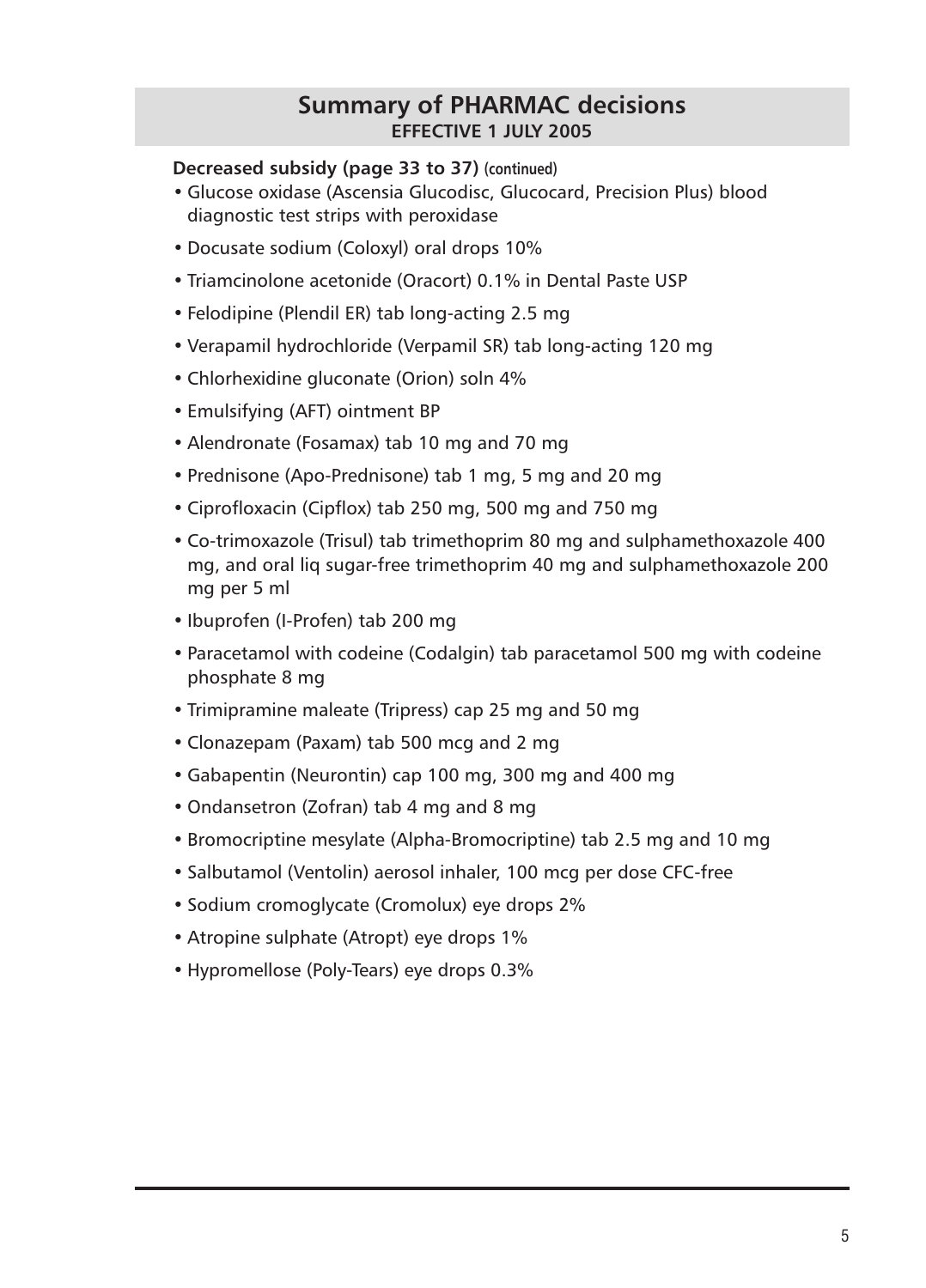# Summary of PHARMAC decisions
**EFFECTIVE 1 JULY 2005**

**Decreased subsidy (page 33 to 37) (continued)**

- Glucose oxidase (Ascensia Glucodisc, Glucocard, Precision Plus) blood diagnostic test strips with peroxidase
- Docusate sodium (Coloxyl) oral drops 10%
- Triamcinolone acetonide (Oracort) 0.1% in Dental Paste USP
- Felodipine (Plendil ER) tab long-acting 2.5 mg
- Verapamil hydrochloride (Verpamil SR) tab long-acting 120 mg
- Chlorhexidine gluconate (Orion) soln 4%
- Emulsifying (AFT) ointment BP
- Alendronate (Fosamax) tab 10 mg and 70 mg
- Prednisone (Apo-Prednisone) tab 1 mg, 5 mg and 20 mg
- Ciprofloxacin (Cipflox) tab 250 mg, 500 mg and 750 mg
- Co-trimoxazole (Trisul) tab trimethoprim 80 mg and sulphamethoxazole 400 mg, and oral liq sugar-free trimethoprim 40 mg and sulphamethoxazole 200 mg per 5 ml
- Ibuprofen (I-Profen) tab 200 mg
- Paracetamol with codeine (Codalgin) tab paracetamol 500 mg with codeine phosphate 8 mg
- Trimipramine maleate (Tripress) cap 25 mg and 50 mg
- Clonazepam (Paxam) tab 500 mcg and 2 mg
- Gabapentin (Neurontin) cap 100 mg, 300 mg and 400 mg
- Ondansetron (Zofran) tab 4 mg and 8 mg
- Bromocriptine mesylate (Alpha-Bromocriptine) tab 2.5 mg and 10 mg
- Salbutamol (Ventolin) aerosol inhaler, 100 mcg per dose CFC-free
- Sodium cromoglycate (Cromolux) eye drops 2%
- Atropine sulphate (Atropt) eye drops 1%
- Hypromellose (Poly-Tears) eye drops 0.3%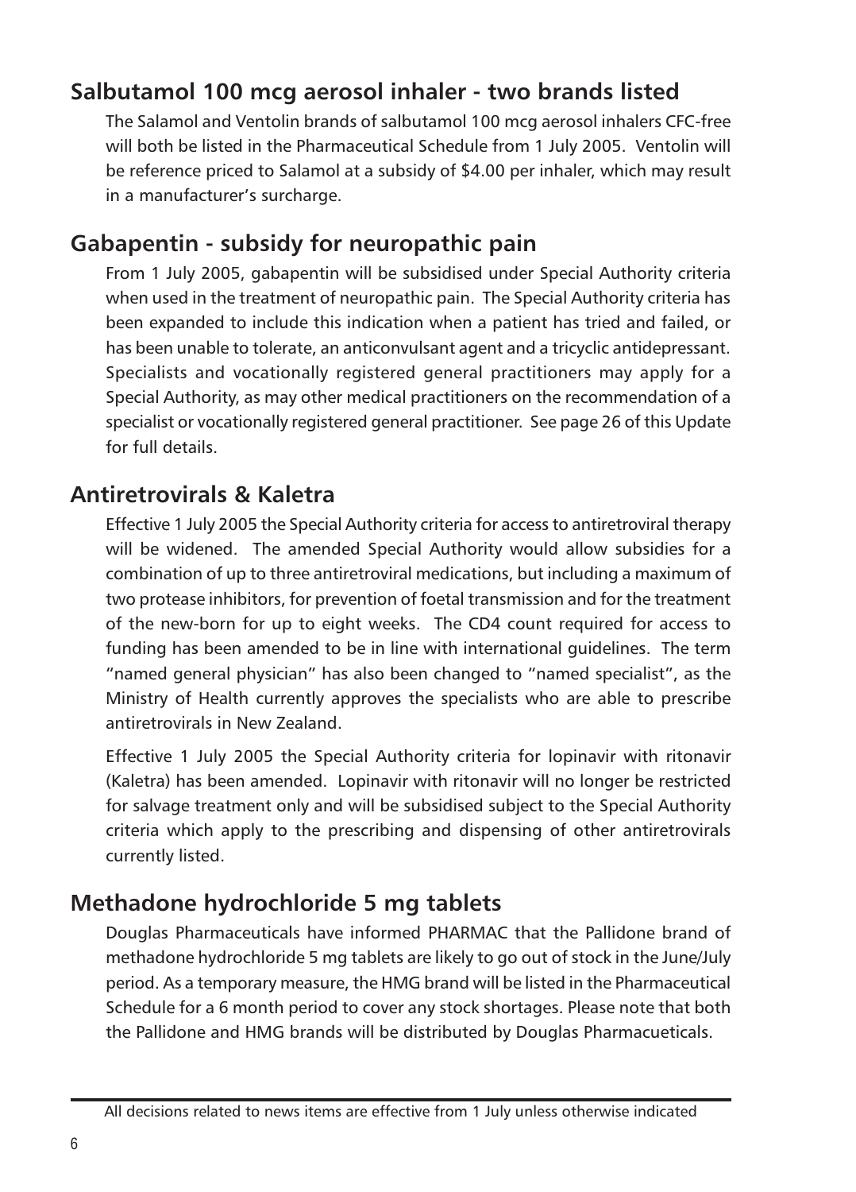## Salbutamol 100 mcg aerosol inhaler - two brands listed

The Salamol and Ventolin brands of salbutamol 100 mcg aerosol inhalers CFC-free will both be listed in the Pharmaceutical Schedule from 1 July 2005. Ventolin will be reference priced to Salamol at a subsidy of $4.00 per inhaler, which may result in a manufacturer's surcharge.

## Gabapentin - subsidy for neuropathic pain

From 1 July 2005, gabapentin will be subsidised under Special Authority criteria when used in the treatment of neuropathic pain. The Special Authority criteria has been expanded to include this indication when a patient has tried and failed, or has been unable to tolerate, an anticonvulsant agent and a tricyclic antidepressant. Specialists and vocationally registered general practitioners may apply for a Special Authority, as may other medical practitioners on the recommendation of a specialist or vocationally registered general practitioner. See page 26 of this Update for full details.

## Antiretrovirals & Kaletra

Effective 1 July 2005 the Special Authority criteria for access to antiretroviral therapy will be widened. The amended Special Authority would allow subsidies for a combination of up to three antiretroviral medications, but including a maximum of two protease inhibitors, for prevention of foetal transmission and for the treatment of the new-born for up to eight weeks. The CD4 count required for access to funding has been amended to be in line with international guidelines. The term "named general physician" has also been changed to "named specialist", as the Ministry of Health currently approves the specialists who are able to prescribe antiretrovirals in New Zealand.

Effective 1 July 2005 the Special Authority criteria for lopinavir with ritonavir (Kaletra) has been amended. Lopinavir with ritonavir will no longer be restricted for salvage treatment only and will be subsidised subject to the Special Authority criteria which apply to the prescribing and dispensing of other antiretrovirals currently listed.

## Methadone hydrochloride 5 mg tablets

Douglas Pharmaceuticals have informed PHARMAC that the Pallidone brand of methadone hydrochloride 5 mg tablets are likely to go out of stock in the June/July period. As a temporary measure, the HMG brand will be listed in the Pharmaceutical Schedule for a 6 month period to cover any stock shortages. Please note that both the Pallidone and HMG brands will be distributed by Douglas Pharmacueticals.

All decisions related to news items are effective from 1 July unless otherwise indicated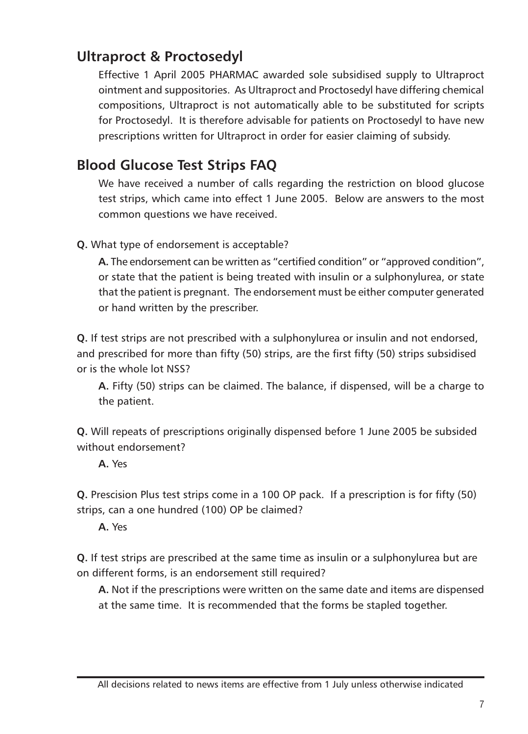## Ultraproct & Proctosedyl

Effective 1 April 2005 PHARMAC awarded sole subsidised supply to Ultraproct ointment and suppositories. As Ultraproct and Proctosedyl have differing chemical compositions, Ultraproct is not automatically able to be substituted for scripts for Proctosedyl. It is therefore advisable for patients on Proctosedyl to have new prescriptions written for Ultraproct in order for easier claiming of subsidy.

## Blood Glucose Test Strips FAQ

We have received a number of calls regarding the restriction on blood glucose test strips, which came into effect 1 June 2005. Below are answers to the most common questions we have received.

**Q.** What type of endorsement is acceptable?

**A.** The endorsement can be written as "certified condition" or "approved condition", or state that the patient is being treated with insulin or a sulphonylurea, or state that the patient is pregnant. The endorsement must be either computer generated or hand written by the prescriber.

**Q.** If test strips are not prescribed with a sulphonylurea or insulin and not endorsed, and prescribed for more than fifty (50) strips, are the first fifty (50) strips subsidised or is the whole lot NSS?

**A.** Fifty (50) strips can be claimed. The balance, if dispensed, will be a charge to the patient.

**Q.** Will repeats of prescriptions originally dispensed before 1 June 2005 be subsided without endorsement?

**A.** Yes

**Q.** Prescision Plus test strips come in a 100 OP pack. If a prescription is for fifty (50) strips, can a one hundred (100) OP be claimed?

**A.** Yes

**Q.** If test strips are prescribed at the same time as insulin or a sulphonylurea but are on different forms, is an endorsement still required?

**A.** Not if the prescriptions were written on the same date and items are dispensed at the same time. It is recommended that the forms be stapled together.

All decisions related to news items are effective from 1 July unless otherwise indicated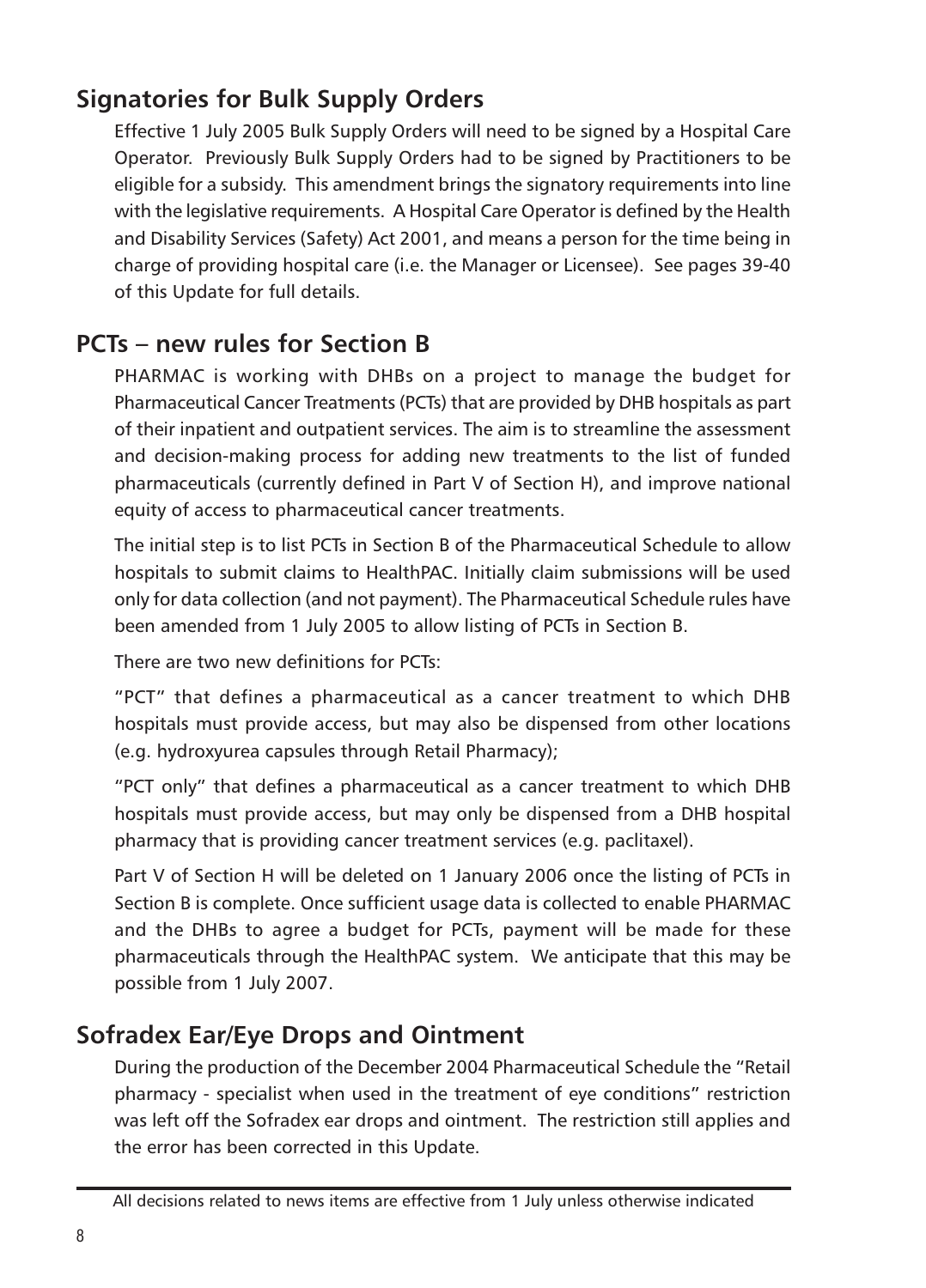## Signatories for Bulk Supply Orders

Effective 1 July 2005 Bulk Supply Orders will need to be signed by a Hospital Care Operator. Previously Bulk Supply Orders had to be signed by Practitioners to be eligible for a subsidy. This amendment brings the signatory requirements into line with the legislative requirements. A Hospital Care Operator is defined by the Health and Disability Services (Safety) Act 2001, and means a person for the time being in charge of providing hospital care (i.e. the Manager or Licensee). See pages 39-40 of this Update for full details.

## PCTs – new rules for Section B

PHARMAC is working with DHBs on a project to manage the budget for Pharmaceutical Cancer Treatments (PCTs) that are provided by DHB hospitals as part of their inpatient and outpatient services. The aim is to streamline the assessment and decision-making process for adding new treatments to the list of funded pharmaceuticals (currently defined in Part V of Section H), and improve national equity of access to pharmaceutical cancer treatments.

The initial step is to list PCTs in Section B of the Pharmaceutical Schedule to allow hospitals to submit claims to HealthPAC. Initially claim submissions will be used only for data collection (and not payment). The Pharmaceutical Schedule rules have been amended from 1 July 2005 to allow listing of PCTs in Section B.

There are two new definitions for PCTs:

"PCT" that defines a pharmaceutical as a cancer treatment to which DHB hospitals must provide access, but may also be dispensed from other locations (e.g. hydroxyurea capsules through Retail Pharmacy);

"PCT only" that defines a pharmaceutical as a cancer treatment to which DHB hospitals must provide access, but may only be dispensed from a DHB hospital pharmacy that is providing cancer treatment services (e.g. paclitaxel).

Part V of Section H will be deleted on 1 January 2006 once the listing of PCTs in Section B is complete. Once sufficient usage data is collected to enable PHARMAC and the DHBs to agree a budget for PCTs, payment will be made for these pharmaceuticals through the HealthPAC system. We anticipate that this may be possible from 1 July 2007.

## Sofradex Ear/Eye Drops and Ointment

During the production of the December 2004 Pharmaceutical Schedule the "Retail pharmacy - specialist when used in the treatment of eye conditions" restriction was left off the Sofradex ear drops and ointment. The restriction still applies and the error has been corrected in this Update.

All decisions related to news items are effective from 1 July unless otherwise indicated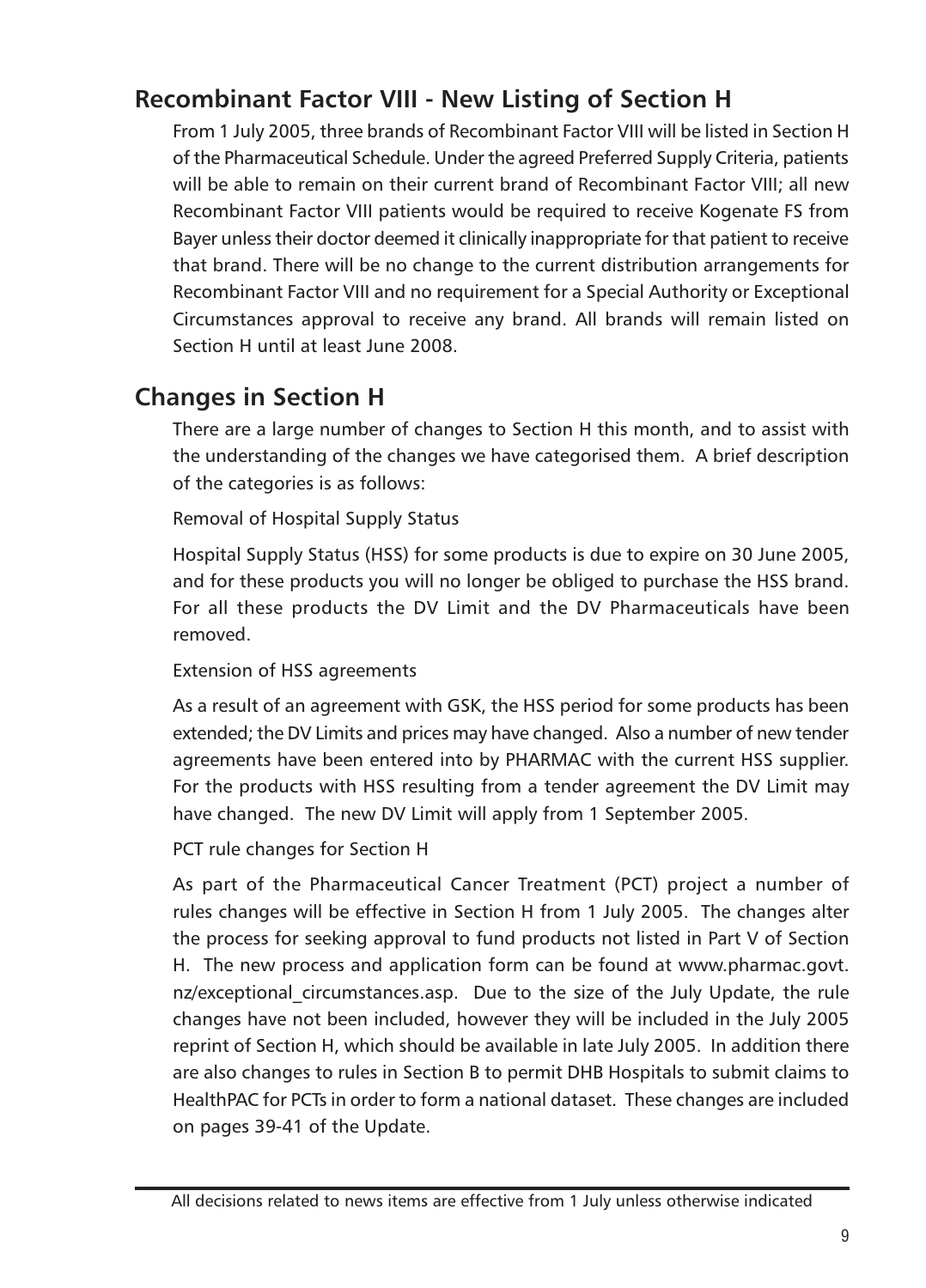## Recombinant Factor VIII - New Listing of Section H

From 1 July 2005, three brands of Recombinant Factor VIII will be listed in Section H of the Pharmaceutical Schedule. Under the agreed Preferred Supply Criteria, patients will be able to remain on their current brand of Recombinant Factor VIII; all new Recombinant Factor VIII patients would be required to receive Kogenate FS from Bayer unless their doctor deemed it clinically inappropriate for that patient to receive that brand. There will be no change to the current distribution arrangements for Recombinant Factor VIII and no requirement for a Special Authority or Exceptional Circumstances approval to receive any brand. All brands will remain listed on Section H until at least June 2008.

## Changes in Section H

There are a large number of changes to Section H this month, and to assist with the understanding of the changes we have categorised them. A brief description of the categories is as follows:

Removal of Hospital Supply Status

Hospital Supply Status (HSS) for some products is due to expire on 30 June 2005, and for these products you will no longer be obliged to purchase the HSS brand. For all these products the DV Limit and the DV Pharmaceuticals have been removed.

Extension of HSS agreements

As a result of an agreement with GSK, the HSS period for some products has been extended; the DV Limits and prices may have changed. Also a number of new tender agreements have been entered into by PHARMAC with the current HSS supplier. For the products with HSS resulting from a tender agreement the DV Limit may have changed. The new DV Limit will apply from 1 September 2005.

PCT rule changes for Section H

As part of the Pharmaceutical Cancer Treatment (PCT) project a number of rules changes will be effective in Section H from 1 July 2005. The changes alter the process for seeking approval to fund products not listed in Part V of Section H. The new process and application form can be found at www.pharmac.govt.nz/exceptional_circumstances.asp. Due to the size of the July Update, the rule changes have not been included, however they will be included in the July 2005 reprint of Section H, which should be available in late July 2005. In addition there are also changes to rules in Section B to permit DHB Hospitals to submit claims to HealthPAC for PCTs in order to form a national dataset. These changes are included on pages 39-41 of the Update.

All decisions related to news items are effective from 1 July unless otherwise indicated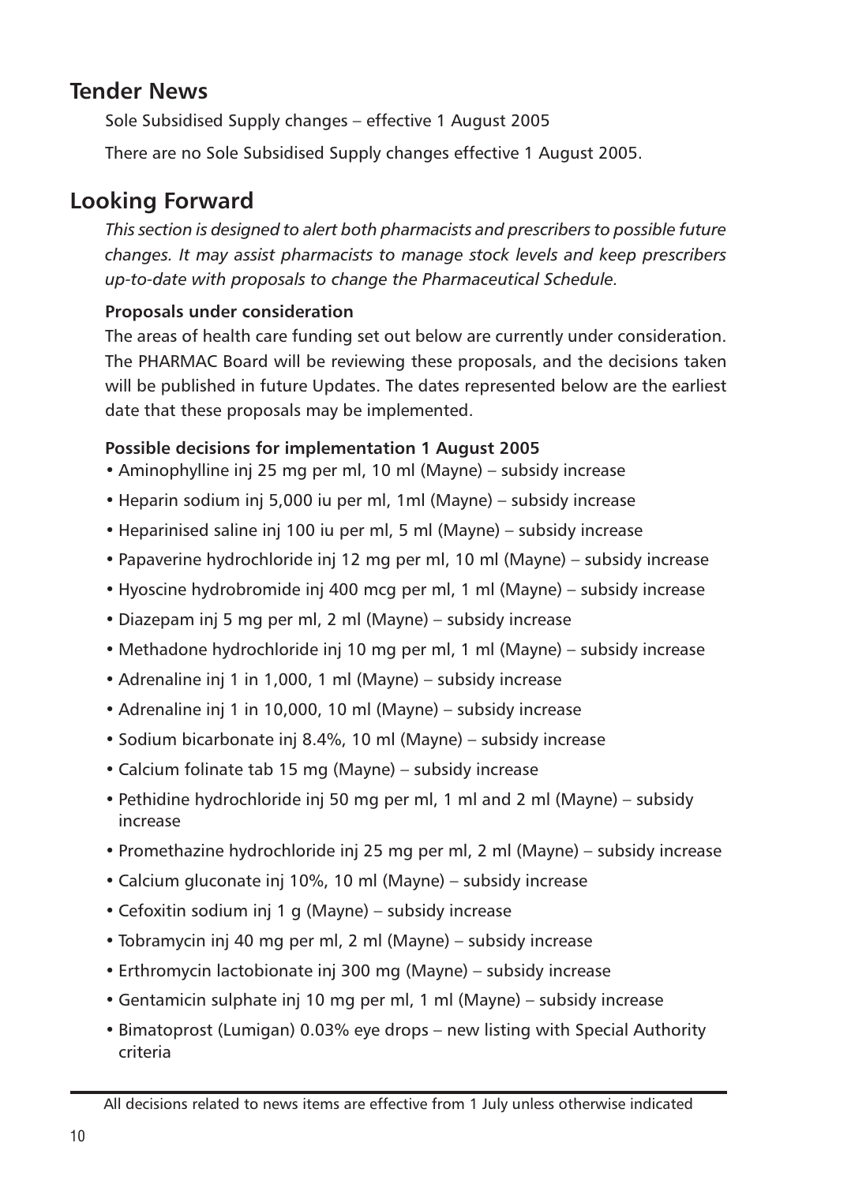## Tender News

Sole Subsidised Supply changes – effective 1 August 2005

There are no Sole Subsidised Supply changes effective 1 August 2005.

## Looking Forward

*This section is designed to alert both pharmacists and prescribers to possible future changes. It may assist pharmacists to manage stock levels and keep prescribers up-to-date with proposals to change the Pharmaceutical Schedule.*

**Proposals under consideration**

The areas of health care funding set out below are currently under consideration. The PHARMAC Board will be reviewing these proposals, and the decisions taken will be published in future Updates. The dates represented below are the earliest date that these proposals may be implemented.

**Possible decisions for implementation 1 August 2005**

- Aminophylline inj 25 mg per ml, 10 ml (Mayne) – subsidy increase
- Heparin sodium inj 5,000 iu per ml, 1ml (Mayne) – subsidy increase
- Heparinised saline inj 100 iu per ml, 5 ml (Mayne) – subsidy increase
- Papaverine hydrochloride inj 12 mg per ml, 10 ml (Mayne) – subsidy increase
- Hyoscine hydrobromide inj 400 mcg per ml, 1 ml (Mayne) – subsidy increase
- Diazepam inj 5 mg per ml, 2 ml (Mayne) – subsidy increase
- Methadone hydrochloride inj 10 mg per ml, 1 ml (Mayne) – subsidy increase
- Adrenaline inj 1 in 1,000, 1 ml (Mayne) – subsidy increase
- Adrenaline inj 1 in 10,000, 10 ml (Mayne) – subsidy increase
- Sodium bicarbonate inj 8.4%, 10 ml (Mayne) – subsidy increase
- Calcium folinate tab 15 mg (Mayne) – subsidy increase
- Pethidine hydrochloride inj 50 mg per ml, 1 ml and 2 ml (Mayne) – subsidy increase
- Promethazine hydrochloride inj 25 mg per ml, 2 ml (Mayne) – subsidy increase
- Calcium gluconate inj 10%, 10 ml (Mayne) – subsidy increase
- Cefoxitin sodium inj 1 g (Mayne) – subsidy increase
- Tobramycin inj 40 mg per ml, 2 ml (Mayne) – subsidy increase
- Erthromycin lactobionate inj 300 mg (Mayne) – subsidy increase
- Gentamicin sulphate inj 10 mg per ml, 1 ml (Mayne) – subsidy increase
- Bimatoprost (Lumigan) 0.03% eye drops – new listing with Special Authority criteria

All decisions related to news items are effective from 1 July unless otherwise indicated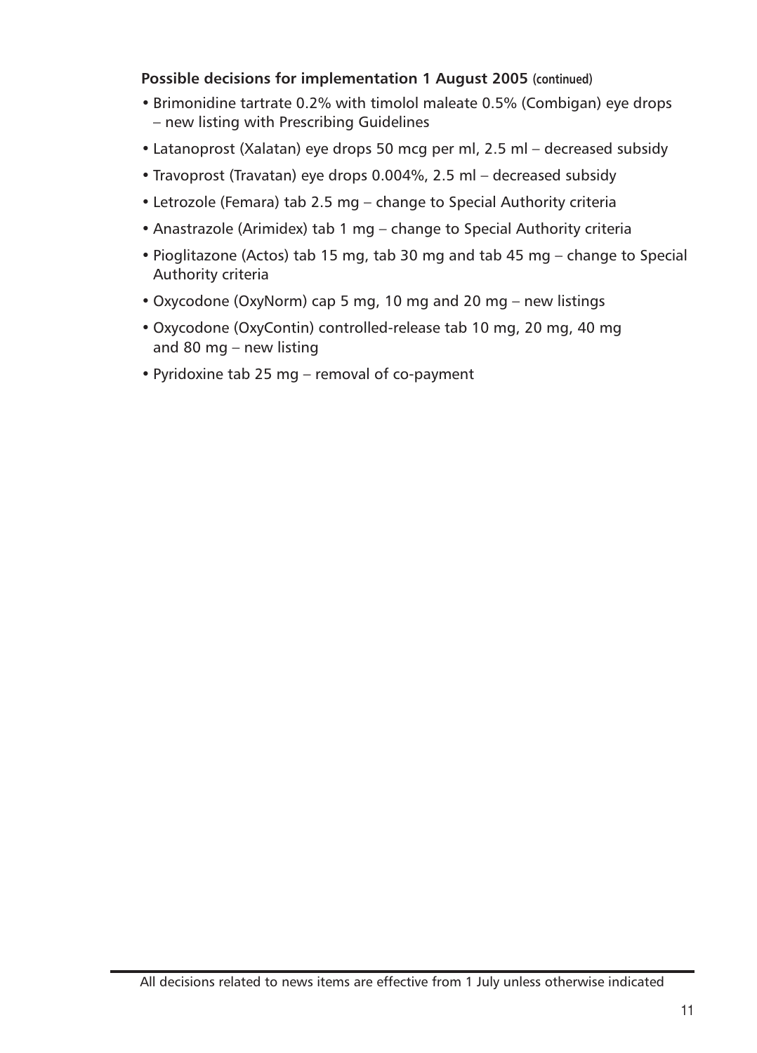**Possible decisions for implementation 1 August 2005 (continued)**

- Brimonidine tartrate 0.2% with timolol maleate 0.5% (Combigan) eye drops – new listing with Prescribing Guidelines
- Latanoprost (Xalatan) eye drops 50 mcg per ml, 2.5 ml – decreased subsidy
- Travoprost (Travatan) eye drops 0.004%, 2.5 ml – decreased subsidy
- Letrozole (Femara) tab 2.5 mg – change to Special Authority criteria
- Anastrazole (Arimidex) tab 1 mg – change to Special Authority criteria
- Pioglitazone (Actos) tab 15 mg, tab 30 mg and tab 45 mg – change to Special Authority criteria
- Oxycodone (OxyNorm) cap 5 mg, 10 mg and 20 mg – new listings
- Oxycodone (OxyContin) controlled-release tab 10 mg, 20 mg, 40 mg and 80 mg – new listing
- Pyridoxine tab 25 mg – removal of co-payment

All decisions related to news items are effective from 1 July unless otherwise indicated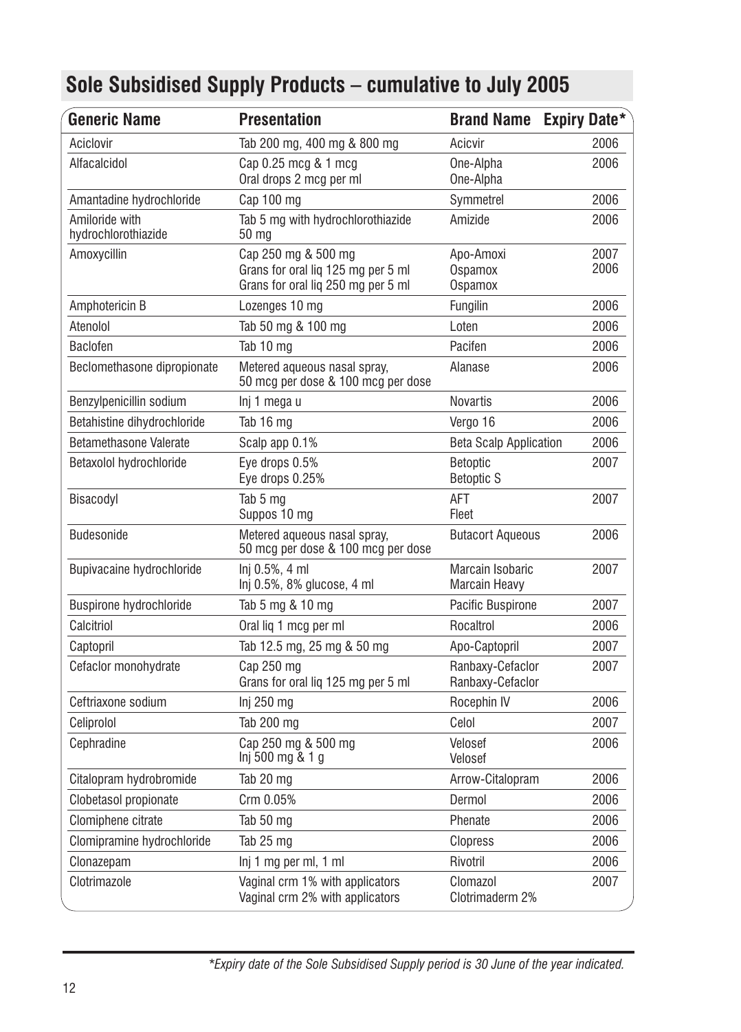## Sole Subsidised Supply Products – cumulative to July 2005

| Generic Name | Presentation | Brand Name | Expiry Date* |
|---|---|---|---|
| Aciclovir | Tab 200 mg, 400 mg & 800 mg | Acicvir | 2006 |
| Alfacalcidol | Cap 0.25 mcg & 1 mcg<br>Oral drops 2 mcg per ml | One-Alpha<br>One-Alpha | 2006 |
| Amantadine hydrochloride | Cap 100 mg | Symmetrel | 2006 |
| Amiloride with hydrochlorothiazide | Tab 5 mg with hydrochlorothiazide 50 mg | Amizide | 2006 |
| Amoxycillin | Cap 250 mg & 500 mg<br>Grans for oral liq 125 mg per 5 ml<br>Grans for oral liq 250 mg per 5 ml | Apo-Amoxi<br>Ospamox<br>Ospamox | 2007<br>2006 |
| Amphotericin B | Lozenges 10 mg | Fungilin | 2006 |
| Atenolol | Tab 50 mg & 100 mg | Loten | 2006 |
| Baclofen | Tab 10 mg | Pacifen | 2006 |
| Beclomethasone dipropionate | Metered aqueous nasal spray, 50 mcg per dose & 100 mcg per dose | Alanase | 2006 |
| Benzylpenicillin sodium | Inj 1 mega u | Novartis | 2006 |
| Betahistine dihydrochloride | Tab 16 mg | Vergo 16 | 2006 |
| Betamethasone Valerate | Scalp app 0.1% | Beta Scalp Application | 2006 |
| Betaxolol hydrochloride | Eye drops 0.5%<br>Eye drops 0.25% | Betoptic<br>Betoptic S | 2007 |
| Bisacodyl | Tab 5 mg<br>Suppos 10 mg | AFT<br>Fleet | 2007 |
| Budesonide | Metered aqueous nasal spray, 50 mcg per dose & 100 mcg per dose | Butacort Aqueous | 2006 |
| Bupivacaine hydrochloride | Inj 0.5%, 4 ml<br>Inj 0.5%, 8% glucose, 4 ml | Marcain Isobaric<br>Marcain Heavy | 2007 |
| Buspirone hydrochloride | Tab 5 mg & 10 mg | Pacific Buspirone | 2007 |
| Calcitriol | Oral liq 1 mcg per ml | Rocaltrol | 2006 |
| Captopril | Tab 12.5 mg, 25 mg & 50 mg | Apo-Captopril | 2007 |
| Cefaclor monohydrate | Cap 250 mg<br>Grans for oral liq 125 mg per 5 ml | Ranbaxy-Cefaclor<br>Ranbaxy-Cefaclor | 2007 |
| Ceftriaxone sodium | Inj 250 mg | Rocephin IV | 2006 |
| Celiprolol | Tab 200 mg | Celol | 2007 |
| Cephradine | Cap 250 mg & 500 mg<br>Inj 500 mg & 1 g | Velosef<br>Velosef | 2006 |
| Citalopram hydrobromide | Tab 20 mg | Arrow-Citalopram | 2006 |
| Clobetasol propionate | Crm 0.05% | Dermol | 2006 |
| Clomiphene citrate | Tab 50 mg | Phenate | 2006 |
| Clomipramine hydrochloride | Tab 25 mg | Clopress | 2006 |
| Clonazepam | Inj 1 mg per ml, 1 ml | Rivotril | 2006 |
| Clotrimazole | Vaginal crm 1% with applicators<br>Vaginal crm 2% with applicators | Clomazol<br>Clotrimaderm 2% | 2007 |

*Expiry date of the Sole Subsidised Supply period is 30 June of the year indicated.*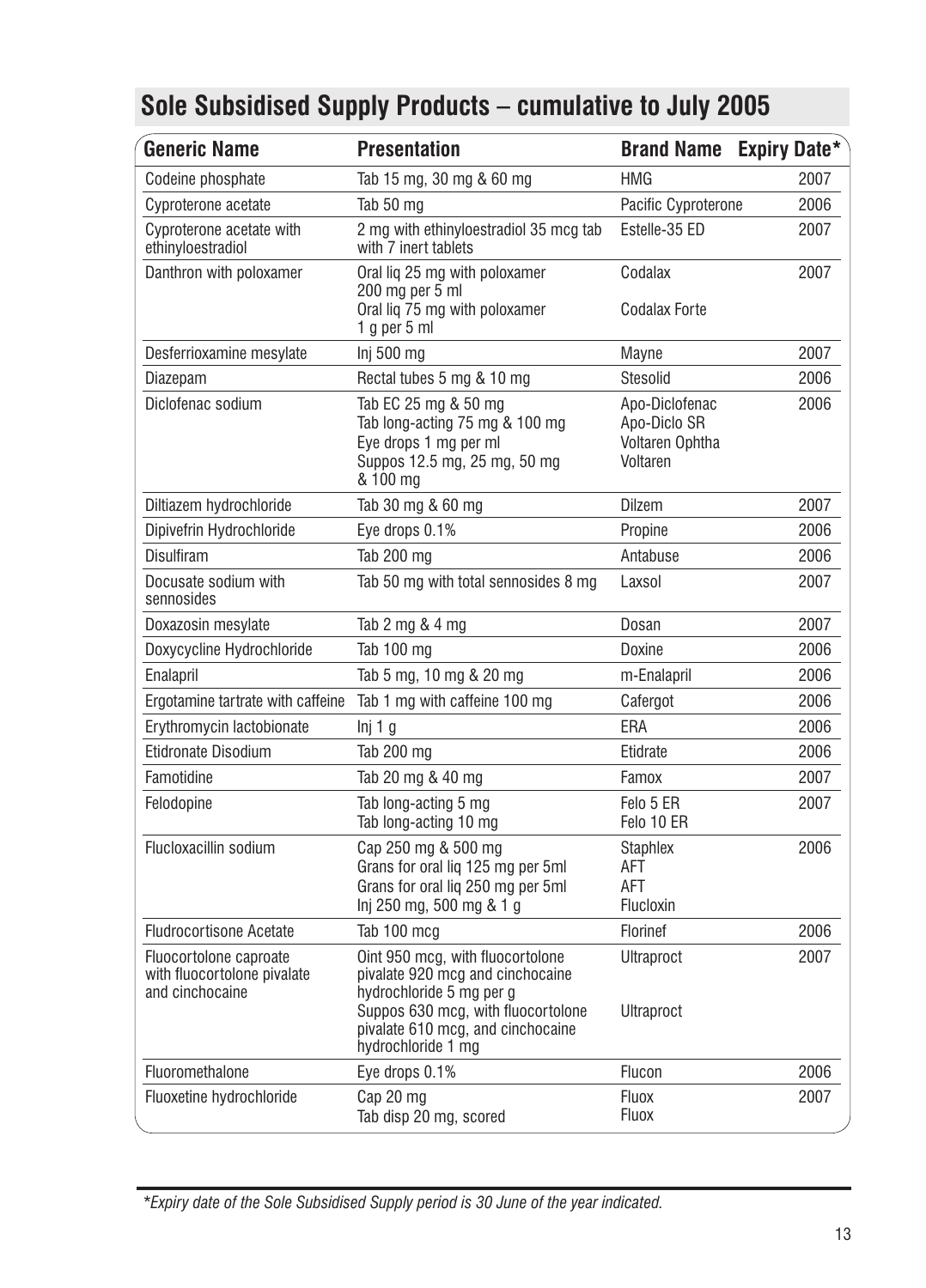## Sole Subsidised Supply Products – cumulative to July 2005

| Generic Name | Presentation | Brand Name | Expiry Date* |
|---|---|---|---|
| Codeine phosphate | Tab 15 mg, 30 mg & 60 mg | HMG | 2007 |
| Cyproterone acetate | Tab 50 mg | Pacific Cyproterone | 2006 |
| Cyproterone acetate with ethinyloestradiol | 2 mg with ethinyloestradiol 35 mcg tab with 7 inert tablets | Estelle-35 ED | 2007 |
| Danthron with poloxamer | Oral liq 25 mg with poloxamer 200 mg per 5 ml<br>Oral liq 75 mg with poloxamer 1 g per 5 ml | Codalax<br>Codalax Forte | 2007 |
| Desferrioxamine mesylate | Inj 500 mg | Mayne | 2007 |
| Diazepam | Rectal tubes 5 mg & 10 mg | Stesolid | 2006 |
| Diclofenac sodium | Tab EC 25 mg & 50 mg<br>Tab long-acting 75 mg & 100 mg<br>Eye drops 1 mg per ml<br>Suppos 12.5 mg, 25 mg, 50 mg & 100 mg | Apo-Diclofenac<br>Apo-Diclo SR<br>Voltaren Ophtha<br>Voltaren | 2006 |
| Diltiazem hydrochloride | Tab 30 mg & 60 mg | Dilzem | 2007 |
| Dipivefrin Hydrochloride | Eye drops 0.1% | Propine | 2006 |
| Disulfiram | Tab 200 mg | Antabuse | 2006 |
| Docusate sodium with sennosides | Tab 50 mg with total sennosides 8 mg | Laxsol | 2007 |
| Doxazosin mesylate | Tab 2 mg & 4 mg | Dosan | 2007 |
| Doxycycline Hydrochloride | Tab 100 mg | Doxine | 2006 |
| Enalapril | Tab 5 mg, 10 mg & 20 mg | m-Enalapril | 2006 |
| Ergotamine tartrate with caffeine | Tab 1 mg with caffeine 100 mg | Cafergot | 2006 |
| Erythromycin lactobionate | Inj 1 g | ERA | 2006 |
| Etidronate Disodium | Tab 200 mg | Etidrate | 2006 |
| Famotidine | Tab 20 mg & 40 mg | Famox | 2007 |
| Felodopine | Tab long-acting 5 mg<br>Tab long-acting 10 mg | Felo 5 ER<br>Felo 10 ER | 2007 |
| Flucloxacillin sodium | Cap 250 mg & 500 mg<br>Grans for oral liq 125 mg per 5ml<br>Grans for oral liq 250 mg per 5ml<br>Inj 250 mg, 500 mg & 1 g | Staphlex<br>AFT<br>AFT<br>Flucloxin | 2006 |
| Fludrocortisone Acetate | Tab 100 mcg | Florinef | 2006 |
| Fluocortolone caproate with fluocortolone pivalate and cinchocaine | Oint 950 mcg, with fluocortolone pivalate 920 mcg and cinchocaine hydrochloride 5 mg per g<br>Suppos 630 mcg, with fluocortolone pivalate 610 mcg, and cinchocaine hydrochloride 1 mg | Ultraproct<br>Ultraproct | 2007 |
| Fluoromethalone | Eye drops 0.1% | Flucon | 2006 |
| Fluoxetine hydrochloride | Cap 20 mg<br>Tab disp 20 mg, scored | Fluox<br>Fluox | 2007 |

*Expiry date of the Sole Subsidised Supply period is 30 June of the year indicated.*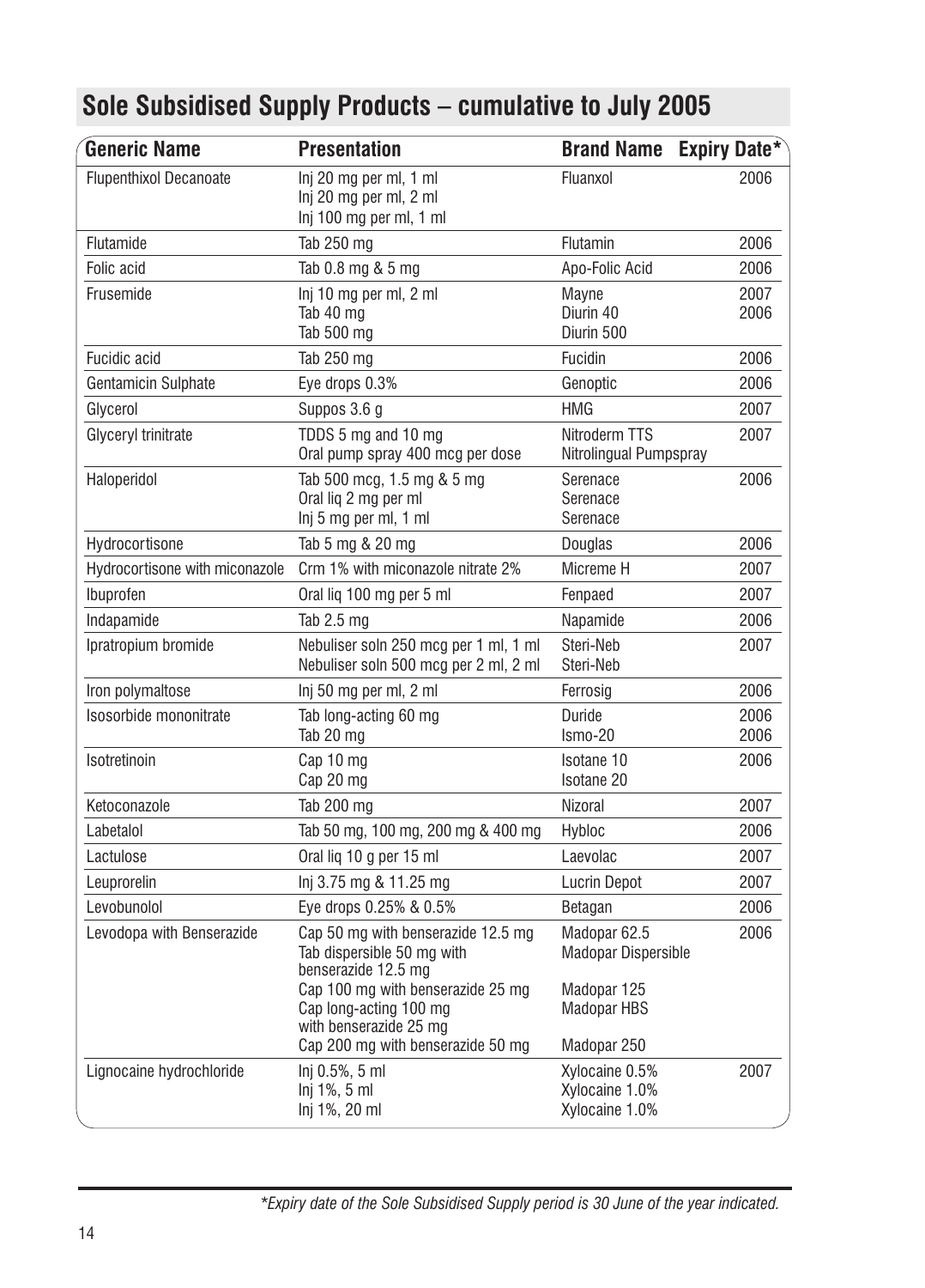## Sole Subsidised Supply Products – cumulative to July 2005

| Generic Name | Presentation | Brand Name | Expiry Date* |
|---|---|---|---|
| Flupenthixol Decanoate | Inj 20 mg per ml, 1 ml<br>Inj 20 mg per ml, 2 ml<br>Inj 100 mg per ml, 1 ml | Fluanxol | 2006 |
| Flutamide | Tab 250 mg | Flutamin | 2006 |
| Folic acid | Tab 0.8 mg & 5 mg | Apo-Folic Acid | 2006 |
| Frusemide | Inj 10 mg per ml, 2 ml<br>Tab 40 mg<br>Tab 500 mg | Mayne<br>Diurin 40<br>Diurin 500 | 2007<br>2006 |
| Fucidic acid | Tab 250 mg | Fucidin | 2006 |
| Gentamicin Sulphate | Eye drops 0.3% | Genoptic | 2006 |
| Glycerol | Suppos 3.6 g | HMG | 2007 |
| Glyceryl trinitrate | TDDS 5 mg and 10 mg<br>Oral pump spray 400 mcg per dose | Nitroderm TTS<br>Nitrolingual Pumpspray | 2007 |
| Haloperidol | Tab 500 mcg, 1.5 mg & 5 mg<br>Oral liq 2 mg per ml<br>Inj 5 mg per ml, 1 ml | Serenace<br>Serenace<br>Serenace | 2006 |
| Hydrocortisone | Tab 5 mg & 20 mg | Douglas | 2006 |
| Hydrocortisone with miconazole | Crm 1% with miconazole nitrate 2% | Micreme H | 2007 |
| Ibuprofen | Oral liq 100 mg per 5 ml | Fenpaed | 2007 |
| Indapamide | Tab 2.5 mg | Napamide | 2006 |
| Ipratropium bromide | Nebuliser soln 250 mcg per 1 ml, 1 ml<br>Nebuliser soln 500 mcg per 2 ml, 2 ml | Steri-Neb<br>Steri-Neb | 2007 |
| Iron polymaltose | Inj 50 mg per ml, 2 ml | Ferrosig | 2006 |
| Isosorbide mononitrate | Tab long-acting 60 mg<br>Tab 20 mg | Duride<br>Ismo-20 | 2006<br>2006 |
| Isotretinoin | Cap 10 mg<br>Cap 20 mg | Isotane 10<br>Isotane 20 | 2006 |
| Ketoconazole | Tab 200 mg | Nizoral | 2007 |
| Labetalol | Tab 50 mg, 100 mg, 200 mg & 400 mg | Hybloc | 2006 |
| Lactulose | Oral liq 10 g per 15 ml | Laevolac | 2007 |
| Leuprorelin | Inj 3.75 mg & 11.25 mg | Lucrin Depot | 2007 |
| Levobunolol | Eye drops 0.25% & 0.5% | Betagan | 2006 |
| Levodopa with Benserazide | Cap 50 mg with benserazide 12.5 mg<br>Tab dispersible 50 mg with benserazide 12.5 mg<br>Cap 100 mg with benserazide 25 mg<br>Cap long-acting 100 mg with benserazide 25 mg<br>Cap 200 mg with benserazide 50 mg | Madopar 62.5<br>Madopar Dispersible<br>Madopar 125<br>Madopar HBS<br>Madopar 250 | 2006 |
| Lignocaine hydrochloride | Inj 0.5%, 5 ml<br>Inj 1%, 5 ml<br>Inj 1%, 20 ml | Xylocaine 0.5%<br>Xylocaine 1.0%<br>Xylocaine 1.0% | 2007 |

*Expiry date of the Sole Subsidised Supply period is 30 June of the year indicated.*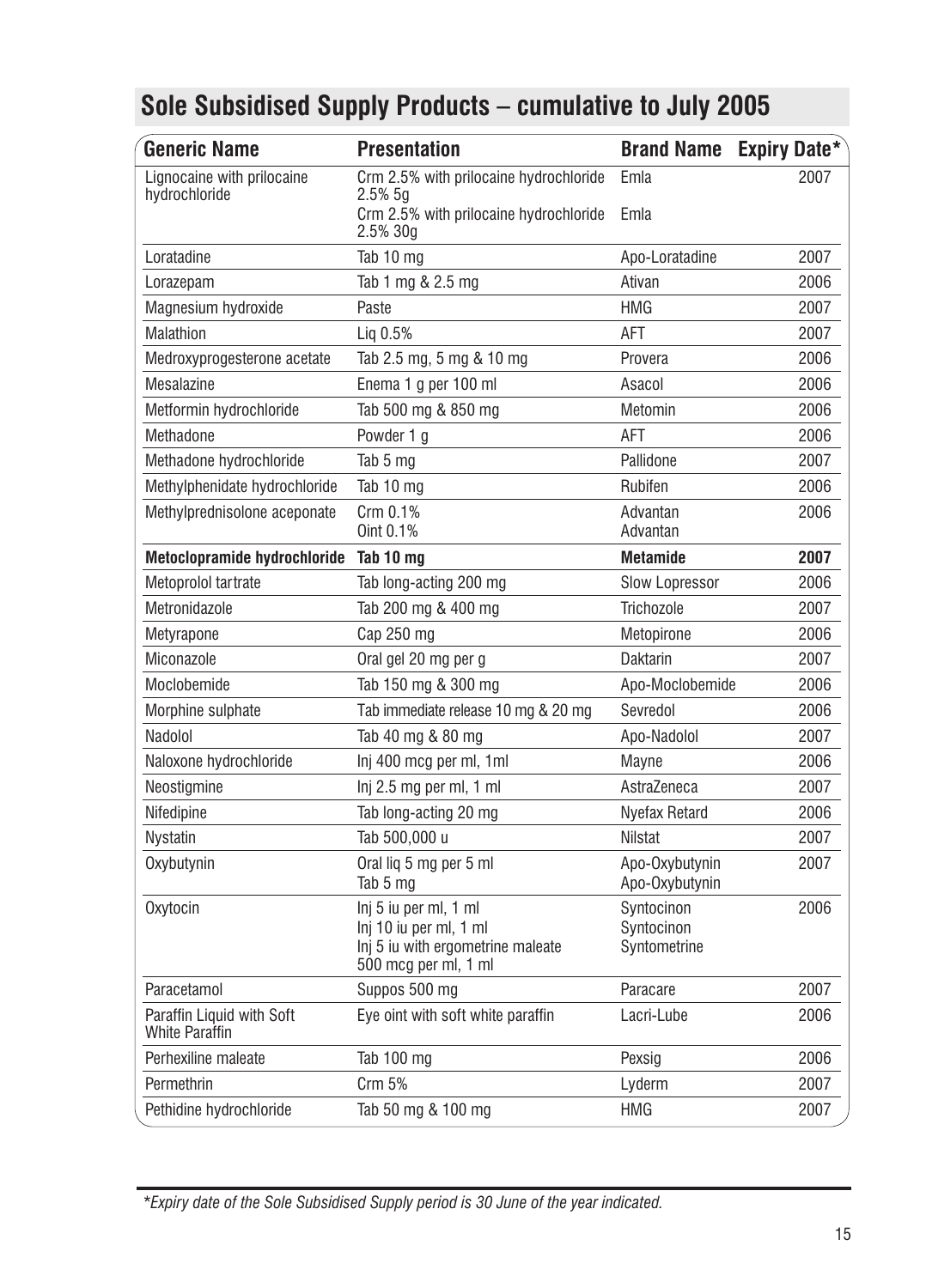## Sole Subsidised Supply Products – cumulative to July 2005

| Generic Name | Presentation | Brand Name | Expiry Date* |
|---|---|---|---|
| Lignocaine with prilocaine hydrochloride | Crm 2.5% with prilocaine hydrochloride 2.5% 5g<br>Crm 2.5% with prilocaine hydrochloride 2.5% 30g | Emla<br>Emla | 2007 |
| Loratadine | Tab 10 mg | Apo-Loratadine | 2007 |
| Lorazepam | Tab 1 mg & 2.5 mg | Ativan | 2006 |
| Magnesium hydroxide | Paste | HMG | 2007 |
| Malathion | Liq 0.5% | AFT | 2007 |
| Medroxyprogesterone acetate | Tab 2.5 mg, 5 mg & 10 mg | Provera | 2006 |
| Mesalazine | Enema 1 g per 100 ml | Asacol | 2006 |
| Metformin hydrochloride | Tab 500 mg & 850 mg | Metomin | 2006 |
| Methadone | Powder 1 g | AFT | 2006 |
| Methadone hydrochloride | Tab 5 mg | Pallidone | 2007 |
| Methylphenidate hydrochloride | Tab 10 mg | Rubifen | 2006 |
| Methylprednisolone aceponate | Crm 0.1%<br>Oint 0.1% | Advantan<br>Advantan | 2006 |
| **Metoclopramide hydrochloride** | **Tab 10 mg** | **Metamide** | **2007** |
| Metoprolol tartrate | Tab long-acting 200 mg | Slow Lopressor | 2006 |
| Metronidazole | Tab 200 mg & 400 mg | Trichozole | 2007 |
| Metyrapone | Cap 250 mg | Metopirone | 2006 |
| Miconazole | Oral gel 20 mg per g | Daktarin | 2007 |
| Moclobemide | Tab 150 mg & 300 mg | Apo-Moclobemide | 2006 |
| Morphine sulphate | Tab immediate release 10 mg & 20 mg | Sevredol | 2006 |
| Nadolol | Tab 40 mg & 80 mg | Apo-Nadolol | 2007 |
| Naloxone hydrochloride | Inj 400 mcg per ml, 1ml | Mayne | 2006 |
| Neostigmine | Inj 2.5 mg per ml, 1 ml | AstraZeneca | 2007 |
| Nifedipine | Tab long-acting 20 mg | Nyefax Retard | 2006 |
| Nystatin | Tab 500,000 u | Nilstat | 2007 |
| Oxybutynin | Oral liq 5 mg per 5 ml<br>Tab 5 mg | Apo-Oxybutynin<br>Apo-Oxybutynin | 2007 |
| Oxytocin | Inj 5 iu per ml, 1 ml<br>Inj 10 iu per ml, 1 ml<br>Inj 5 iu with ergometrine maleate 500 mcg per ml, 1 ml | Syntocinon<br>Syntocinon<br>Syntometrine | 2006 |
| Paracetamol | Suppos 500 mg | Paracare | 2007 |
| Paraffin Liquid with Soft White Paraffin | Eye oint with soft white paraffin | Lacri-Lube | 2006 |
| Perhexiline maleate | Tab 100 mg | Pexsig | 2006 |
| Permethrin | Crm 5% | Lyderm | 2007 |
| Pethidine hydrochloride | Tab 50 mg & 100 mg | HMG | 2007 |

**Expiry date of the Sole Subsidised Supply period is 30 June of the year indicated.*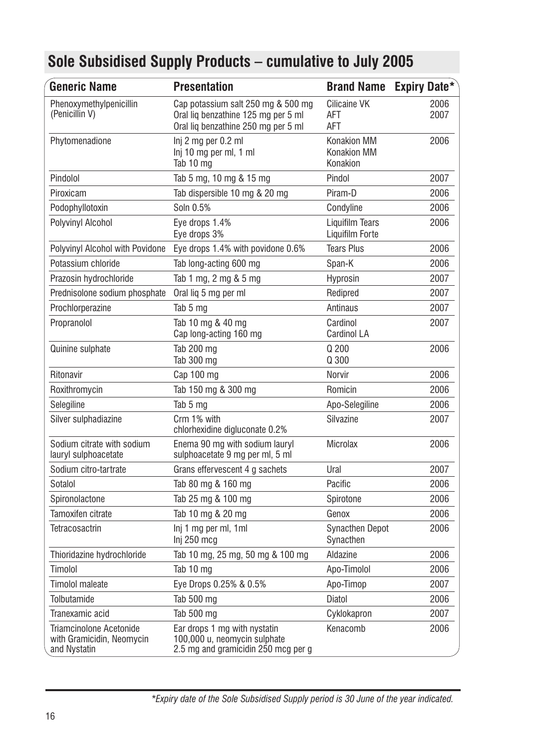## Sole Subsidised Supply Products – cumulative to July 2005

| Generic Name | Presentation | Brand Name | Expiry Date* |
|---|---|---|---|
| Phenoxymethylpenicillin (Penicillin V) | Cap potassium salt 250 mg & 500 mg<br>Oral liq benzathine 125 mg per 5 ml<br>Oral liq benzathine 250 mg per 5 ml | Cilicaine VK<br>AFT<br>AFT | 2006<br>2007 |
| Phytomenadione | Inj 2 mg per 0.2 ml<br>Inj 10 mg per ml, 1 ml<br>Tab 10 mg | Konakion MM<br>Konakion MM<br>Konakion | 2006 |
| Pindolol | Tab 5 mg, 10 mg & 15 mg | Pindol | 2007 |
| Piroxicam | Tab dispersible 10 mg & 20 mg | Piram-D | 2006 |
| Podophyllotoxin | Soln 0.5% | Condyline | 2006 |
| Polyvinyl Alcohol | Eye drops 1.4%<br>Eye drops 3% | Liquifilm Tears<br>Liquifilm Forte | 2006 |
| Polyvinyl Alcohol with Povidone | Eye drops 1.4% with povidone 0.6% | Tears Plus | 2006 |
| Potassium chloride | Tab long-acting 600 mg | Span-K | 2006 |
| Prazosin hydrochloride | Tab 1 mg, 2 mg & 5 mg | Hyprosin | 2007 |
| Prednisolone sodium phosphate | Oral liq 5 mg per ml | Redipred | 2007 |
| Prochlorperazine | Tab 5 mg | Antinaus | 2007 |
| Propranolol | Tab 10 mg & 40 mg<br>Cap long-acting 160 mg | Cardinol<br>Cardinol LA | 2007 |
| Quinine sulphate | Tab 200 mg<br>Tab 300 mg | Q 200<br>Q 300 | 2006 |
| Ritonavir | Cap 100 mg | Norvir | 2006 |
| Roxithromycin | Tab 150 mg & 300 mg | Romicin | 2006 |
| Selegiline | Tab 5 mg | Apo-Selegiline | 2006 |
| Silver sulphadiazine | Crm 1% with chlorhexidine digluconate 0.2% | Silvazine | 2007 |
| Sodium citrate with sodium lauryl sulphoacetate | Enema 90 mg with sodium lauryl sulphoacetate 9 mg per ml, 5 ml | Microlax | 2006 |
| Sodium citro-tartrate | Grans effervescent 4 g sachets | Ural | 2007 |
| Sotalol | Tab 80 mg & 160 mg | Pacific | 2006 |
| Spironolactone | Tab 25 mg & 100 mg | Spirotone | 2006 |
| Tamoxifen citrate | Tab 10 mg & 20 mg | Genox | 2006 |
| Tetracosactrin | Inj 1 mg per ml, 1ml<br>Inj 250 mcg | Synacthen Depot<br>Synacthen | 2006 |
| Thioridazine hydrochloride | Tab 10 mg, 25 mg, 50 mg & 100 mg | Aldazine | 2006 |
| Timolol | Tab 10 mg | Apo-Timolol | 2006 |
| Timolol maleate | Eye Drops 0.25% & 0.5% | Apo-Timop | 2007 |
| Tolbutamide | Tab 500 mg | Diatol | 2006 |
| Tranexamic acid | Tab 500 mg | Cyklokapron | 2007 |
| Triamcinolone Acetonide with Gramicidin, Neomycin and Nystatin | Ear drops 1 mg with nystatin 100,000 u, neomycin sulphate 2.5 mg and gramicidin 250 mcg per g | Kenacomb | 2006 |

*\*Expiry date of the Sole Subsidised Supply period is 30 June of the year indicated.*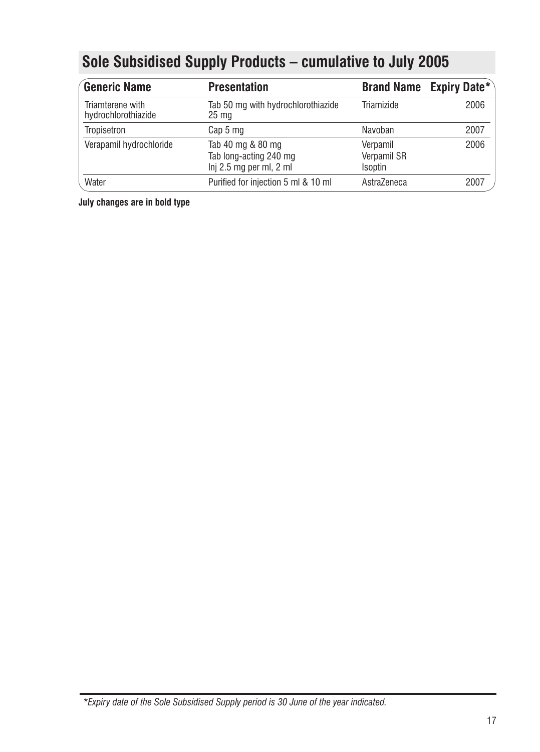## Sole Subsidised Supply Products – cumulative to July 2005

| Generic Name | Presentation | Brand Name | Expiry Date* |
|---|---|---|---|
| Triamterene with hydrochlorothiazide | Tab 50 mg with hydrochlorothiazide 25 mg | Triamizide | 2006 |
| Tropisetron | Cap 5 mg | Navoban | 2007 |
| Verapamil hydrochloride | Tab 40 mg & 80 mg<br>Tab long-acting 240 mg<br>Inj 2.5 mg per ml, 2 ml | Verpamil<br>Verpamil SR<br>Isoptin | 2006 |
| Water | Purified for injection 5 ml & 10 ml | AstraZeneca | 2007 |

**July changes are in bold type**

*\*Expiry date of the Sole Subsidised Supply period is 30 June of the year indicated.*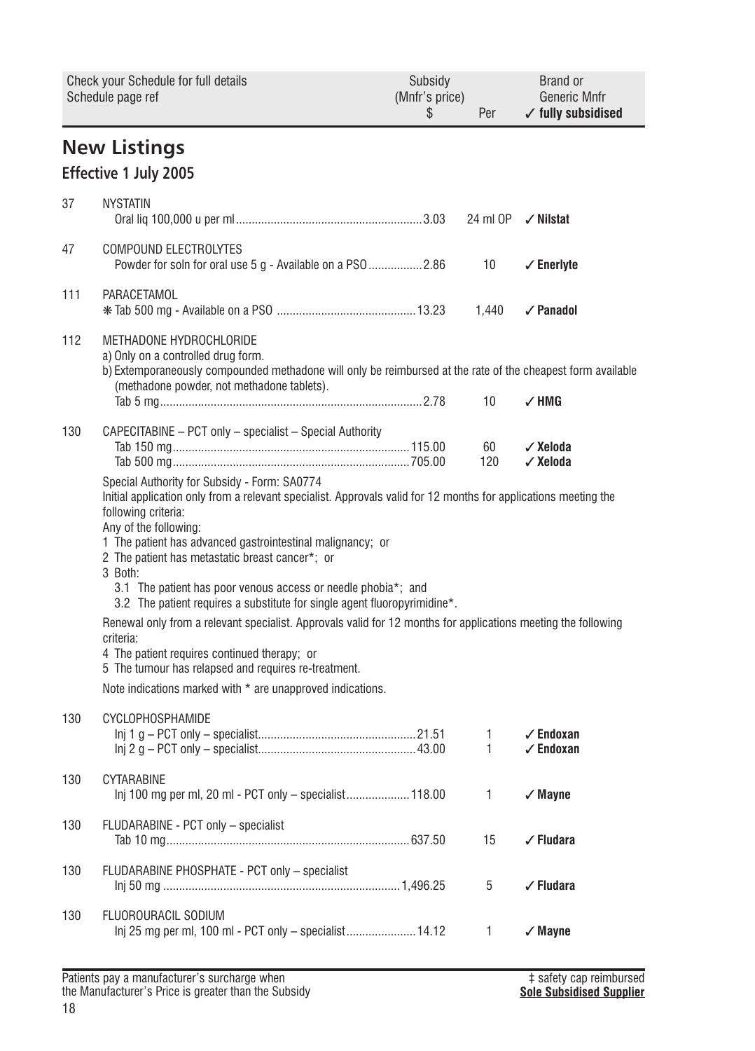| Check your Schedule for full details<br>Schedule page ref | | Subsidy<br>(Mnfr's price)<br>$ | Per | Brand or<br>Generic Mnfr<br>✓ fully subsidised |
|---|---|---|---|---|

## New Listings

### Effective 1 July 2005

| | | | | |
|---|---|---|---|---|
| 37 | NYSTATIN | | | |
| | Oral liq 100,000 u per ml | 3.03 | 24 ml OP | ✓ **Nilstat** |
| 47 | COMPOUND ELECTROLYTES | | | |
| | Powder for soln for oral use 5 g - Available on a PSO | 2.86 | 10 | ✓ **Enerlyte** |
| 111 | PARACETAMOL | | | |
| | ❋ Tab 500 mg - Available on a PSO | 13.23 | 1,440 | ✓ **Panadol** |
| 112 | METHADONE HYDROCHLORIDE | | | |

a) Only on a controlled drug form.
b) Extemporaneously compounded methadone will only be reimbursed at the rate of the cheapest form available (methadone powder, not methadone tablets).

| | | | | |
|---|---|---|---|---|
| | Tab 5 mg | 2.78 | 10 | ✓ **HMG** |
| 130 | CAPECITABINE – PCT only – specialist – Special Authority | | | |
| | Tab 150 mg | 115.00 | 60 | ✓ **Xeloda** |
| | Tab 500 mg | 705.00 | 120 | ✓ **Xeloda** |

Special Authority for Subsidy - Form: SA0774
Initial application only from a relevant specialist. Approvals valid for 12 months for applications meeting the following criteria:
Any of the following:
1 The patient has advanced gastrointestinal malignancy; or
2 The patient has metastatic breast cancer*; or
3 Both:
 3.1 The patient has poor venous access or needle phobia*; and
 3.2 The patient requires a substitute for single agent fluoropyrimidine*.

Renewal only from a relevant specialist. Approvals valid for 12 months for applications meeting the following criteria:
4 The patient requires continued therapy; or
5 The tumour has relapsed and requires re-treatment.

Note indications marked with * are unapproved indications.

| | | | | |
|---|---|---|---|---|
| 130 | CYCLOPHOSPHAMIDE | | | |
| | Inj 1 g – PCT only – specialist | 21.51 | 1 | ✓ **Endoxan** |
| | Inj 2 g – PCT only – specialist | 43.00 | 1 | ✓ **Endoxan** |
| 130 | CYTARABINE | | | |
| | Inj 100 mg per ml, 20 ml - PCT only – specialist | 118.00 | 1 | ✓ **Mayne** |
| 130 | FLUDARABINE - PCT only – specialist | | | |
| | Tab 10 mg | 637.50 | 15 | ✓ **Fludara** |
| 130 | FLUDARABINE PHOSPHATE - PCT only – specialist | | | |
| | Inj 50 mg | 1,496.25 | 5 | ✓ **Fludara** |
| 130 | FLUOROURACIL SODIUM | | | |
| | Inj 25 mg per ml, 100 ml - PCT only – specialist | 14.12 | 1 | ✓ **Mayne** |

Patients pay a manufacturer's surcharge when the Manufacturer's Price is greater than the Subsidy

‡ safety cap reimbursed
**Sole Subsidised Supplier**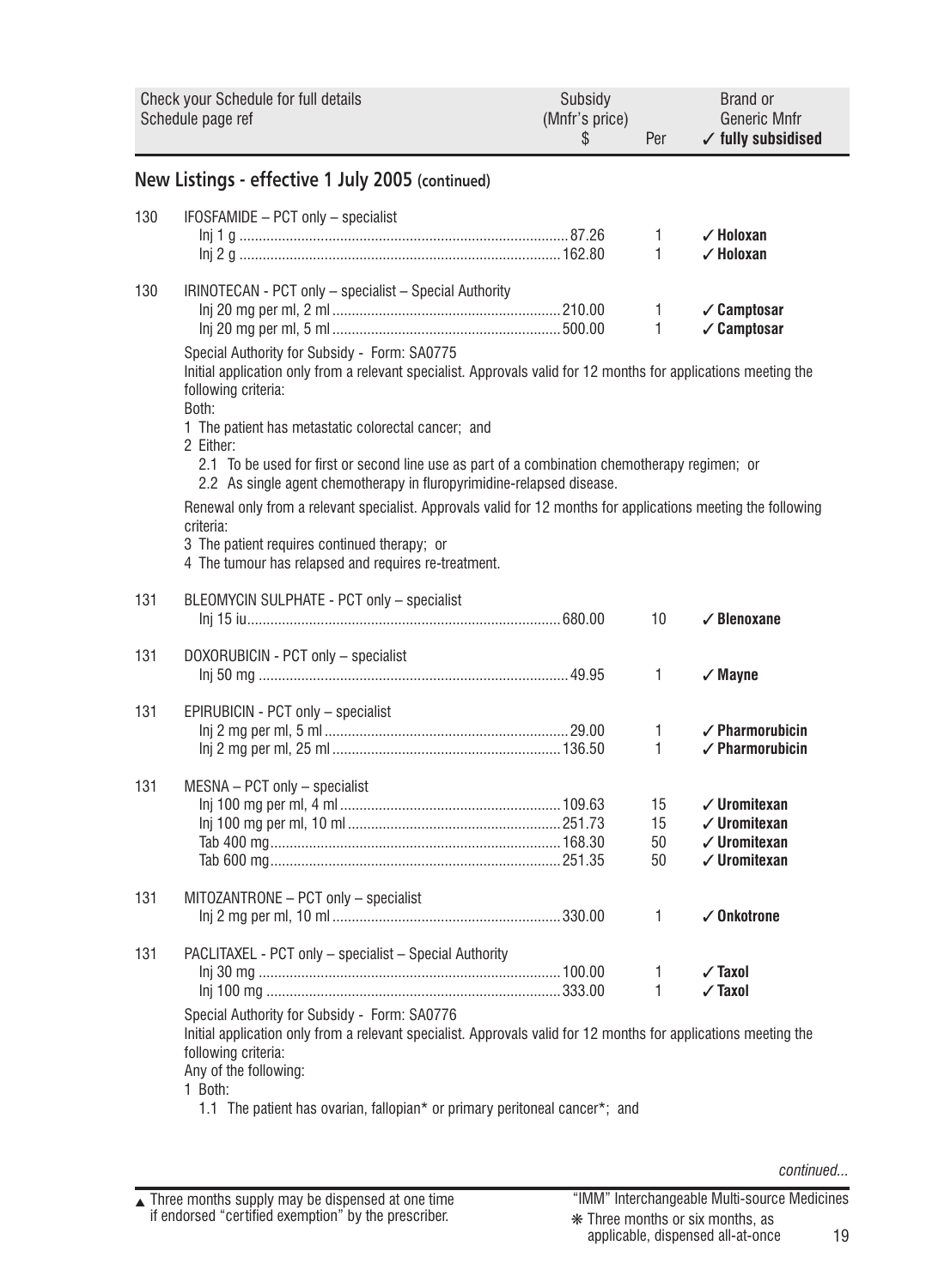| Check your Schedule for full details Schedule page ref | | Subsidy (Mnfr's price) $ | Per | Brand or Generic Mnfr ✓ fully subsidised |
|---|---|---|---|---|

## New Listings - effective 1 July 2005 (continued)

| | | Subsidy (Mnfr's price) $ | Per | Brand or Generic Mnfr |
|---|---|---|---|---|
| 130 | IFOSFAMIDE – PCT only – specialist | | | |
| | Inj 1 g | 87.26 | 1 | ✓ Holoxan |
| | Inj 2 g | 162.80 | 1 | ✓ Holoxan |
| 130 | IRINOTECAN - PCT only – specialist – Special Authority | | | |
| | Inj 20 mg per ml, 2 ml | 210.00 | 1 | ✓ Camptosar |
| | Inj 20 mg per ml, 5 ml | 500.00 | 1 | ✓ Camptosar |

Special Authority for Subsidy - Form: SA0775
Initial application only from a relevant specialist. Approvals valid for 12 months for applications meeting the following criteria:
Both:
1 The patient has metastatic colorectal cancer; and
2 Either:
  2.1 To be used for first or second line use as part of a combination chemotherapy regimen; or
  2.2 As single agent chemotherapy in fluropyrimidine-relapsed disease.

Renewal only from a relevant specialist. Approvals valid for 12 months for applications meeting the following criteria:
3 The patient requires continued therapy; or
4 The tumour has relapsed and requires re-treatment.

| | | Subsidy (Mnfr's price) $ | Per | Brand or Generic Mnfr |
|---|---|---|---|---|
| 131 | BLEOMYCIN SULPHATE - PCT only – specialist | | | |
| | Inj 15 iu | 680.00 | 10 | ✓ Blenoxane |
| 131 | DOXORUBICIN - PCT only – specialist | | | |
| | Inj 50 mg | 49.95 | 1 | ✓ Mayne |
| 131 | EPIRUBICIN - PCT only – specialist | | | |
| | Inj 2 mg per ml, 5 ml | 29.00 | 1 | ✓ Pharmorubicin |
| | Inj 2 mg per ml, 25 ml | 136.50 | 1 | ✓ Pharmorubicin |
| 131 | MESNA – PCT only – specialist | | | |
| | Inj 100 mg per ml, 4 ml | 109.63 | 15 | ✓ Uromitexan |
| | Inj 100 mg per ml, 10 ml | 251.73 | 15 | ✓ Uromitexan |
| | Tab 400 mg | 168.30 | 50 | ✓ Uromitexan |
| | Tab 600 mg | 251.35 | 50 | ✓ Uromitexan |
| 131 | MITOZANTRONE – PCT only – specialist | | | |
| | Inj 2 mg per ml, 10 ml | 330.00 | 1 | ✓ Onkotrone |
| 131 | PACLITAXEL - PCT only – specialist – Special Authority | | | |
| | Inj 30 mg | 100.00 | 1 | ✓ Taxol |
| | Inj 100 mg | 333.00 | 1 | ✓ Taxol |

Special Authority for Subsidy - Form: SA0776
Initial application only from a relevant specialist. Approvals valid for 12 months for applications meeting the following criteria:
Any of the following:
1 Both:
  1.1 The patient has ovarian, fallopian* or primary peritoneal cancer*; and

*continued...*

▲ Three months supply may be dispensed at one time if endorsed "certified exemption" by the prescriber.

"IMM" Interchangeable Multi-source Medicines
❋ Three months or six months, as applicable, dispensed all-at-once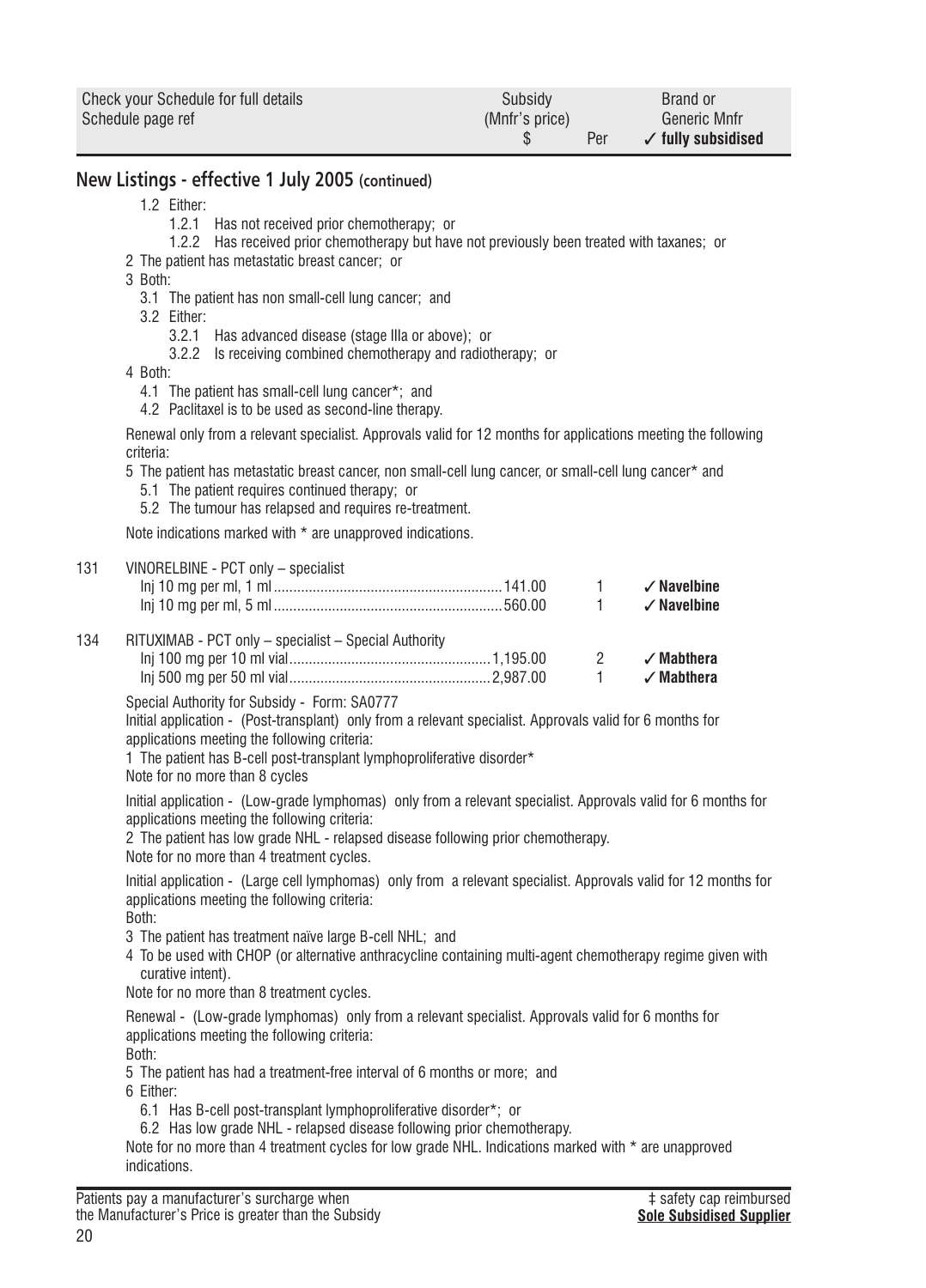| Check your Schedule for full details Schedule page ref | Subsidy (Mnfr's price) $ | Per | Brand or Generic Mnfr ✓ fully subsidised |
|---|---|---|---|

## New Listings - effective 1 July 2005 (continued)

1.2 Either:
   1.2.1 Has not received prior chemotherapy; or
   1.2.2 Has received prior chemotherapy but have not previously been treated with taxanes; or

2 The patient has metastatic breast cancer; or

3 Both:
   3.1 The patient has non small-cell lung cancer; and
   3.2 Either:
      3.2.1 Has advanced disease (stage IIIa or above); or
      3.2.2 Is receiving combined chemotherapy and radiotherapy; or

4 Both:
   4.1 The patient has small-cell lung cancer*; and
   4.2 Paclitaxel is to be used as second-line therapy.

Renewal only from a relevant specialist. Approvals valid for 12 months for applications meeting the following criteria:

5 The patient has metastatic breast cancer, non small-cell lung cancer, or small-cell lung cancer* and
   5.1 The patient requires continued therapy; or
   5.2 The tumour has relapsed and requires re-treatment.

Note indications marked with * are unapproved indications.

| Page | Item | Subsidy $ | Per | Brand |
|---|---|---|---|---|
| 131 | VINORELBINE - PCT only – specialist | | | |
| | Inj 10 mg per ml, 1 ml | 141.00 | 1 | ✓ Navelbine |
| | Inj 10 mg per ml, 5 ml | 560.00 | 1 | ✓ Navelbine |
| 134 | RITUXIMAB - PCT only – specialist – Special Authority | | | |
| | Inj 100 mg per 10 ml vial | 1,195.00 | 2 | ✓ Mabthera |
| | Inj 500 mg per 50 ml vial | 2,987.00 | 1 | ✓ Mabthera |

Special Authority for Subsidy - Form: SA0777

Initial application - (Post-transplant) only from a relevant specialist. Approvals valid for 6 months for applications meeting the following criteria:

1 The patient has B-cell post-transplant lymphoproliferative disorder*

Note for no more than 8 cycles

Initial application - (Low-grade lymphomas) only from a relevant specialist. Approvals valid for 6 months for applications meeting the following criteria:

2 The patient has low grade NHL - relapsed disease following prior chemotherapy.

Note for no more than 4 treatment cycles.

Initial application - (Large cell lymphomas) only from a relevant specialist. Approvals valid for 12 months for applications meeting the following criteria:

Both:

3 The patient has treatment naïve large B-cell NHL; and

4 To be used with CHOP (or alternative anthracycline containing multi-agent chemotherapy regime given with curative intent).

Note for no more than 8 treatment cycles.

Renewal - (Low-grade lymphomas) only from a relevant specialist. Approvals valid for 6 months for applications meeting the following criteria:

Both:

5 The patient has had a treatment-free interval of 6 months or more; and

6 Either:
   6.1 Has B-cell post-transplant lymphoproliferative disorder*; or
   6.2 Has low grade NHL - relapsed disease following prior chemotherapy.

Note for no more than 4 treatment cycles for low grade NHL. Indications marked with * are unapproved indications.

Patients pay a manufacturer's surcharge when the Manufacturer's Price is greater than the Subsidy

‡ safety cap reimbursed
**Sole Subsidised Supplier**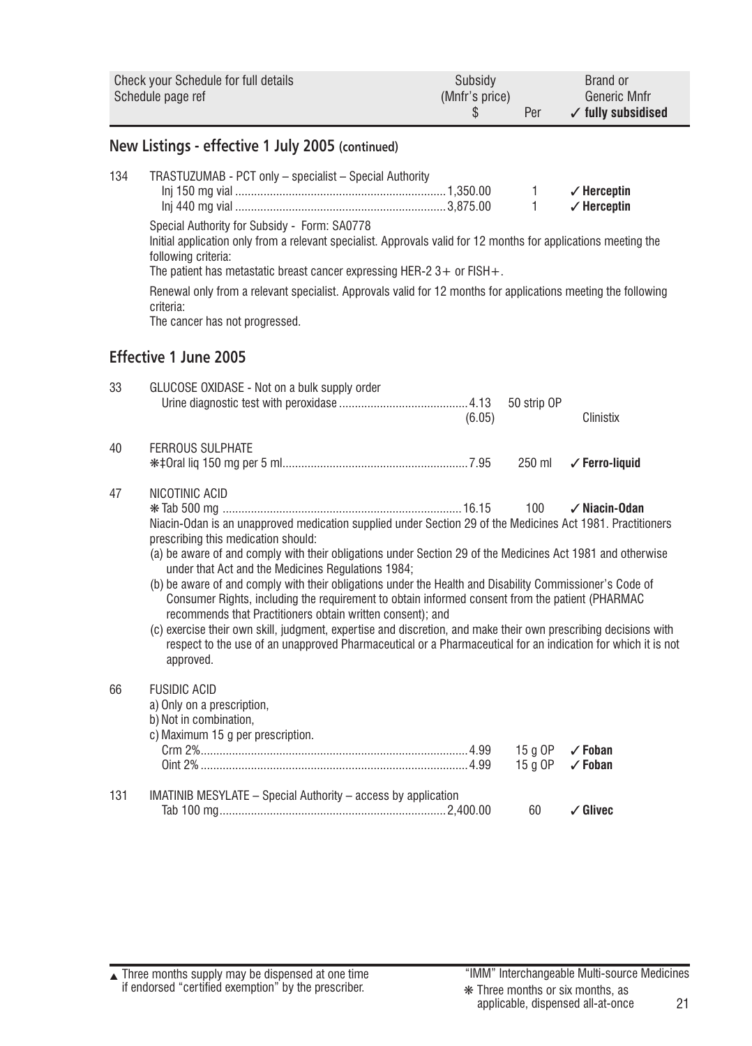| Check your Schedule for full details Schedule page ref | | Subsidy (Mnfr's price) $ | Per | Brand or Generic Mnfr ✓ fully subsidised |
|---|---|---|---|---|

## New Listings - effective 1 July 2005 (continued)

134 TRASTUZUMAB - PCT only – specialist – Special Authority

| | Subsidy $ | Per | Brand |
|---|---|---|---|
| Inj 150 mg vial | 1,350.00 | 1 | ✓ **Herceptin** |
| Inj 440 mg vial | 3,875.00 | 1 | ✓ **Herceptin** |

Special Authority for Subsidy - Form: SA0778
Initial application only from a relevant specialist. Approvals valid for 12 months for applications meeting the following criteria:
The patient has metastatic breast cancer expressing HER-2 3+ or FISH+.

Renewal only from a relevant specialist. Approvals valid for 12 months for applications meeting the following criteria:
The cancer has not progressed.

## Effective 1 June 2005

33 GLUCOSE OXIDASE - Not on a bulk supply order

| | Subsidy $ | Per | Brand |
|---|---|---|---|
| Urine diagnostic test with peroxidase | 4.13 (6.05) | 50 strip OP | Clinistix |

40 FERROUS SULPHATE

| | Subsidy $ | Per | Brand |
|---|---|---|---|
| ❋‡Oral liq 150 mg per 5 ml | 7.95 | 250 ml | ✓ **Ferro-liquid** |

47 NICOTINIC ACID

| | Subsidy $ | Per | Brand |
|---|---|---|---|
| ❋ Tab 500 mg | 16.15 | 100 | ✓ **Niacin-Odan** |

Niacin-Odan is an unapproved medication supplied under Section 29 of the Medicines Act 1981. Practitioners prescribing this medication should:

(a) be aware of and comply with their obligations under Section 29 of the Medicines Act 1981 and otherwise under that Act and the Medicines Regulations 1984;
(b) be aware of and comply with their obligations under the Health and Disability Commissioner's Code of Consumer Rights, including the requirement to obtain informed consent from the patient (PHARMAC recommends that Practitioners obtain written consent); and
(c) exercise their own skill, judgment, expertise and discretion, and make their own prescribing decisions with respect to the use of an unapproved Pharmaceutical or a Pharmaceutical for an indication for which it is not approved.

66 FUSIDIC ACID
a) Only on a prescription,
b) Not in combination,
c) Maximum 15 g per prescription.

| | Subsidy $ | Per | Brand |
|---|---|---|---|
| Crm 2% | 4.99 | 15 g OP | ✓ **Foban** |
| Oint 2% | 4.99 | 15 g OP | ✓ **Foban** |

131 IMATINIB MESYLATE – Special Authority – access by application

| | Subsidy $ | Per | Brand |
|---|---|---|---|
| Tab 100 mg | 2,400.00 | 60 | ✓ **Glivec** |

▲ Three months supply may be dispensed at one time if endorsed "certified exemption" by the prescriber.

"IMM" Interchangeable Multi-source Medicines
❋ Three months or six months, as applicable, dispensed all-at-once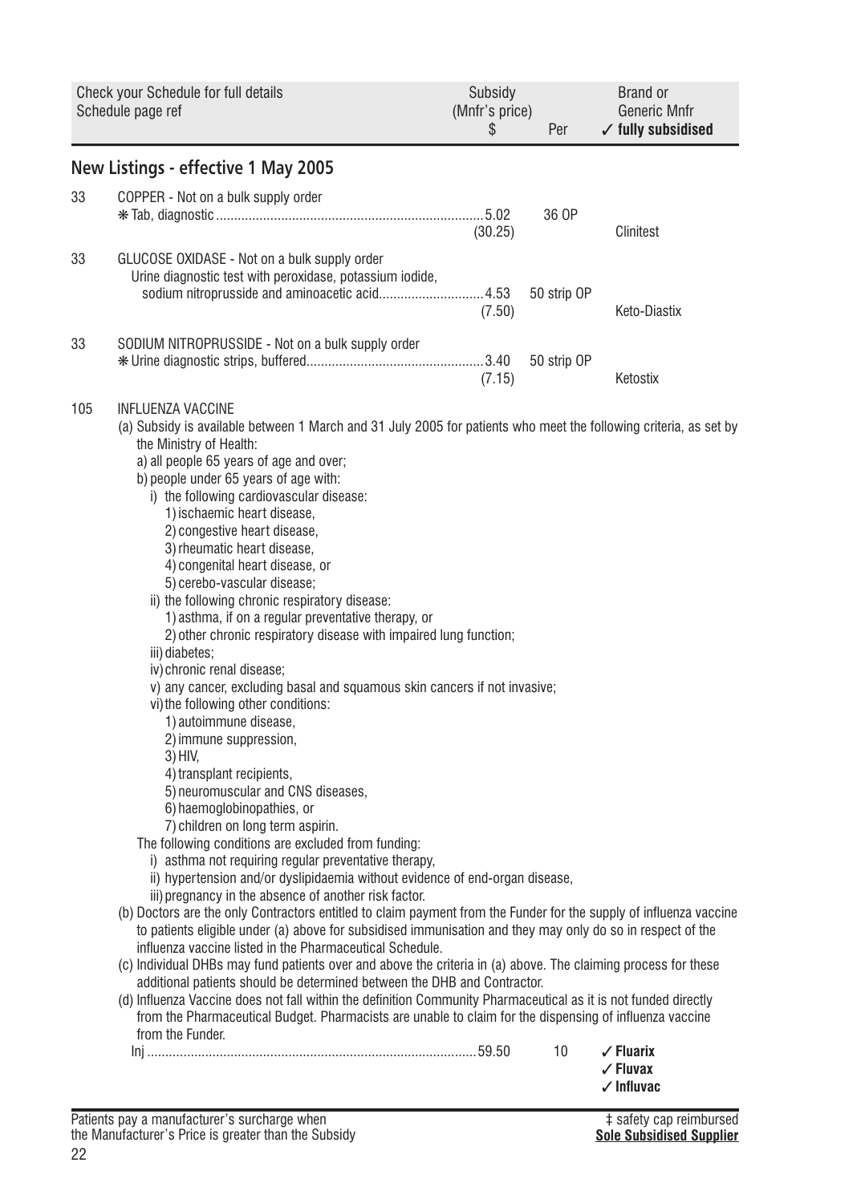| Check your Schedule for full details Schedule page ref | | Subsidy (Mnfr's price) $ | Per | Brand or Generic Mnfr ✓ fully subsidised |
|---|---|---|---|---|

## New Listings - effective 1 May 2005

| | | | | |
|---|---|---|---|---|
| 33 | COPPER - Not on a bulk supply order | | | |
| | ❋ Tab, diagnostic | 5.02 (30.25) | 36 OP | Clinitest |
| 33 | GLUCOSE OXIDASE - Not on a bulk supply order | | | |
| | Urine diagnostic test with peroxidase, potassium iodide, sodium nitroprusside and aminoacetic acid | 4.53 (7.50) | 50 strip OP | Keto-Diastix |
| 33 | SODIUM NITROPRUSSIDE - Not on a bulk supply order | | | |
| | ❋ Urine diagnostic strips, buffered | 3.40 (7.15) | 50 strip OP | Ketostix |

105 INFLUENZA VACCINE

(a) Subsidy is available between 1 March and 31 July 2005 for patients who meet the following criteria, as set by the Ministry of Health:

- a) all people 65 years of age and over;
- b) people under 65 years of age with:
  - i) the following cardiovascular disease:
    - 1) ischaemic heart disease,
    - 2) congestive heart disease,
    - 3) rheumatic heart disease,
    - 4) congenital heart disease, or
    - 5) cerebo-vascular disease;
  - ii) the following chronic respiratory disease:
    - 1) asthma, if on a regular preventative therapy, or
    - 2) other chronic respiratory disease with impaired lung function;
  - iii) diabetes;
  - iv) chronic renal disease;
  - v) any cancer, excluding basal and squamous skin cancers if not invasive;
  - vi) the following other conditions:
    - 1) autoimmune disease,
    - 2) immune suppression,
    - 3) HIV,
    - 4) transplant recipients,
    - 5) neuromuscular and CNS diseases,
    - 6) haemoglobinopathies, or
    - 7) children on long term aspirin.

The following conditions are excluded from funding:

- i) asthma not requiring regular preventative therapy,
- ii) hypertension and/or dyslipidaemia without evidence of end-organ disease,
- iii) pregnancy in the absence of another risk factor.

(b) Doctors are the only Contractors entitled to claim payment from the Funder for the supply of influenza vaccine to patients eligible under (a) above for subsidised immunisation and they may only do so in respect of the influenza vaccine listed in the Pharmaceutical Schedule.

(c) Individual DHBs may fund patients over and above the criteria in (a) above. The claiming process for these additional patients should be determined between the DHB and Contractor.

(d) Influenza Vaccine does not fall within the definition Community Pharmaceutical as it is not funded directly from the Pharmaceutical Budget. Pharmacists are unable to claim for the dispensing of influenza vaccine from the Funder.

| | Subsidy | Per | Brand |
|---|---|---|---|
| Inj | 59.50 | 10 | ✓ Fluarix<br>✓ Fluvax<br>✓ Influvac |

Patients pay a manufacturer's surcharge when the Manufacturer's Price is greater than the Subsidy

‡ safety cap reimbursed
**Sole Subsidised Supplier**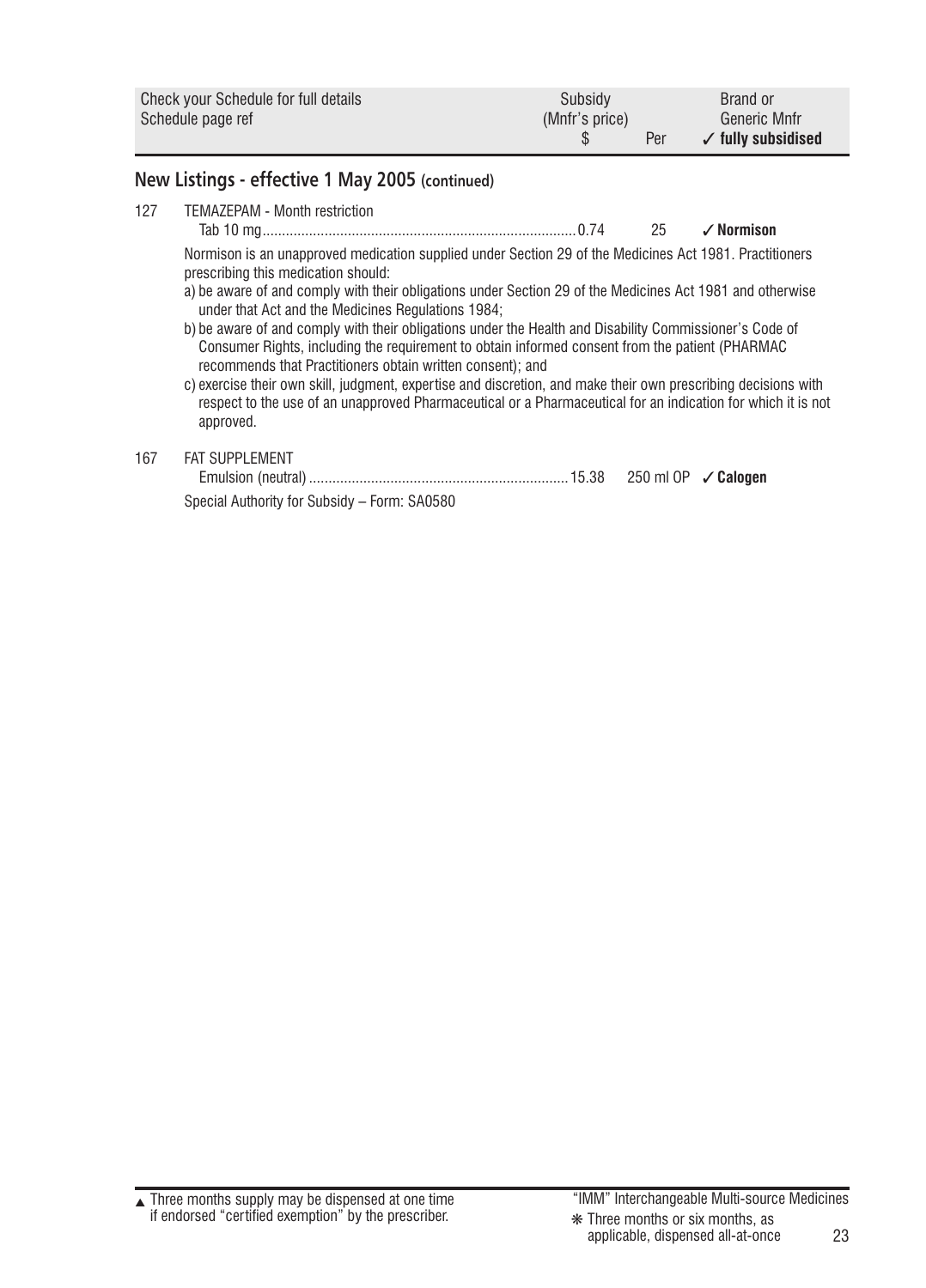| Check your Schedule for full details<br>Schedule page ref | | Subsidy<br>(Mnfr's price)<br>$ | Per | Brand or<br>Generic Mnfr<br>✓ **fully subsidised** |
|---|---|---|---|---|

## New Listings - effective 1 May 2005 (continued)

| | | | | |
|---|---|---|---|---|
| 127 | TEMAZEPAM - Month restriction | | | |
| | Tab 10 mg | 0.74 | 25 | ✓ **Normison** |

Normison is an unapproved medication supplied under Section 29 of the Medicines Act 1981. Practitioners prescribing this medication should:

a) be aware of and comply with their obligations under Section 29 of the Medicines Act 1981 and otherwise under that Act and the Medicines Regulations 1984;

b) be aware of and comply with their obligations under the Health and Disability Commissioner's Code of Consumer Rights, including the requirement to obtain informed consent from the patient (PHARMAC recommends that Practitioners obtain written consent); and

c) exercise their own skill, judgment, expertise and discretion, and make their own prescribing decisions with respect to the use of an unapproved Pharmaceutical or a Pharmaceutical for an indication for which it is not approved.

| | | | | |
|---|---|---|---|---|
| 167 | FAT SUPPLEMENT | | | |
| | Emulsion (neutral) | 15.38 | 250 ml OP | ✓ **Calogen** |

Special Authority for Subsidy – Form: SA0580

▲ Three months supply may be dispensed at one time if endorsed "certified exemption" by the prescriber.

"IMM" Interchangeable Multi-source Medicines

❋ Three months or six months, as applicable, dispensed all-at-once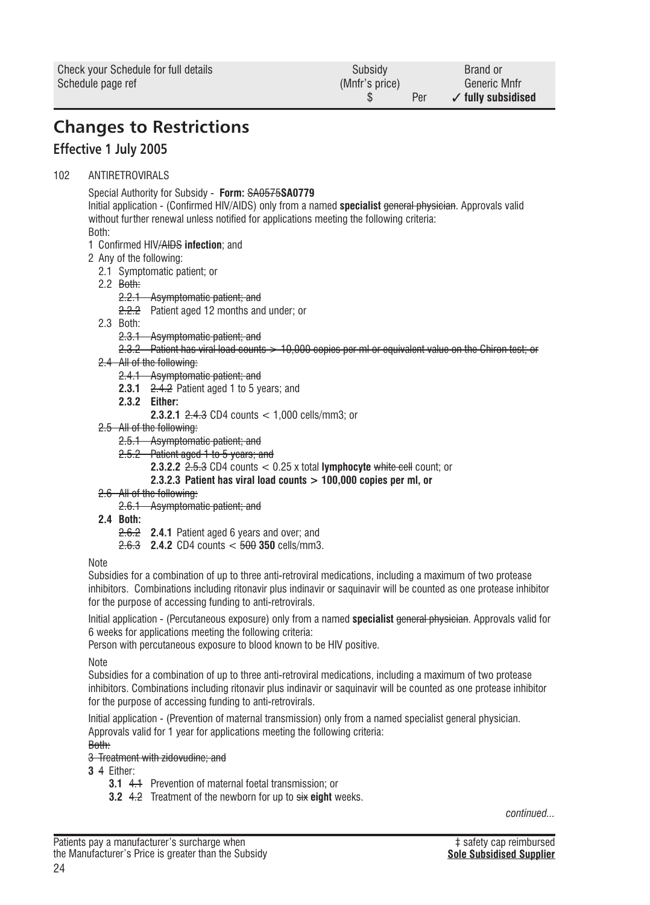| Check your Schedule for full details<br>Schedule page ref | Subsidy<br>(Mnfr's price)<br>$ | Per | Brand or<br>Generic Mnfr<br>✓ fully subsidised |
|---|---|---|---|

# Changes to Restrictions

## Effective 1 July 2005

102 ANTIRETROVIRALS

Special Authority for Subsidy - **Form:** ~~SA0575~~**SA0779**

Initial application - (Confirmed HIV/AIDS) only from a named **specialist** ~~general physician~~. Approvals valid without further renewal unless notified for applications meeting the following criteria:

Both:

1 Confirmed HIV~~/AIDS~~ **infection**; and

2 Any of the following:

- 2.1 Symptomatic patient; or
- 2.2 ~~Both:~~
  - ~~2.2.1 Asymptomatic patient; and~~
  - ~~2.2.2~~ Patient aged 12 months and under; or
- 2.3 Both:
  - ~~2.3.1 Asymptomatic patient; and~~
  - ~~2.3.2 Patient has viral load counts > 10,000 copies per ml or equivalent value on the Chiron test; or~~
- ~~2.4 All of the following:~~
  - ~~2.4.1 Asymptomatic patient; and~~
  - **2.3.1** ~~2.4.2~~ Patient aged 1 to 5 years; and
  - **2.3.2 Either:**
    - **2.3.2.1** ~~2.4.3~~ CD4 counts < 1,000 cells/mm3; or
- ~~2.5 All of the following:~~
  - ~~2.5.1 Asymptomatic patient; and~~
  - ~~2.5.2 Patient aged 1 to 5 years; and~~
    - **2.3.2.2** ~~2.5.3~~ CD4 counts < 0.25 x total **lymphocyte** ~~white cell~~ count; or
    - **2.3.2.3 Patient has viral load counts > 100,000 copies per ml, or**
- ~~2.6 All of the following:~~
  - ~~2.6.1 Asymptomatic patient; and~~
- **2.4 Both:**
  - ~~2.6.2~~ **2.4.1** Patient aged 6 years and over; and
  - ~~2.6.3~~ **2.4.2** CD4 counts < ~~500~~ **350** cells/mm3.

Note

Subsidies for a combination of up to three anti-retroviral medications, including a maximum of two protease inhibitors. Combinations including ritonavir plus indinavir or saquinavir will be counted as one protease inhibitor for the purpose of accessing funding to anti-retrovirals.

Initial application - (Percutaneous exposure) only from a named **specialist** ~~general physician~~. Approvals valid for 6 weeks for applications meeting the following criteria:

Person with percutaneous exposure to blood known to be HIV positive.

Note

Subsidies for a combination of up to three anti-retroviral medications, including a maximum of two protease inhibitors. Combinations including ritonavir plus indinavir or saquinavir will be counted as one protease inhibitor for the purpose of accessing funding to anti-retrovirals.

Initial application - (Prevention of maternal transmission) only from a named specialist general physician. Approvals valid for 1 year for applications meeting the following criteria:

~~Both:~~

~~3 Treatment with zidovudine; and~~

**3** ~~4~~ Either:

- **3.1** ~~4.1~~ Prevention of maternal foetal transmission; or
- **3.2** ~~4.2~~ Treatment of the newborn for up to ~~six~~ **eight** weeks.

*continued...*

Patients pay a manufacturer's surcharge when the Manufacturer's Price is greater than the Subsidy

‡ safety cap reimbursed
**Sole Subsidised Supplier**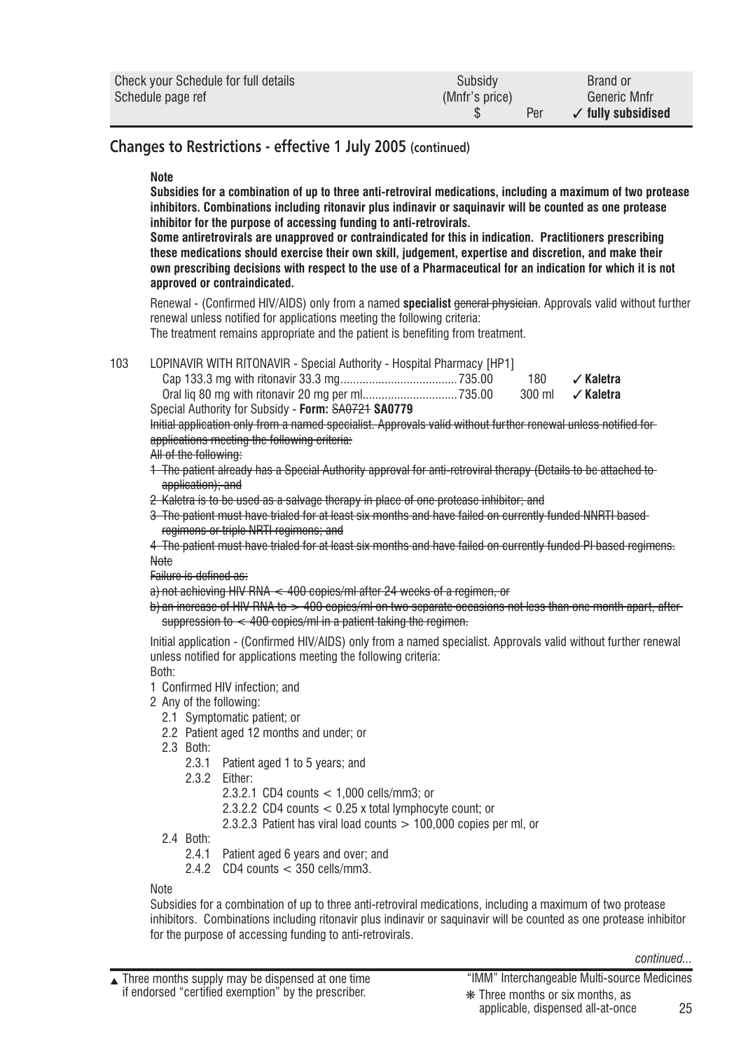| Check your Schedule for full details<br>Schedule page ref | Subsidy<br>(Mnfr's price)<br>$ | Per | Brand or<br>Generic Mnfr<br>✓ fully subsidised |
|---|---|---|---|

## Changes to Restrictions - effective 1 July 2005 (continued)

**Note**

**Subsidies for a combination of up to three anti-retroviral medications, including a maximum of two protease inhibitors. Combinations including ritonavir plus indinavir or saquinavir will be counted as one protease inhibitor for the purpose of accessing funding to anti-retrovirals.**

**Some antiretrovirals are unapproved or contraindicated for this in indication. Practitioners prescribing these medications should exercise their own skill, judgement, expertise and discretion, and make their own prescribing decisions with respect to the use of a Pharmaceutical for an indication for which it is not approved or contraindicated.**

Renewal - (Confirmed HIV/AIDS) only from a named **specialist** ~~general physician~~. Approvals valid without further renewal unless notified for applications meeting the following criteria:
The treatment remains appropriate and the patient is benefiting from treatment.

103 LOPINAVIR WITH RITONAVIR - Special Authority - Hospital Pharmacy [HP1]

| | | | |
|---|---|---|---|
| Cap 133.3 mg with ritonavir 33.3 mg | 735.00 | 180 | ✓ **Kaletra** |
| Oral liq 80 mg with ritonavir 20 mg per ml | 735.00 | 300 ml | ✓ **Kaletra** |

Special Authority for Subsidy - **Form:** ~~SA0721~~ **SA0779**

~~Initial application only from a named specialist. Approvals valid without further renewal unless notified for applications meeting the following criteria:~~

~~All of the following:~~

~~1 The patient already has a Special Authority approval for anti-retroviral therapy (Details to be attached to application); and~~

~~2 Kaletra is to be used as a salvage therapy in place of one protease inhibitor; and~~

~~3 The patient must have trialed for at least six months and have failed on currently funded NNRTI based regimens or triple NRTI regimens; and~~

~~4 The patient must have trialed for at least six months and have failed on currently funded PI based regimens.~~

~~Note~~

~~Failure is defined as:~~

~~a) not achieving HIV RNA < 400 copies/ml after 24 weeks of a regimen, or~~

~~b) an increase of HIV RNA to > 400 copies/ml on two separate occasions not less than one month apart, after suppression to < 400 copies/ml in a patient taking the regimen.~~

Initial application - (Confirmed HIV/AIDS) only from a named specialist. Approvals valid without further renewal unless notified for applications meeting the following criteria:

Both:

1 Confirmed HIV infection; and
2 Any of the following:
   - 2.1 Symptomatic patient; or
   - 2.2 Patient aged 12 months and under; or
   - 2.3 Both:
     - 2.3.1 Patient aged 1 to 5 years; and
     - 2.3.2 Either:
       - 2.3.2.1 CD4 counts < 1,000 cells/mm3; or
       - 2.3.2.2 CD4 counts < 0.25 x total lymphocyte count; or
       - 2.3.2.3 Patient has viral load counts > 100,000 copies per ml, or
   - 2.4 Both:
     - 2.4.1 Patient aged 6 years and over; and
     - 2.4.2 CD4 counts < 350 cells/mm3.

Note

Subsidies for a combination of up to three anti-retroviral medications, including a maximum of two protease inhibitors. Combinations including ritonavir plus indinavir or saquinavir will be counted as one protease inhibitor for the purpose of accessing funding to anti-retrovirals.

*continued...*

▲ Three months supply may be dispensed at one time if endorsed "certified exemption" by the prescriber.

"IMM" Interchangeable Multi-source Medicines

❋ Three months or six months, as applicable, dispensed all-at-once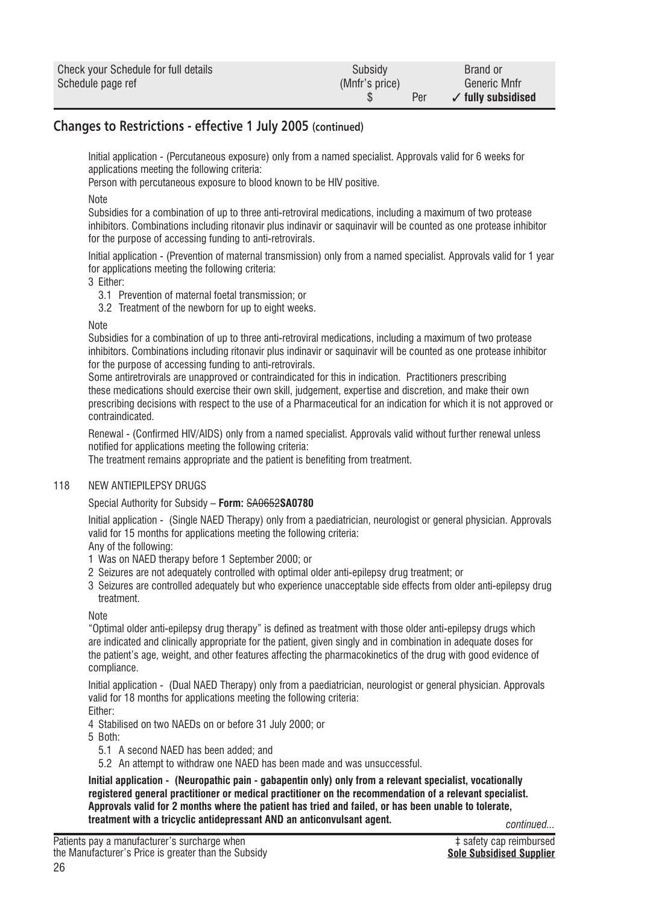## Changes to Restrictions - effective 1 July 2005 (continued)

Initial application - (Percutaneous exposure) only from a named specialist. Approvals valid for 6 weeks for applications meeting the following criteria:

Person with percutaneous exposure to blood known to be HIV positive.

Note

Subsidies for a combination of up to three anti-retroviral medications, including a maximum of two protease inhibitors. Combinations including ritonavir plus indinavir or saquinavir will be counted as one protease inhibitor for the purpose of accessing funding to anti-retrovirals.

Initial application - (Prevention of maternal transmission) only from a named specialist. Approvals valid for 1 year for applications meeting the following criteria:

3 Either:

- 3.1 Prevention of maternal foetal transmission; or
- 3.2 Treatment of the newborn for up to eight weeks.

Note

Subsidies for a combination of up to three anti-retroviral medications, including a maximum of two protease inhibitors. Combinations including ritonavir plus indinavir or saquinavir will be counted as one protease inhibitor for the purpose of accessing funding to anti-retrovirals.

Some antiretrovirals are unapproved or contraindicated for this in indication. Practitioners prescribing these medications should exercise their own skill, judgement, expertise and discretion, and make their own prescribing decisions with respect to the use of a Pharmaceutical for an indication for which it is not approved or contraindicated.

Renewal - (Confirmed HIV/AIDS) only from a named specialist. Approvals valid without further renewal unless notified for applications meeting the following criteria:

The treatment remains appropriate and the patient is benefiting from treatment.

118 NEW ANTIEPILEPSY DRUGS

Special Authority for Subsidy – **Form:** ~~SA0652~~**SA0780**

Initial application - (Single NAED Therapy) only from a paediatrician, neurologist or general physician. Approvals valid for 15 months for applications meeting the following criteria:

Any of the following:

1. Was on NAED therapy before 1 September 2000; or
2. Seizures are not adequately controlled with optimal older anti-epilepsy drug treatment; or
3. Seizures are controlled adequately but who experience unacceptable side effects from older anti-epilepsy drug treatment.

Note

"Optimal older anti-epilepsy drug therapy" is defined as treatment with those older anti-epilepsy drugs which are indicated and clinically appropriate for the patient, given singly and in combination in adequate doses for the patient's age, weight, and other features affecting the pharmacokinetics of the drug with good evidence of compliance.

Initial application - (Dual NAED Therapy) only from a paediatrician, neurologist or general physician. Approvals valid for 18 months for applications meeting the following criteria:

Either:

4 Stabilised on two NAEDs on or before 31 July 2000; or

5 Both:

- 5.1 A second NAED has been added; and
- 5.2 An attempt to withdraw one NAED has been made and was unsuccessful.

**Initial application - (Neuropathic pain - gabapentin only) only from a relevant specialist, vocationally registered general practitioner or medical practitioner on the recommendation of a relevant specialist. Approvals valid for 2 months where the patient has tried and failed, or has been unable to tolerate, treatment with a tricyclic antidepressant AND an anticonvulsant agent.**

*continued...*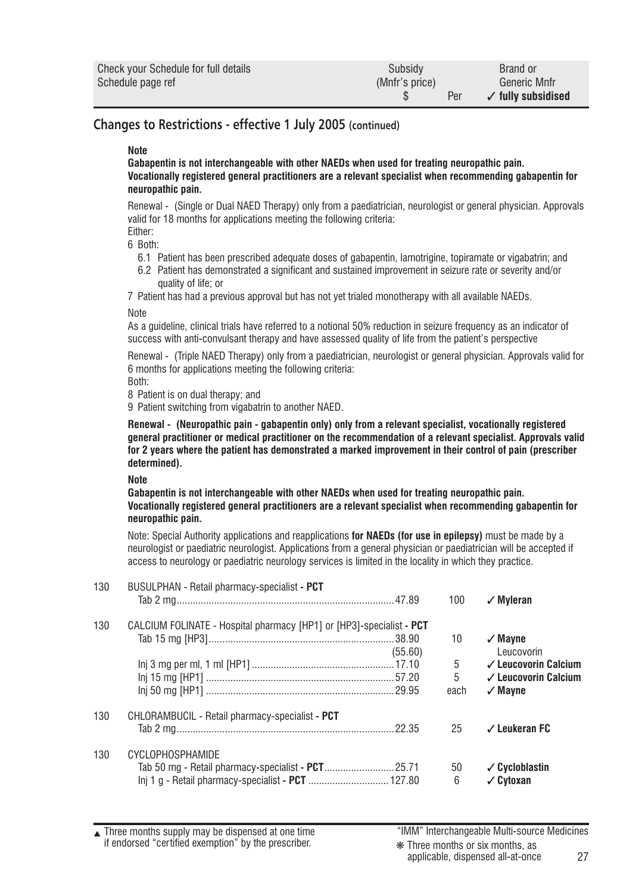| Check your Schedule for full details<br>Schedule page ref | Subsidy<br>(Mnfr's price)<br>$ | Per | Brand or<br>Generic Mnfr<br>✓ fully subsidised |
|---|---|---|---|

## Changes to Restrictions - effective 1 July 2005 (continued)

**Note**

**Gabapentin is not interchangeable with other NAEDs when used for treating neuropathic pain.**
**Vocationally registered general practitioners are a relevant specialist when recommending gabapentin for neuropathic pain.**

Renewal - (Single or Dual NAED Therapy) only from a paediatrician, neurologist or general physician. Approvals valid for 18 months for applications meeting the following criteria:

Either:

6 Both:

6.1 Patient has been prescribed adequate doses of gabapentin, lamotrigine, topiramate or vigabatrin; and

6.2 Patient has demonstrated a significant and sustained improvement in seizure rate or severity and/or quality of life; or

7 Patient has had a previous approval but has not yet trialed monotherapy with all available NAEDs.

Note

As a guideline, clinical trials have referred to a notional 50% reduction in seizure frequency as an indicator of success with anti-convulsant therapy and have assessed quality of life from the patient's perspective

Renewal - (Triple NAED Therapy) only from a paediatrician, neurologist or general physician. Approvals valid for 6 months for applications meeting the following criteria:

Both:

8 Patient is on dual therapy; and

9 Patient switching from vigabatrin to another NAED.

**Renewal - (Neuropathic pain - gabapentin only) only from a relevant specialist, vocationally registered general practitioner or medical practitioner on the recommendation of a relevant specialist. Approvals valid for 2 years where the patient has demonstrated a marked improvement in their control of pain (prescriber determined).**

**Note**

**Gabapentin is not interchangeable with other NAEDs when used for treating neuropathic pain.**
**Vocationally registered general practitioners are a relevant specialist when recommending gabapentin for neuropathic pain.**

Note: Special Authority applications and reapplications **for NAEDs (for use in epilepsy)** must be made by a neurologist or paediatric neurologist. Applications from a general physician or paediatrician will be accepted if access to neurology or paediatric neurology services is limited in the locality in which they practice.

| Page | Item | Subsidy $ | Per | Brand |
|---|---|---|---|---|
| 130 | BUSULPHAN - Retail pharmacy-specialist **- PCT** | | | |
| | Tab 2 mg | 47.89 | 100 | ✓ **Myleran** |
| 130 | CALCIUM FOLINATE - Hospital pharmacy [HP1] or [HP3]-specialist **- PCT** | | | |
| | Tab 15 mg [HP3] | 38.90 | 10 | ✓ **Mayne** |
| | | (55.60) | | Leucovorin |
| | Inj 3 mg per ml, 1 ml [HP1] | 17.10 | 5 | ✓ **Leucovorin Calcium** |
| | Inj 15 mg [HP1] | 57.20 | 5 | ✓ **Leucovorin Calcium** |
| | Inj 50 mg [HP1] | 29.95 | each | ✓ **Mayne** |
| 130 | CHLORAMBUCIL - Retail pharmacy-specialist **- PCT** | | | |
| | Tab 2 mg | 22.35 | 25 | ✓ **Leukeran FC** |
| 130 | CYCLOPHOSPHAMIDE | | | |
| | Tab 50 mg - Retail pharmacy-specialist **- PCT** | 25.71 | 50 | ✓ **Cycloblastin** |
| | Inj 1 g - Retail pharmacy-specialist **- PCT** | 127.80 | 6 | ✓ **Cytoxan** |

▲ Three months supply may be dispensed at one time if endorsed "certified exemption" by the prescriber.

"IMM" Interchangeable Multi-source Medicines

❋ Three months or six months, as applicable, dispensed all-at-once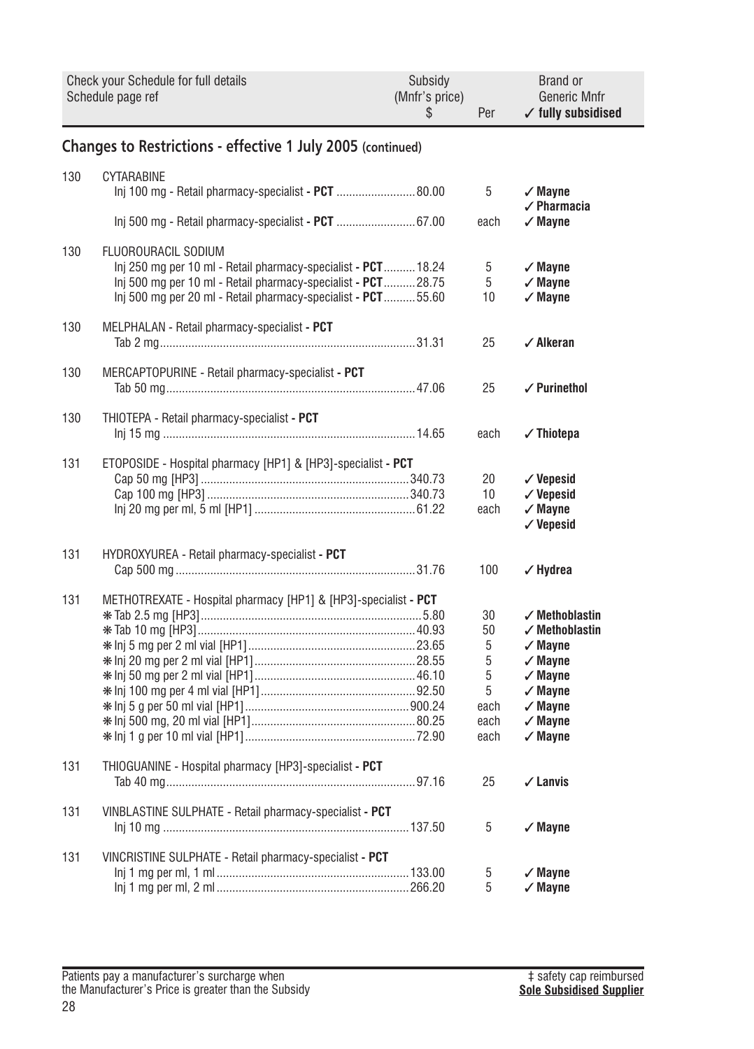| Check your Schedule for full details<br>Schedule page ref | | Subsidy<br>(Mnfr's price)<br>$ | Per | Brand or<br>Generic Mnfr<br>✓ fully subsidised |
|---|---|---|---|---|

## Changes to Restrictions - effective 1 July 2005 (continued)

| Page | Item | Subsidy $ | Per | Brand |
|---|---|---|---|---|
| 130 | CYTARABINE | | | |
| | Inj 100 mg - Retail pharmacy-specialist **- PCT** | 80.00 | 5 | ✓ **Mayne**<br>✓ **Pharmacia** |
| | Inj 500 mg - Retail pharmacy-specialist **- PCT** | 67.00 | each | ✓ **Mayne** |
| 130 | FLUOROURACIL SODIUM | | | |
| | Inj 250 mg per 10 ml - Retail pharmacy-specialist **- PCT** | 18.24 | 5 | ✓ **Mayne** |
| | Inj 500 mg per 10 ml - Retail pharmacy-specialist **- PCT** | 28.75 | 5 | ✓ **Mayne** |
| | Inj 500 mg per 20 ml - Retail pharmacy-specialist **- PCT** | 55.60 | 10 | ✓ **Mayne** |
| 130 | MELPHALAN - Retail pharmacy-specialist **- PCT** | | | |
| | Tab 2 mg | 31.31 | 25 | ✓ **Alkeran** |
| 130 | MERCAPTOPURINE - Retail pharmacy-specialist **- PCT** | | | |
| | Tab 50 mg | 47.06 | 25 | ✓ **Purinethol** |
| 130 | THIOTEPA - Retail pharmacy-specialist **- PCT** | | | |
| | Inj 15 mg | 14.65 | each | ✓ **Thiotepa** |
| 131 | ETOPOSIDE - Hospital pharmacy [HP1] & [HP3]-specialist **- PCT** | | | |
| | Cap 50 mg [HP3] | 340.73 | 20 | ✓ **Vepesid** |
| | Cap 100 mg [HP3] | 340.73 | 10 | ✓ **Vepesid** |
| | Inj 20 mg per ml, 5 ml [HP1] | 61.22 | each | ✓ **Mayne**<br>✓ **Vepesid** |
| 131 | HYDROXYUREA - Retail pharmacy-specialist **- PCT** | | | |
| | Cap 500 mg | 31.76 | 100 | ✓ **Hydrea** |
| 131 | METHOTREXATE - Hospital pharmacy [HP1] & [HP3]-specialist **- PCT** | | | |
| | ❋ Tab 2.5 mg [HP3] | 5.80 | 30 | ✓ **Methoblastin** |
| | ❋ Tab 10 mg [HP3] | 40.93 | 50 | ✓ **Methoblastin** |
| | ❋ Inj 5 mg per 2 ml vial [HP1] | 23.65 | 5 | ✓ **Mayne** |
| | ❋ Inj 20 mg per 2 ml vial [HP1] | 28.55 | 5 | ✓ **Mayne** |
| | ❋ Inj 50 mg per 2 ml vial [HP1] | 46.10 | 5 | ✓ **Mayne** |
| | ❋ Inj 100 mg per 4 ml vial [HP1] | 92.50 | 5 | ✓ **Mayne** |
| | ❋ Inj 5 g per 50 ml vial [HP1] | 900.24 | each | ✓ **Mayne** |
| | ❋ Inj 500 mg, 20 ml vial [HP1] | 80.25 | each | ✓ **Mayne** |
| | ❋ Inj 1 g per 10 ml vial [HP1] | 72.90 | each | ✓ **Mayne** |
| 131 | THIOGUANINE - Hospital pharmacy [HP3]-specialist **- PCT** | | | |
| | Tab 40 mg | 97.16 | 25 | ✓ **Lanvis** |
| 131 | VINBLASTINE SULPHATE - Retail pharmacy-specialist **- PCT** | | | |
| | Inj 10 mg | 137.50 | 5 | ✓ **Mayne** |
| 131 | VINCRISTINE SULPHATE - Retail pharmacy-specialist **- PCT** | | | |
| | Inj 1 mg per ml, 1 ml | 133.00 | 5 | ✓ **Mayne** |
| | Inj 1 mg per ml, 2 ml | 266.20 | 5 | ✓ **Mayne** |

Patients pay a manufacturer's surcharge when the Manufacturer's Price is greater than the Subsidy

‡ safety cap reimbursed
**Sole Subsidised Supplier**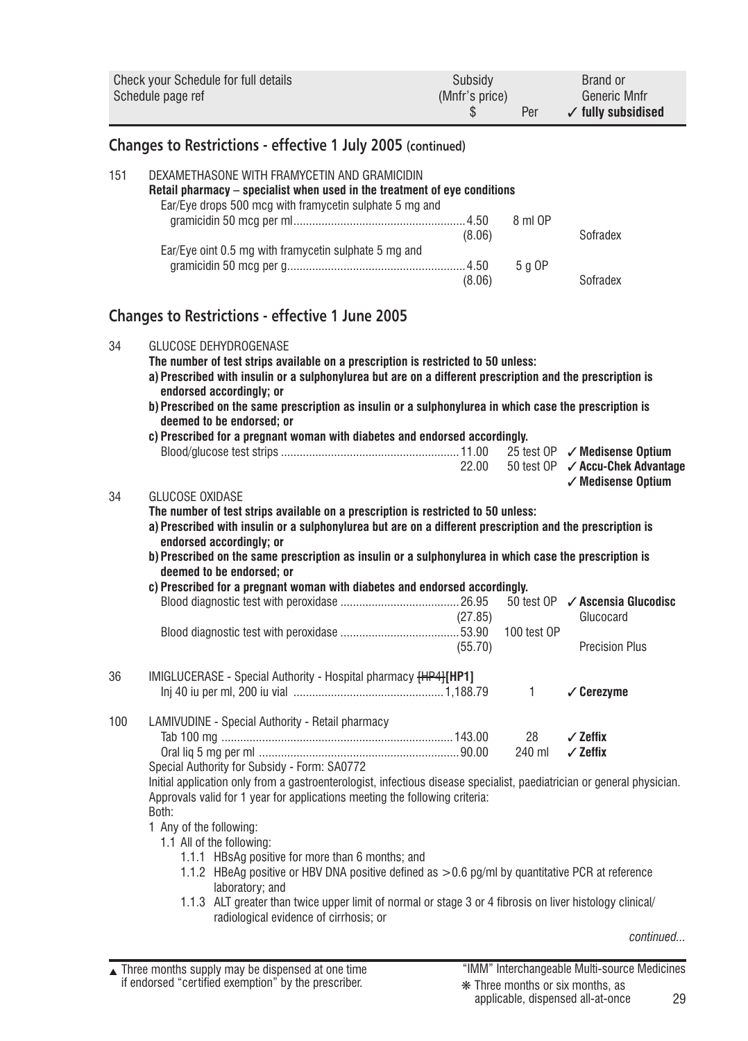| Check your Schedule for full details Schedule page ref | | Subsidy (Mnfr's price) $ | Per | Brand or Generic Mnfr ✓ fully subsidised |
|---|---|---|---|---|

## Changes to Restrictions - effective 1 July 2005 (continued)

151 DEXAMETHASONE WITH FRAMYCETIN AND GRAMICIDIN
**Retail pharmacy – specialist when used in the treatment of eye conditions**

| | | | | |
|---|---|---|---|---|
| | Ear/Eye drops 500 mcg with framycetin sulphate 5 mg and gramicidin 50 mcg per ml | 4.50 (8.06) | 8 ml OP | Sofradex |
| | Ear/Eye oint 0.5 mg with framycetin sulphate 5 mg and gramicidin 50 mcg per g | 4.50 (8.06) | 5 g OP | Sofradex |

## Changes to Restrictions - effective 1 June 2005

34 GLUCOSE DEHYDROGENASE
**The number of test strips available on a prescription is restricted to 50 unless:**
**a) Prescribed with insulin or a sulphonylurea but are on a different prescription and the prescription is endorsed accordingly; or**
**b) Prescribed on the same prescription as insulin or a sulphonylurea in which case the prescription is deemed to be endorsed; or**
**c) Prescribed for a pregnant woman with diabetes and endorsed accordingly.**

| | | | | |
|---|---|---|---|---|
| | Blood/glucose test strips | 11.00 | 25 test OP | ✓ **Medisense Optium** |
| | | 22.00 | 50 test OP | ✓ **Accu-Chek Advantage** ✓ **Medisense Optium** |

34 GLUCOSE OXIDASE
**The number of test strips available on a prescription is restricted to 50 unless:**
**a) Prescribed with insulin or a sulphonylurea but are on a different prescription and the prescription is endorsed accordingly; or**
**b) Prescribed on the same prescription as insulin or a sulphonylurea in which case the prescription is deemed to be endorsed; or**
**c) Prescribed for a pregnant woman with diabetes and endorsed accordingly.**

| | | | | |
|---|---|---|---|---|
| | Blood diagnostic test with peroxidase | 26.95 (27.85) | 50 test OP | ✓ **Ascensia Glucodisc** Glucocard |
| | Blood diagnostic test with peroxidase | 53.90 (55.70) | 100 test OP | Precision Plus |

36 IMIGLUCERASE - Special Authority - Hospital pharmacy ~~[HP4]~~**[HP1]**

| | | | | |
|---|---|---|---|---|
| | Inj 40 iu per ml, 200 iu vial | 1,188.79 | 1 | ✓ **Cerezyme** |

100 LAMIVUDINE - Special Authority - Retail pharmacy

| | | | | |
|---|---|---|---|---|
| | Tab 100 mg | 143.00 | 28 | ✓ **Zeffix** |
| | Oral liq 5 mg per ml | 90.00 | 240 ml | ✓ **Zeffix** |

Special Authority for Subsidy - Form: SA0772
Initial application only from a gastroenterologist, infectious disease specialist, paediatrician or general physician. Approvals valid for 1 year for applications meeting the following criteria:
Both:
1 Any of the following:
  1.1 All of the following:
    1.1.1 HBsAg positive for more than 6 months; and
    1.1.2 HBeAg positive or HBV DNA positive defined as >0.6 pg/ml by quantitative PCR at reference laboratory; and
    1.1.3 ALT greater than twice upper limit of normal or stage 3 or 4 fibrosis on liver histology clinical/radiological evidence of cirrhosis; or

*continued...*

▲ Three months supply may be dispensed at one time if endorsed "certified exemption" by the prescriber.

"IMM" Interchangeable Multi-source Medicines
❋ Three months or six months, as applicable, dispensed all-at-once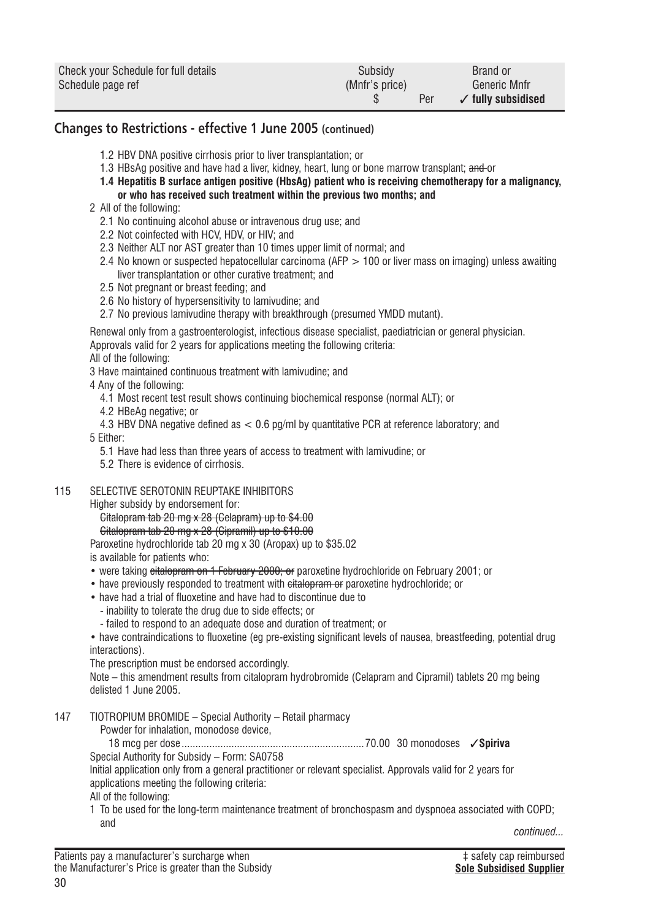## Changes to Restrictions - effective 1 June 2005 (continued)

1.2 HBV DNA positive cirrhosis prior to liver transplantation; or

1.3 HBsAg positive and have had a liver, kidney, heart, lung or bone marrow transplant; ~~and~~ or

**1.4 Hepatitis B surface antigen positive (HbsAg) patient who is receiving chemotherapy for a malignancy, or who has received such treatment within the previous two months; and**

2 All of the following:

2.1 No continuing alcohol abuse or intravenous drug use; and

2.2 Not coinfected with HCV, HDV, or HIV; and

2.3 Neither ALT nor AST greater than 10 times upper limit of normal; and

2.4 No known or suspected hepatocellular carcinoma (AFP > 100 or liver mass on imaging) unless awaiting liver transplantation or other curative treatment; and

2.5 Not pregnant or breast feeding; and

2.6 No history of hypersensitivity to lamivudine; and

2.7 No previous lamivudine therapy with breakthrough (presumed YMDD mutant).

Renewal only from a gastroenterologist, infectious disease specialist, paediatrician or general physician. Approvals valid for 2 years for applications meeting the following criteria:

All of the following:

3 Have maintained continuous treatment with lamivudine; and

4 Any of the following:

4.1 Most recent test result shows continuing biochemical response (normal ALT); or

4.2 HBeAg negative; or

4.3 HBV DNA negative defined as < 0.6 pg/ml by quantitative PCR at reference laboratory; and

5 Either:

5.1 Have had less than three years of access to treatment with lamivudine; or

5.2 There is evidence of cirrhosis.

115 SELECTIVE SEROTONIN REUPTAKE INHIBITORS

Higher subsidy by endorsement for:

~~Citalopram tab 20 mg x 28 (Celapram) up to $4.00~~

~~Citalopram tab 20 mg x 28 (Cipramil) up to $10.00~~

Paroxetine hydrochloride tab 20 mg x 30 (Aropax) up to $35.02

is available for patients who:

- were taking ~~citalopram on 1 February 2000; or~~ paroxetine hydrochloride on February 2001; or
- have previously responded to treatment with ~~citalopram or~~ paroxetine hydrochloride; or
- have had a trial of fluoxetine and have had to discontinue due to
  - inability to tolerate the drug due to side effects; or
  - failed to respond to an adequate dose and duration of treatment; or
- have contraindications to fluoxetine (eg pre-existing significant levels of nausea, breastfeeding, potential drug interactions).

The prescription must be endorsed accordingly.

Note – this amendment results from citalopram hydrobromide (Celapram and Cipramil) tablets 20 mg being delisted 1 June 2005.

147 TIOTROPIUM BROMIDE – Special Authority – Retail pharmacy

Powder for inhalation, monodose device,

18 mcg per dose ........ 70.00 30 monodoses ✓**Spiriva**

Special Authority for Subsidy – Form: SA0758

Initial application only from a general practitioner or relevant specialist. Approvals valid for 2 years for applications meeting the following criteria:

All of the following:

1 To be used for the long-term maintenance treatment of bronchospasm and dyspnoea associated with COPD; and

*continued...*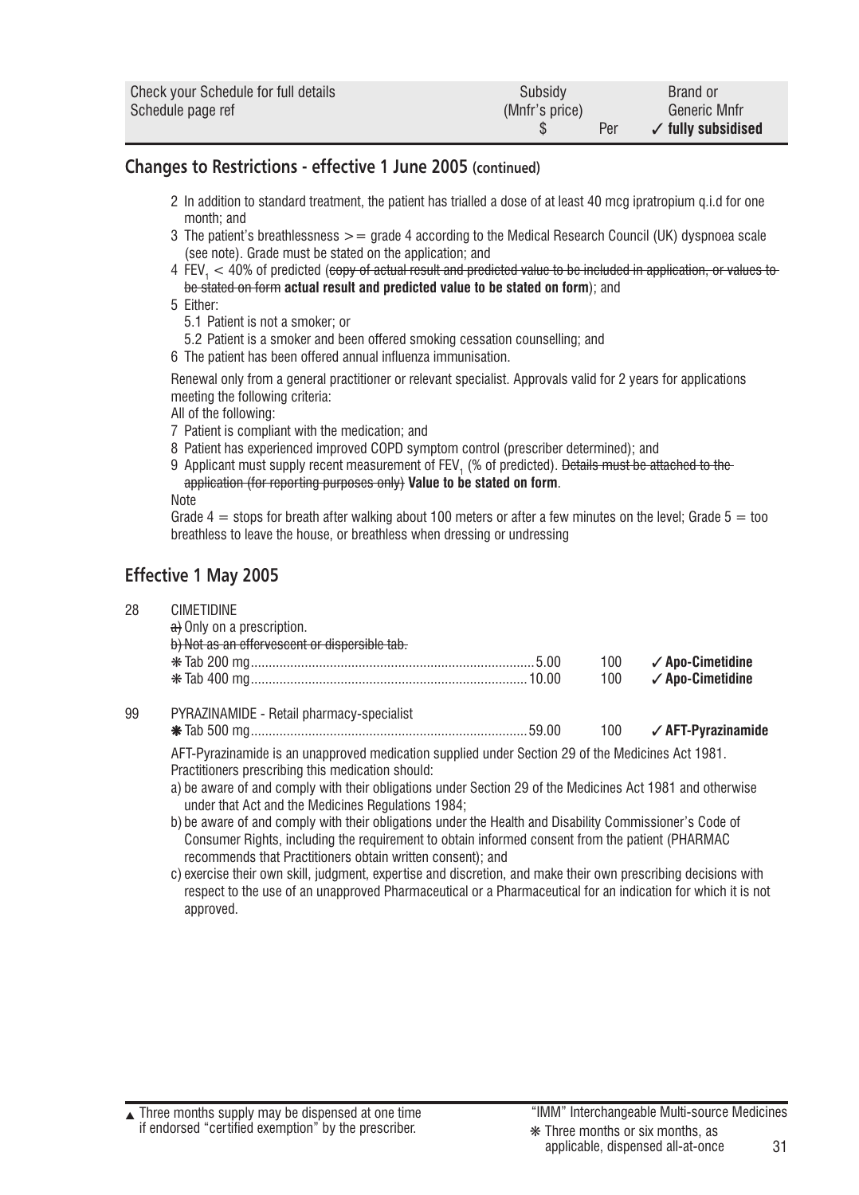| Check your Schedule for full details<br>Schedule page ref | Subsidy<br>(Mnfr's price)<br>$ | Per | Brand or<br>Generic Mnfr<br>✓ fully subsidised |
|---|---|---|---|

## Changes to Restrictions - effective 1 June 2005 (continued)

2 In addition to standard treatment, the patient has trialled a dose of at least 40 mcg ipratropium q.i.d for one month; and

3 The patient's breathlessness >= grade 4 according to the Medical Research Council (UK) dyspnoea scale (see note). Grade must be stated on the application; and

4 $FEV_1$ < 40% of predicted (~~copy of actual result and predicted value to be included in application, or values to be stated on form~~ **actual result and predicted value to be stated on form**); and

5 Either:

 5.1 Patient is not a smoker; or

 5.2 Patient is a smoker and been offered smoking cessation counselling; and

6 The patient has been offered annual influenza immunisation.

Renewal only from a general practitioner or relevant specialist. Approvals valid for 2 years for applications meeting the following criteria:

All of the following:

7 Patient is compliant with the medication; and

8 Patient has experienced improved COPD symptom control (prescriber determined); and

9 Applicant must supply recent measurement of $FEV_1$ (% of predicted). ~~Details must be attached to the application (for reporting purposes only)~~ **Value to be stated on form**.

Note

Grade 4 = stops for breath after walking about 100 meters or after a few minutes on the level; Grade 5 = too breathless to leave the house, or breathless when dressing or undressing

## Effective 1 May 2005

| Page | Item | Subsidy $ | Per | Brand |
|---|---|---|---|---|
| 28 | CIMETIDINE<br>~~a)~~ Only on a prescription.<br>~~b) Not as an effervescent or dispersible tab.~~ | | | |
| | ❋ Tab 200 mg | 5.00 | 100 | ✓ **Apo-Cimetidine** |
| | ❋ Tab 400 mg | 10.00 | 100 | ✓ **Apo-Cimetidine** |
| 99 | PYRAZINAMIDE - Retail pharmacy-specialist | | | |
| | ❋ Tab 500 mg | 59.00 | 100 | ✓ **AFT-Pyrazinamide** |

AFT-Pyrazinamide is an unapproved medication supplied under Section 29 of the Medicines Act 1981. Practitioners prescribing this medication should:

a) be aware of and comply with their obligations under Section 29 of the Medicines Act 1981 and otherwise under that Act and the Medicines Regulations 1984;

b) be aware of and comply with their obligations under the Health and Disability Commissioner's Code of Consumer Rights, including the requirement to obtain informed consent from the patient (PHARMAC recommends that Practitioners obtain written consent); and

c) exercise their own skill, judgment, expertise and discretion, and make their own prescribing decisions with respect to the use of an unapproved Pharmaceutical or a Pharmaceutical for an indication for which it is not approved.

▲ Three months supply may be dispensed at one time if endorsed "certified exemption" by the prescriber.

"IMM" Interchangeable Multi-source Medicines

❋ Three months or six months, as applicable, dispensed all-at-once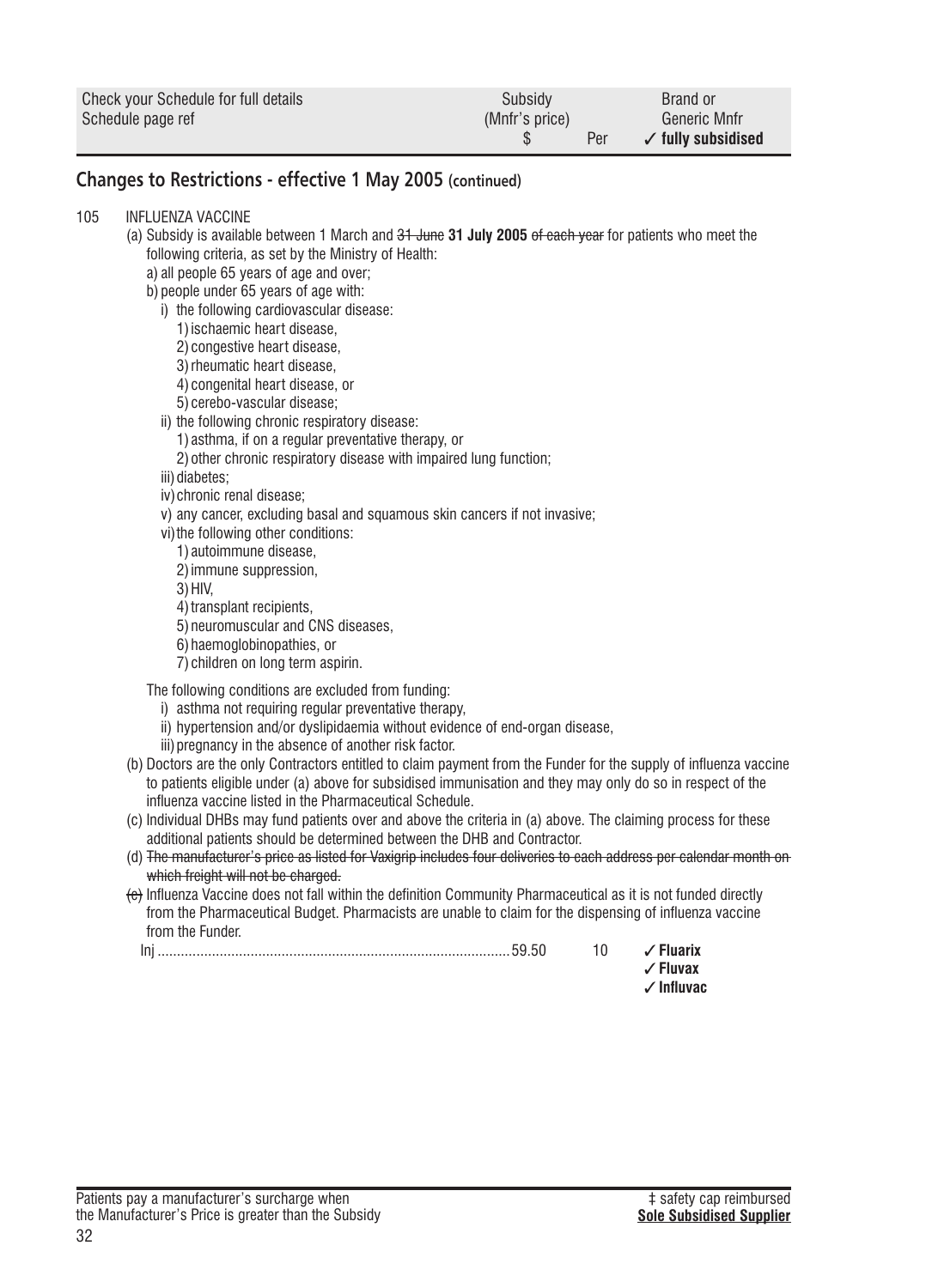| Check your Schedule for full details<br>Schedule page ref | Subsidy<br>(Mnfr's price)<br>$ | Per | Brand or<br>Generic Mnfr<br>✓ **fully subsidised** |
|---|---|---|---|

## Changes to Restrictions - effective 1 May 2005 (continued)

105 INFLUENZA VACCINE

(a) Subsidy is available between 1 March and ~~31 June~~ **31 July 2005** ~~of each year~~ for patients who meet the following criteria, as set by the Ministry of Health:

a) all people 65 years of age and over;

b) people under 65 years of age with:

i) the following cardiovascular disease:
1) ischaemic heart disease,
2) congestive heart disease,
3) rheumatic heart disease,
4) congenital heart disease, or
5) cerebo-vascular disease;

ii) the following chronic respiratory disease:
1) asthma, if on a regular preventative therapy, or
2) other chronic respiratory disease with impaired lung function;

iii) diabetes;

iv) chronic renal disease;

v) any cancer, excluding basal and squamous skin cancers if not invasive;

vi) the following other conditions:
1) autoimmune disease,
2) immune suppression,
3) HIV,
4) transplant recipients,
5) neuromuscular and CNS diseases,
6) haemoglobinopathies, or
7) children on long term aspirin.

The following conditions are excluded from funding:

i) asthma not requiring regular preventative therapy,
ii) hypertension and/or dyslipidaemia without evidence of end-organ disease,
iii) pregnancy in the absence of another risk factor.

(b) Doctors are the only Contractors entitled to claim payment from the Funder for the supply of influenza vaccine to patients eligible under (a) above for subsidised immunisation and they may only do so in respect of the influenza vaccine listed in the Pharmaceutical Schedule.

(c) Individual DHBs may fund patients over and above the criteria in (a) above. The claiming process for these additional patients should be determined between the DHB and Contractor.

(d) ~~The manufacturer's price as listed for Vaxigrip includes four deliveries to each address per calendar month on which freight will not be charged.~~

~~(e)~~ Influenza Vaccine does not fall within the definition Community Pharmaceutical as it is not funded directly from the Pharmaceutical Budget. Pharmacists are unable to claim for the dispensing of influenza vaccine from the Funder.

| | | | |
|---|---|---|---|
| Inj | 59.50 | 10 | ✓ **Fluarix**<br>✓ **Fluvax**<br>✓ **Influvac** |

Patients pay a manufacturer's surcharge when the Manufacturer's Price is greater than the Subsidy

‡ safety cap reimbursed
**Sole Subsidised Supplier**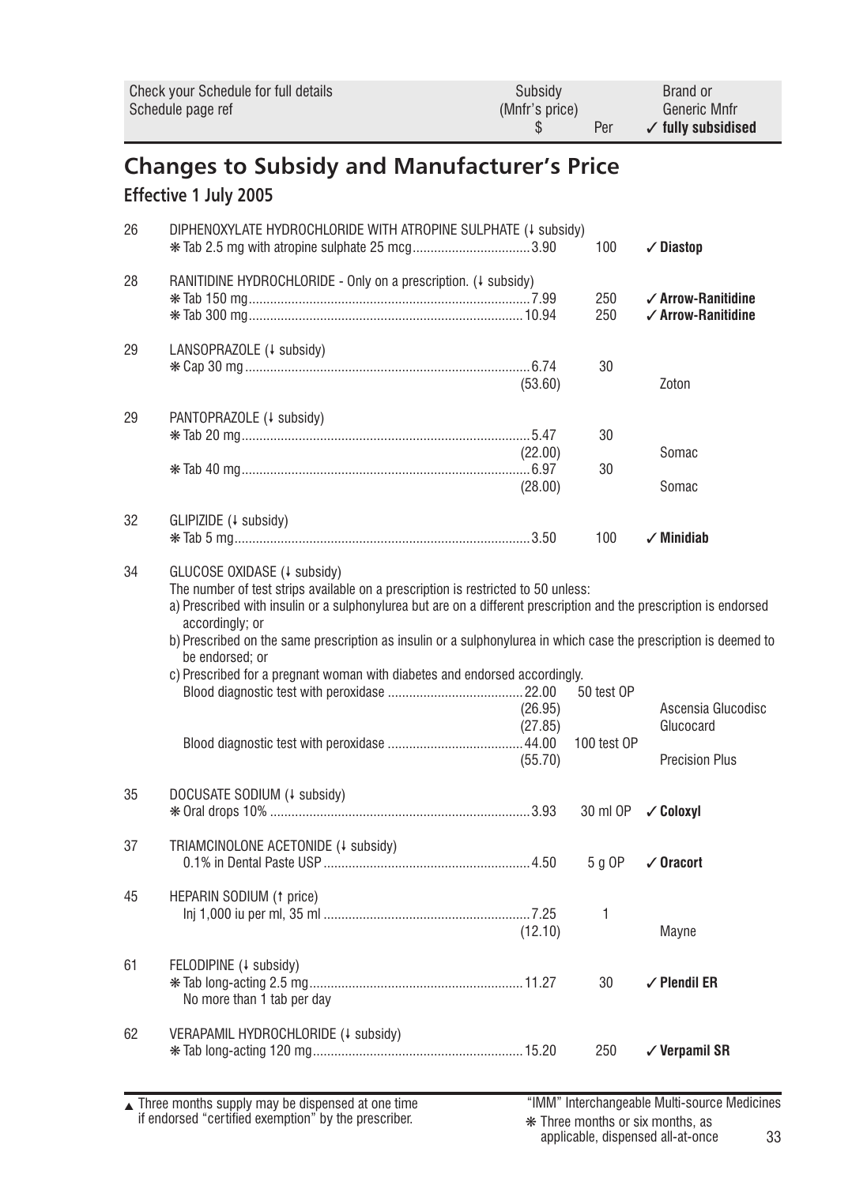| Check your Schedule for full details<br>Schedule page ref | | Subsidy<br>(Mnfr's price)<br>$ | Per | Brand or<br>Generic Mnfr<br>✓ fully subsidised |
|---|---|---|---|---|

## Changes to Subsidy and Manufacturer's Price

### Effective 1 July 2005

| Page | Item | Subsidy (Mnfr's price) $ | Per | Brand or Generic Mnfr |
|---|---|---|---|---|
| 26 | DIPHENOXYLATE HYDROCHLORIDE WITH ATROPINE SULPHATE (↓ subsidy) | | | |
| | ❋ Tab 2.5 mg with atropine sulphate 25 mcg | 3.90 | 100 | ✓ **Diastop** |
| 28 | RANITIDINE HYDROCHLORIDE - Only on a prescription. (↓ subsidy) | | | |
| | ❋ Tab 150 mg | 7.99 | 250 | ✓ **Arrow-Ranitidine** |
| | ❋ Tab 300 mg | 10.94 | 250 | ✓ **Arrow-Ranitidine** |
| 29 | LANSOPRAZOLE (↓ subsidy) | | | |
| | ❋ Cap 30 mg | 6.74 | 30 | |
| | | (53.60) | | Zoton |
| 29 | PANTOPRAZOLE (↓ subsidy) | | | |
| | ❋ Tab 20 mg | 5.47 | 30 | |
| | | (22.00) | | Somac |
| | ❋ Tab 40 mg | 6.97 | 30 | |
| | | (28.00) | | Somac |
| 32 | GLIPIZIDE (↓ subsidy) | | | |
| | ❋ Tab 5 mg | 3.50 | 100 | ✓ **Minidiab** |
| 34 | GLUCOSE OXIDASE (↓ subsidy) | | | |
| | The number of test strips available on a prescription is restricted to 50 unless:<br>a) Prescribed with insulin or a sulphonylurea but are on a different prescription and the prescription is endorsed accordingly; or<br>b) Prescribed on the same prescription as insulin or a sulphonylurea in which case the prescription is deemed to be endorsed; or<br>c) Prescribed for a pregnant woman with diabetes and endorsed accordingly. | | | |
| | Blood diagnostic test with peroxidase | 22.00 | 50 test OP | |
| | | (26.95) | | Ascensia Glucodisc |
| | | (27.85) | | Glucocard |
| | Blood diagnostic test with peroxidase | 44.00 | 100 test OP | |
| | | (55.70) | | Precision Plus |
| 35 | DOCUSATE SODIUM (↓ subsidy) | | | |
| | ❋ Oral drops 10% | 3.93 | 30 ml OP | ✓ **Coloxyl** |
| 37 | TRIAMCINOLONE ACETONIDE (↓ subsidy) | | | |
| | 0.1% in Dental Paste USP | 4.50 | 5 g OP | ✓ **Oracort** |
| 45 | HEPARIN SODIUM (↑ price) | | | |
| | Inj 1,000 iu per ml, 35 ml | 7.25 | 1 | |
| | | (12.10) | | Mayne |
| 61 | FELODIPINE (↓ subsidy) | | | |
| | ❋ Tab long-acting 2.5 mg<br>No more than 1 tab per day | 11.27 | 30 | ✓ **Plendil ER** |
| 62 | VERAPAMIL HYDROCHLORIDE (↓ subsidy) | | | |
| | ❋ Tab long-acting 120 mg | 15.20 | 250 | ✓ **Verpamil SR** |

▲ Three months supply may be dispensed at one time if endorsed "certified exemption" by the prescriber.

"IMM" Interchangeable Multi-source Medicines

❋ Three months or six months, as applicable, dispensed all-at-once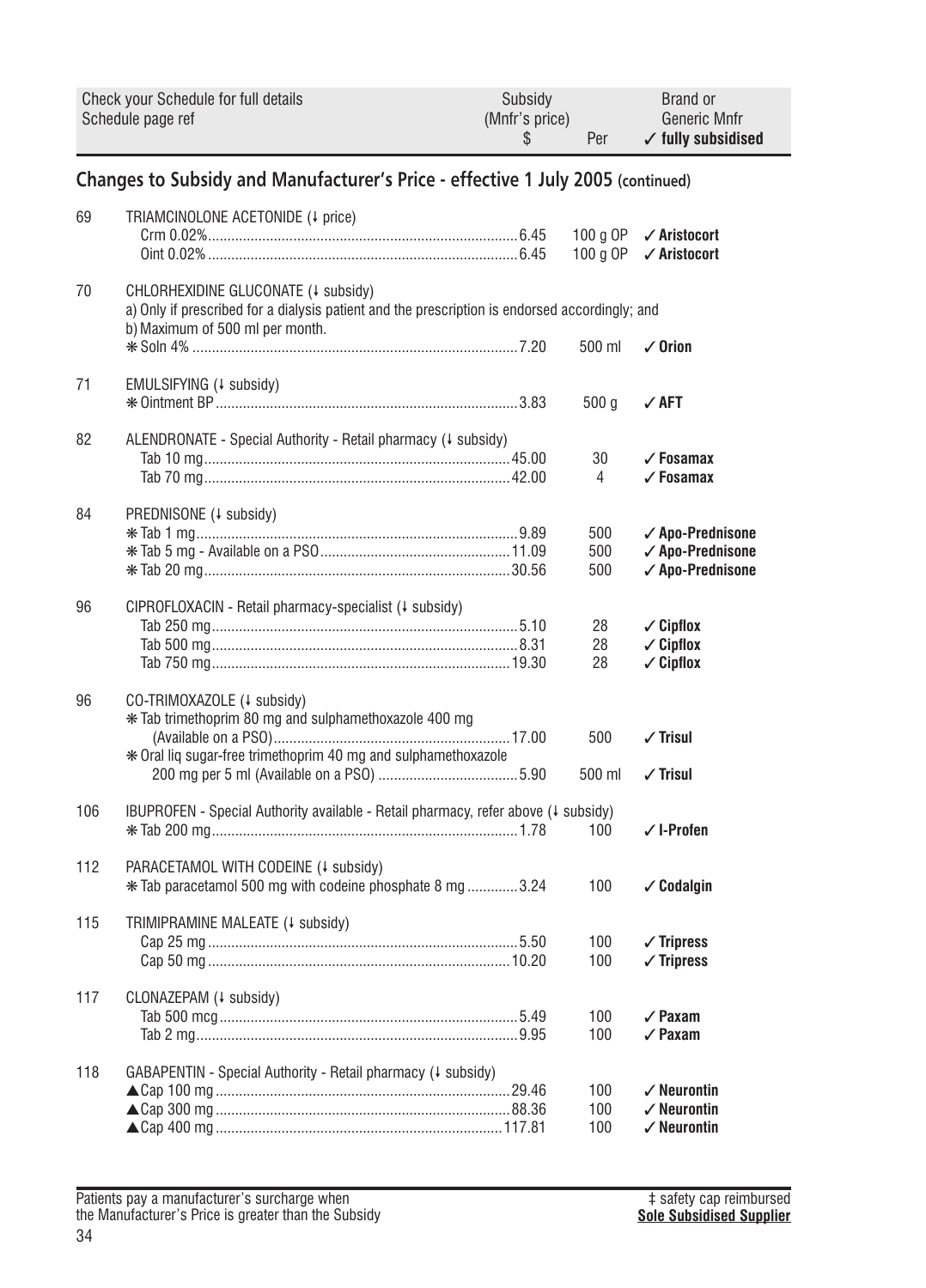| Check your Schedule for full details<br>Schedule page ref | | Subsidy<br>(Mnfr's price)<br>$ | Per | Brand or<br>Generic Mnfr<br>✓ fully subsidised |
|---|---|---|---|---|

## Changes to Subsidy and Manufacturer's Price - effective 1 July 2005 (continued)

| Page | Item | Subsidy $ | Per | Brand |
|---|---|---|---|---|
| 69 | TRIAMCINOLONE ACETONIDE (↓ price) | | | |
| | Crm 0.02% | 6.45 | 100 g OP | ✓ Aristocort |
| | Oint 0.02% | 6.45 | 100 g OP | ✓ Aristocort |
| 70 | CHLORHEXIDINE GLUCONATE (↓ subsidy)<br>a) Only if prescribed for a dialysis patient and the prescription is endorsed accordingly; and<br>b) Maximum of 500 ml per month. | | | |
| | ✻ Soln 4% | 7.20 | 500 ml | ✓ Orion |
| 71 | EMULSIFYING (↓ subsidy) | | | |
| | ✻ Ointment BP | 3.83 | 500 g | ✓ AFT |
| 82 | ALENDRONATE - Special Authority - Retail pharmacy (↓ subsidy) | | | |
| | Tab 10 mg | 45.00 | 30 | ✓ Fosamax |
| | Tab 70 mg | 42.00 | 4 | ✓ Fosamax |
| 84 | PREDNISONE (↓ subsidy) | | | |
| | ✻ Tab 1 mg | 9.89 | 500 | ✓ Apo-Prednisone |
| | ✻ Tab 5 mg - Available on a PSO | 11.09 | 500 | ✓ Apo-Prednisone |
| | ✻ Tab 20 mg | 30.56 | 500 | ✓ Apo-Prednisone |
| 96 | CIPROFLOXACIN - Retail pharmacy-specialist (↓ subsidy) | | | |
| | Tab 250 mg | 5.10 | 28 | ✓ Cipflox |
| | Tab 500 mg | 8.31 | 28 | ✓ Cipflox |
| | Tab 750 mg | 19.30 | 28 | ✓ Cipflox |
| 96 | CO-TRIMOXAZOLE (↓ subsidy) | | | |
| | ✻ Tab trimethoprim 80 mg and sulphamethoxazole 400 mg (Available on a PSO) | 17.00 | 500 | ✓ Trisul |
| | ✻ Oral liq sugar-free trimethoprim 40 mg and sulphamethoxazole 200 mg per 5 ml (Available on a PSO) | 5.90 | 500 ml | ✓ Trisul |
| 106 | IBUPROFEN - Special Authority available - Retail pharmacy, refer above (↓ subsidy) | | | |
| | ✻ Tab 200 mg | 1.78 | 100 | ✓ I-Profen |
| 112 | PARACETAMOL WITH CODEINE (↓ subsidy) | | | |
| | ✻ Tab paracetamol 500 mg with codeine phosphate 8 mg | 3.24 | 100 | ✓ Codalgin |
| 115 | TRIMIPRAMINE MALEATE (↓ subsidy) | | | |
| | Cap 25 mg | 5.50 | 100 | ✓ Tripress |
| | Cap 50 mg | 10.20 | 100 | ✓ Tripress |
| 117 | CLONAZEPAM (↓ subsidy) | | | |
| | Tab 500 mcg | 5.49 | 100 | ✓ Paxam |
| | Tab 2 mg | 9.95 | 100 | ✓ Paxam |
| 118 | GABAPENTIN - Special Authority - Retail pharmacy (↓ subsidy) | | | |
| | ▲Cap 100 mg | 29.46 | 100 | ✓ Neurontin |
| | ▲Cap 300 mg | 88.36 | 100 | ✓ Neurontin |
| | ▲Cap 400 mg | 117.81 | 100 | ✓ Neurontin |

Patients pay a manufacturer's surcharge when the Manufacturer's Price is greater than the Subsidy

‡ safety cap reimbursed
**Sole Subsidised Supplier**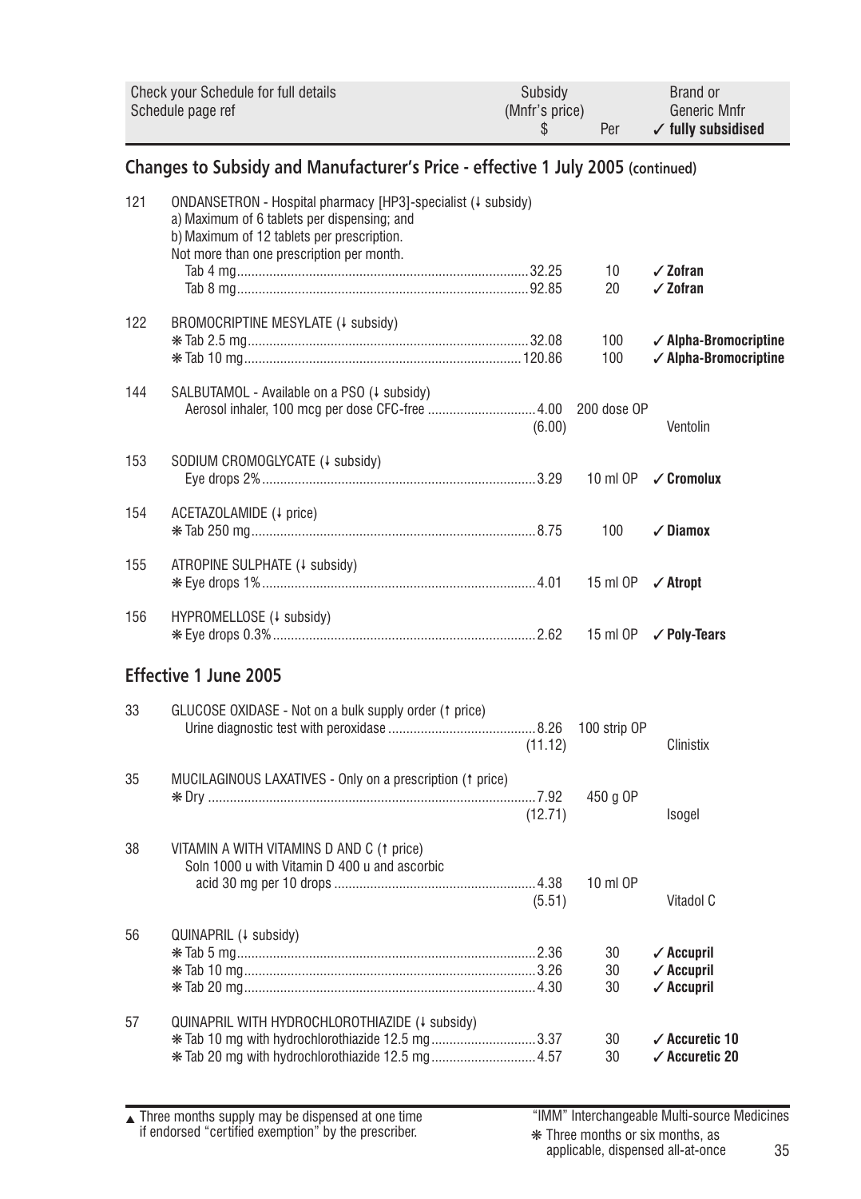| Check your Schedule for full details Schedule page ref | | Subsidy (Mnfr's price) $ | Per | Brand or Generic Mnfr ✓ fully subsidised |
|---|---|---|---|---|

## Changes to Subsidy and Manufacturer's Price - effective 1 July 2005 (continued)

| | | | | |
|---|---|---|---|---|
| 121 | ONDANSETRON - Hospital pharmacy [HP3]-specialist (↓ subsidy) a) Maximum of 6 tablets per dispensing; and b) Maximum of 12 tablets per prescription. Not more than one prescription per month. | | | |
| | Tab 4 mg | 32.25 | 10 | ✓ **Zofran** |
| | Tab 8 mg | 92.85 | 20 | ✓ **Zofran** |
| 122 | BROMOCRIPTINE MESYLATE (↓ subsidy) | | | |
| | ❋ Tab 2.5 mg | 32.08 | 100 | ✓ **Alpha-Bromocriptine** |
| | ❋ Tab 10 mg | 120.86 | 100 | ✓ **Alpha-Bromocriptine** |
| 144 | SALBUTAMOL - Available on a PSO (↓ subsidy) | | | |
| | Aerosol inhaler, 100 mcg per dose CFC-free | 4.00 (6.00) | 200 dose OP | Ventolin |
| 153 | SODIUM CROMOGLYCATE (↓ subsidy) | | | |
| | Eye drops 2% | 3.29 | 10 ml OP | ✓ **Cromolux** |
| 154 | ACETAZOLAMIDE (↓ price) | | | |
| | ❋ Tab 250 mg | 8.75 | 100 | ✓ **Diamox** |
| 155 | ATROPINE SULPHATE (↓ subsidy) | | | |
| | ❋ Eye drops 1% | 4.01 | 15 ml OP | ✓ **Atropt** |
| 156 | HYPROMELLOSE (↓ subsidy) | | | |
| | ❋ Eye drops 0.3% | 2.62 | 15 ml OP | ✓ **Poly-Tears** |

## Effective 1 June 2005

| | | | | |
|---|---|---|---|---|
| 33 | GLUCOSE OXIDASE - Not on a bulk supply order (↑ price) | | | |
| | Urine diagnostic test with peroxidase | 8.26 (11.12) | 100 strip OP | Clinistix |
| 35 | MUCILAGINOUS LAXATIVES - Only on a prescription (↑ price) | | | |
| | ❋ Dry | 7.92 (12.71) | 450 g OP | Isogel |
| 38 | VITAMIN A WITH VITAMINS D AND C (↑ price) | | | |
| | Soln 1000 u with Vitamin D 400 u and ascorbic acid 30 mg per 10 drops | 4.38 (5.51) | 10 ml OP | Vitadol C |
| 56 | QUINAPRIL (↓ subsidy) | | | |
| | ❋ Tab 5 mg | 2.36 | 30 | ✓ **Accupril** |
| | ❋ Tab 10 mg | 3.26 | 30 | ✓ **Accupril** |
| | ❋ Tab 20 mg | 4.30 | 30 | ✓ **Accupril** |
| 57 | QUINAPRIL WITH HYDROCHLOROTHIAZIDE (↓ subsidy) | | | |
| | ❋ Tab 10 mg with hydrochlorothiazide 12.5 mg | 3.37 | 30 | ✓ **Accuretic 10** |
| | ❋ Tab 20 mg with hydrochlorothiazide 12.5 mg | 4.57 | 30 | ✓ **Accuretic 20** |

▲ Three months supply may be dispensed at one time if endorsed "certified exemption" by the prescriber.

"IMM" Interchangeable Multi-source Medicines

❋ Three months or six months, as applicable, dispensed all-at-once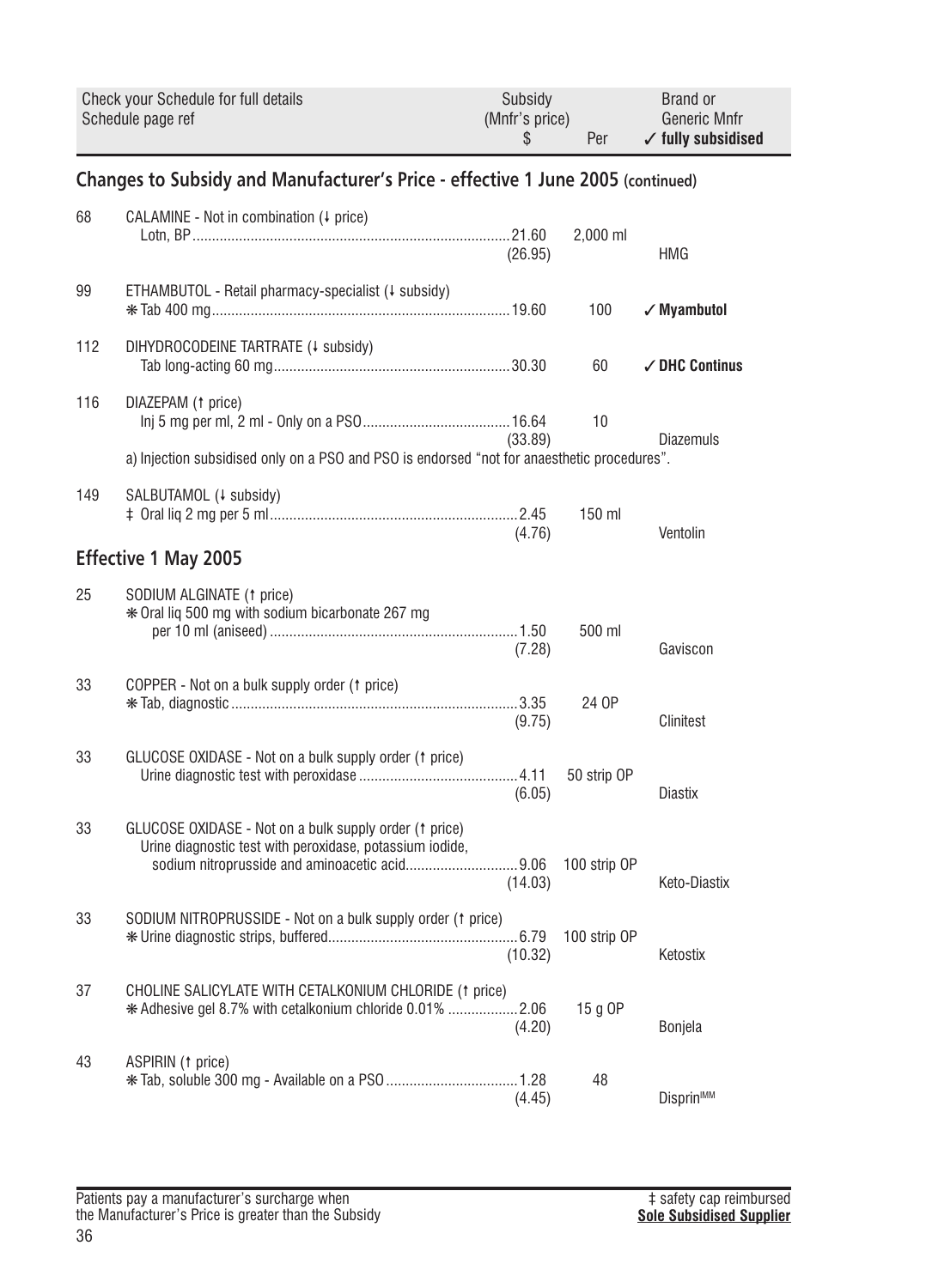| Check your Schedule for full details Schedule page ref | | Subsidy (Mnfr's price) $ | Per | Brand or Generic Mnfr ✓ fully subsidised |
|---|---|---|---|---|

## Changes to Subsidy and Manufacturer's Price - effective 1 June 2005 (continued)

| | | | | |
|---|---|---|---|---|
| 68 | CALAMINE - Not in combination (↓ price) | | | |
| | Lotn, BP | 21.60 (26.95) | 2,000 ml | HMG |
| 99 | ETHAMBUTOL - Retail pharmacy-specialist (↓ subsidy) | | | |
| | ✱ Tab 400 mg | 19.60 | 100 | ✓ **Myambutol** |
| 112 | DIHYDROCODEINE TARTRATE (↓ subsidy) | | | |
| | Tab long-acting 60 mg | 30.30 | 60 | ✓ **DHC Continus** |
| 116 | DIAZEPAM (↑ price) | | | |
| | Inj 5 mg per ml, 2 ml - Only on a PSO | 16.64 (33.89) | 10 | Diazemuls |
| | a) Injection subsidised only on a PSO and PSO is endorsed "not for anaesthetic procedures". | | | |
| 149 | SALBUTAMOL (↓ subsidy) | | | |
| | ‡ Oral liq 2 mg per 5 ml | 2.45 (4.76) | 150 ml | Ventolin |

## Effective 1 May 2005

| | | | | |
|---|---|---|---|---|
| 25 | SODIUM ALGINATE (↑ price) | | | |
| | ✱ Oral liq 500 mg with sodium bicarbonate 267 mg per 10 ml (aniseed) | 1.50 (7.28) | 500 ml | Gaviscon |
| 33 | COPPER - Not on a bulk supply order (↑ price) | | | |
| | ✱ Tab, diagnostic | 3.35 (9.75) | 24 OP | Clinitest |
| 33 | GLUCOSE OXIDASE - Not on a bulk supply order (↑ price) | | | |
| | Urine diagnostic test with peroxidase | 4.11 (6.05) | 50 strip OP | Diastix |
| 33 | GLUCOSE OXIDASE - Not on a bulk supply order (↑ price) | | | |
| | Urine diagnostic test with peroxidase, potassium iodide, sodium nitroprusside and aminoacetic acid | 9.06 (14.03) | 100 strip OP | Keto-Diastix |
| 33 | SODIUM NITROPRUSSIDE - Not on a bulk supply order (↑ price) | | | |
| | ✱ Urine diagnostic strips, buffered | 6.79 (10.32) | 100 strip OP | Ketostix |
| 37 | CHOLINE SALICYLATE WITH CETALKONIUM CHLORIDE (↑ price) | | | |
| | ✱ Adhesive gel 8.7% with cetalkonium chloride 0.01% | 2.06 (4.20) | 15 g OP | Bonjela |
| 43 | ASPIRIN (↑ price) | | | |
| | ✱ Tab, soluble 300 mg - Available on a PSO | 1.28 (4.45) | 48 | Disprin[IMM] |

Patients pay a manufacturer's surcharge when the Manufacturer's Price is greater than the Subsidy

‡ safety cap reimbursed
**Sole Subsidised Supplier**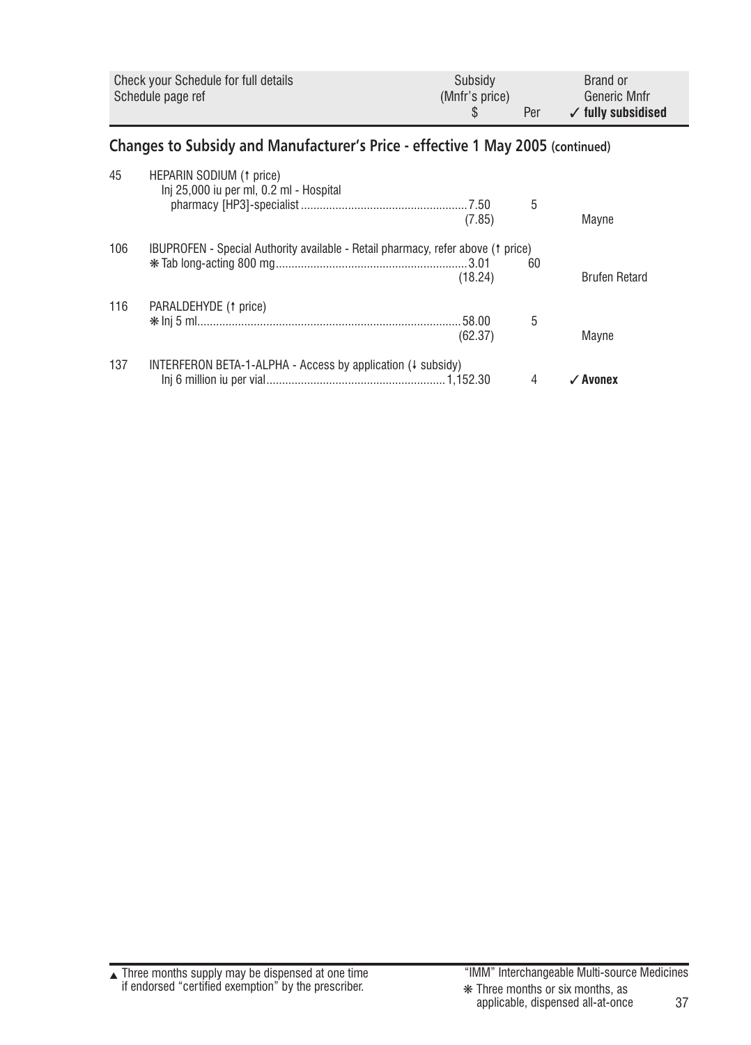| Check your Schedule for full details<br>Schedule page ref | | Subsidy<br>(Mnfr's price)<br>$ | Per | Brand or<br>Generic Mnfr<br>✓ **fully subsidised** |
|---|---|---|---|---|

## Changes to Subsidy and Manufacturer's Price - effective 1 May 2005 (continued)

| | | | | |
|---|---|---|---|---|
| 45 | HEPARIN SODIUM (↑ price)<br>Inj 25,000 iu per ml, 0.2 ml - Hospital pharmacy [HP3]-specialist | 7.50<br>(7.85) | 5 | Mayne |
| 106 | IBUPROFEN - Special Authority available - Retail pharmacy, refer above (↑ price)<br>❋ Tab long-acting 800 mg | 3.01<br>(18.24) | 60 | Brufen Retard |
| 116 | PARALDEHYDE (↑ price)<br>❋ Inj 5 ml | 58.00<br>(62.37) | 5 | Mayne |
| 137 | INTERFERON BETA-1-ALPHA - Access by application (↓ subsidy)<br>Inj 6 million iu per vial | 1,152.30 | 4 | ✓ **Avonex** |

▲ Three months supply may be dispensed at one time if endorsed "certified exemption" by the prescriber.

"IMM" Interchangeable Multi-source Medicines

❋ Three months or six months, as applicable, dispensed all-at-once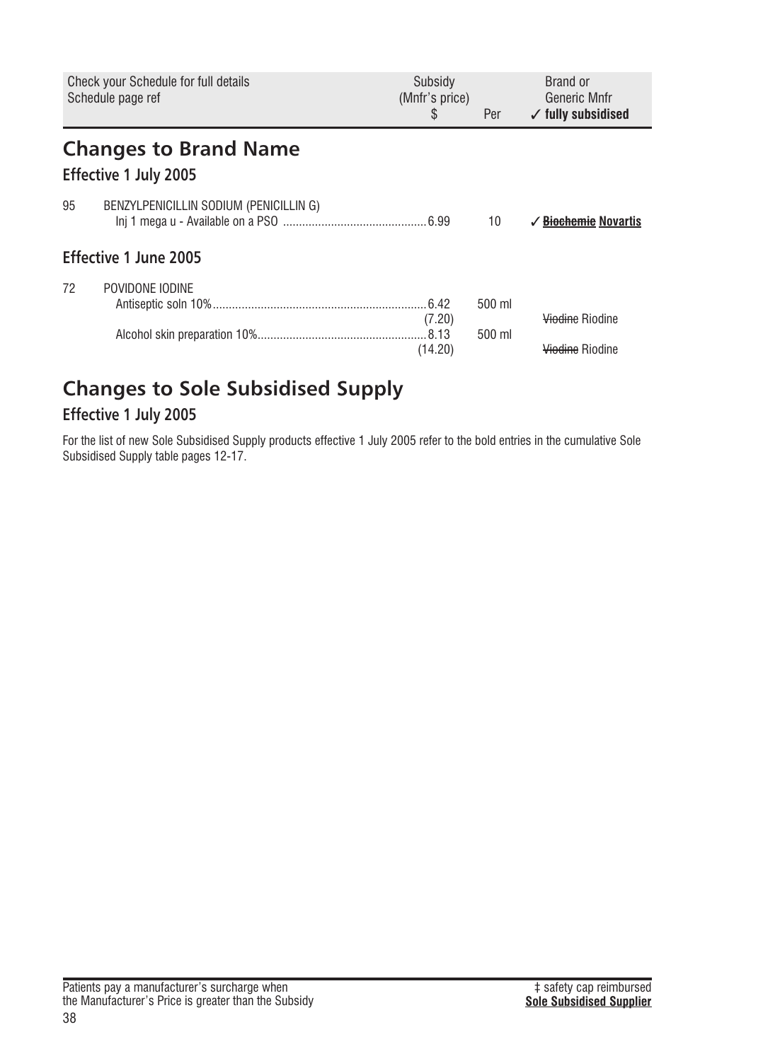| Check your Schedule for full details<br>Schedule page ref | | Subsidy<br>(Mnfr's price)<br>$ | Per | Brand or<br>Generic Mnfr<br>✓ fully subsidised |
|---|---|---|---|---|

## Changes to Brand Name

### Effective 1 July 2005

| | | | | |
|---|---|---|---|---|
| 95 | BENZYLPENICILLIN SODIUM (PENICILLIN G) | | | |
| | Inj 1 mega u - Available on a PSO | 6.99 | 10 | ✓ ~~**Biochemie**~~ **Novartis** |

### Effective 1 June 2005

| | | | | |
|---|---|---|---|---|
| 72 | POVIDONE IODINE | | | |
| | Antiseptic soln 10% | 6.42<br>(7.20) | 500 ml | ~~Viodine~~ Riodine |
| | Alcohol skin preparation 10% | 8.13<br>(14.20) | 500 ml | ~~Viodine~~ Riodine |

## Changes to Sole Subsidised Supply

### Effective 1 July 2005

For the list of new Sole Subsidised Supply products effective 1 July 2005 refer to the bold entries in the cumulative Sole Subsidised Supply table pages 12-17.

Patients pay a manufacturer's surcharge when the Manufacturer's Price is greater than the Subsidy

‡ safety cap reimbursed
**Sole Subsidised Supplier**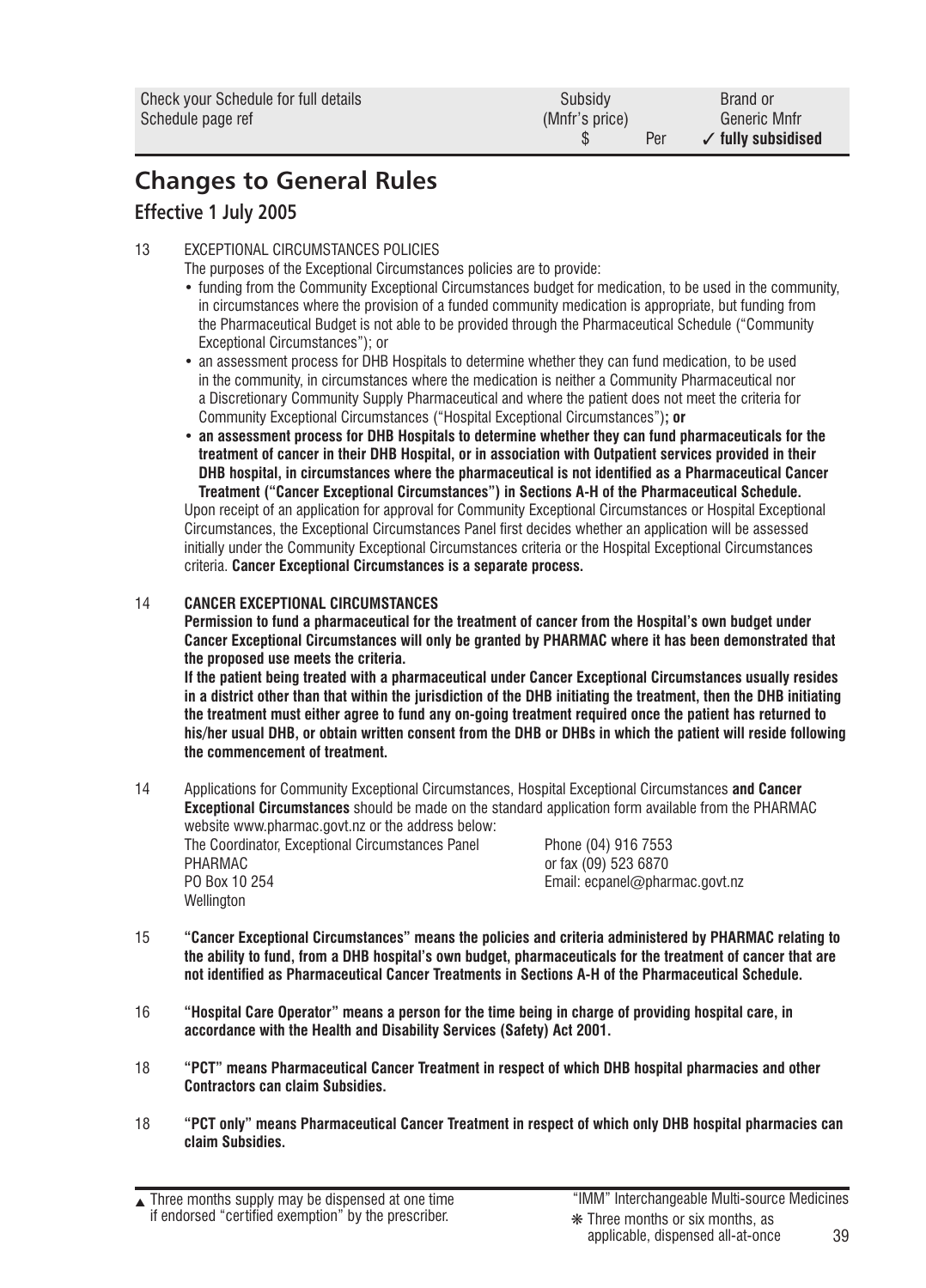## Changes to General Rules

### Effective 1 July 2005

13 EXCEPTIONAL CIRCUMSTANCES POLICIES

The purposes of the Exceptional Circumstances policies are to provide:

- funding from the Community Exceptional Circumstances budget for medication, to be used in the community, in circumstances where the provision of a funded community medication is appropriate, but funding from the Pharmaceutical Budget is not able to be provided through the Pharmaceutical Schedule ("Community Exceptional Circumstances"); or
- an assessment process for DHB Hospitals to determine whether they can fund medication, to be used in the community, in circumstances where the medication is neither a Community Pharmaceutical nor a Discretionary Community Supply Pharmaceutical and where the patient does not meet the criteria for Community Exceptional Circumstances ("Hospital Exceptional Circumstances")**; or**
- **an assessment process for DHB Hospitals to determine whether they can fund pharmaceuticals for the treatment of cancer in their DHB Hospital, or in association with Outpatient services provided in their DHB hospital, in circumstances where the pharmaceutical is not identified as a Pharmaceutical Cancer Treatment ("Cancer Exceptional Circumstances") in Sections A-H of the Pharmaceutical Schedule.**

Upon receipt of an application for approval for Community Exceptional Circumstances or Hospital Exceptional Circumstances, the Exceptional Circumstances Panel first decides whether an application will be assessed initially under the Community Exceptional Circumstances criteria or the Hospital Exceptional Circumstances criteria. **Cancer Exceptional Circumstances is a separate process.**

14 **CANCER EXCEPTIONAL CIRCUMSTANCES**

**Permission to fund a pharmaceutical for the treatment of cancer from the Hospital's own budget under Cancer Exceptional Circumstances will only be granted by PHARMAC where it has been demonstrated that the proposed use meets the criteria.**

**If the patient being treated with a pharmaceutical under Cancer Exceptional Circumstances usually resides in a district other than that within the jurisdiction of the DHB initiating the treatment, then the DHB initiating the treatment must either agree to fund any on-going treatment required once the patient has returned to his/her usual DHB, or obtain written consent from the DHB or DHBs in which the patient will reside following the commencement of treatment.**

14 Applications for Community Exceptional Circumstances, Hospital Exceptional Circumstances **and Cancer Exceptional Circumstances** should be made on the standard application form available from the PHARMAC website www.pharmac.govt.nz or the address below:

The Coordinator, Exceptional Circumstances Panel
PHARMAC
PO Box 10 254
Wellington

Phone (04) 916 7553
or fax (09) 523 6870
Email: ecpanel@pharmac.govt.nz

15 **"Cancer Exceptional Circumstances" means the policies and criteria administered by PHARMAC relating to the ability to fund, from a DHB hospital's own budget, pharmaceuticals for the treatment of cancer that are not identified as Pharmaceutical Cancer Treatments in Sections A-H of the Pharmaceutical Schedule.**

16 **"Hospital Care Operator" means a person for the time being in charge of providing hospital care, in accordance with the Health and Disability Services (Safety) Act 2001.**

18 **"PCT" means Pharmaceutical Cancer Treatment in respect of which DHB hospital pharmacies and other Contractors can claim Subsidies.**

18 **"PCT only" means Pharmaceutical Cancer Treatment in respect of which only DHB hospital pharmacies can claim Subsidies.**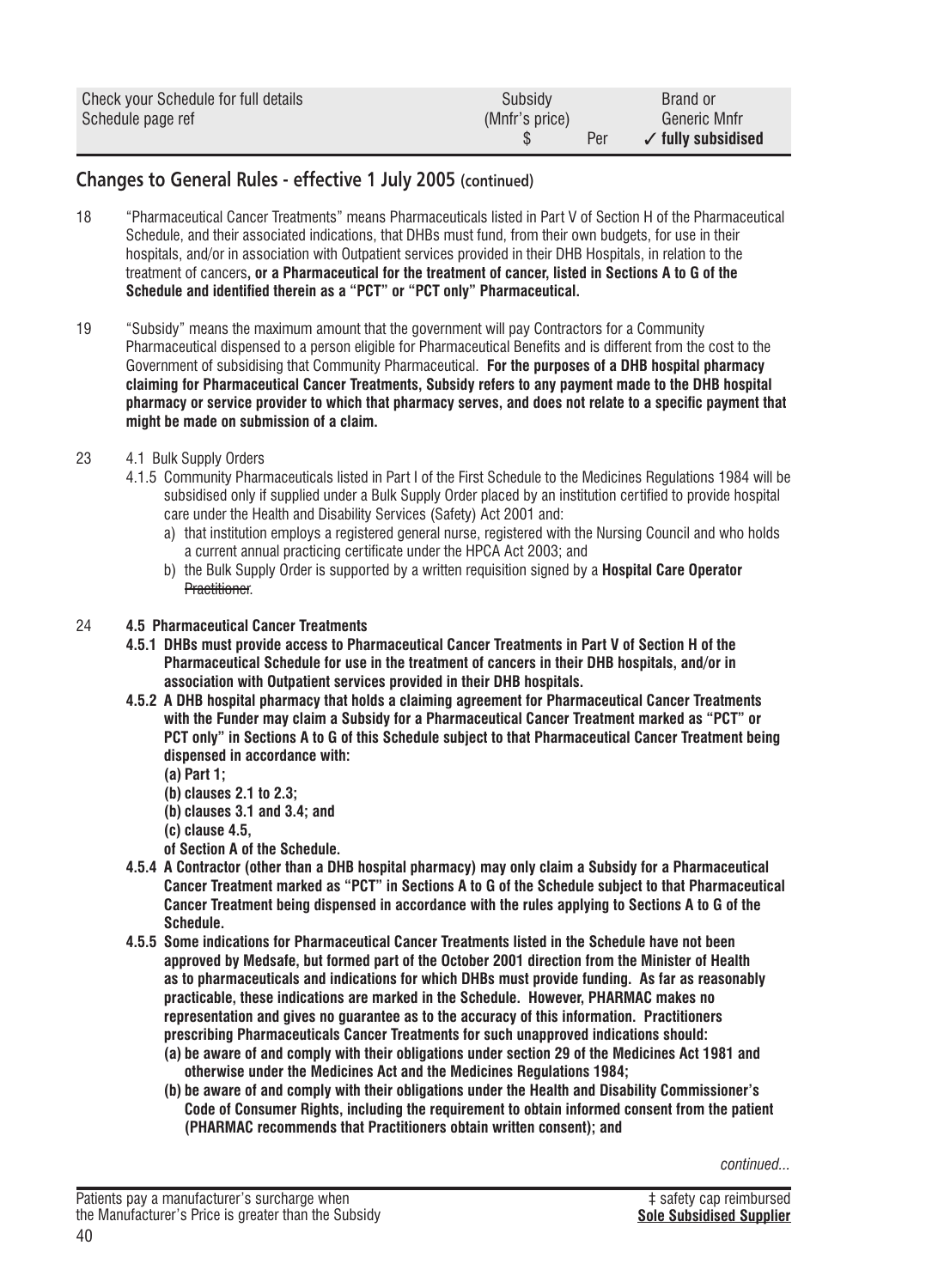## Changes to General Rules - effective 1 July 2005 (continued)

18 "Pharmaceutical Cancer Treatments" means Pharmaceuticals listed in Part V of Section H of the Pharmaceutical Schedule, and their associated indications, that DHBs must fund, from their own budgets, for use in their hospitals, and/or in association with Outpatient services provided in their DHB Hospitals, in relation to the treatment of cancers**, or a Pharmaceutical for the treatment of cancer, listed in Sections A to G of the Schedule and identified therein as a "PCT" or "PCT only" Pharmaceutical.**

19 "Subsidy" means the maximum amount that the government will pay Contractors for a Community Pharmaceutical dispensed to a person eligible for Pharmaceutical Benefits and is different from the cost to the Government of subsidising that Community Pharmaceutical. **For the purposes of a DHB hospital pharmacy claiming for Pharmaceutical Cancer Treatments, Subsidy refers to any payment made to the DHB hospital pharmacy or service provider to which that pharmacy serves, and does not relate to a specific payment that might be made on submission of a claim.**

23 4.1 Bulk Supply Orders

4.1.5 Community Pharmaceuticals listed in Part I of the First Schedule to the Medicines Regulations 1984 will be subsidised only if supplied under a Bulk Supply Order placed by an institution certified to provide hospital care under the Health and Disability Services (Safety) Act 2001 and:

a) that institution employs a registered general nurse, registered with the Nursing Council and who holds a current annual practicing certificate under the HPCA Act 2003; and

b) the Bulk Supply Order is supported by a written requisition signed by a **Hospital Care Operator** ~~Practitioner~~.

24 **4.5 Pharmaceutical Cancer Treatments**

**4.5.1 DHBs must provide access to Pharmaceutical Cancer Treatments in Part V of Section H of the Pharmaceutical Schedule for use in the treatment of cancers in their DHB hospitals, and/or in association with Outpatient services provided in their DHB hospitals.**

**4.5.2 A DHB hospital pharmacy that holds a claiming agreement for Pharmaceutical Cancer Treatments with the Funder may claim a Subsidy for a Pharmaceutical Cancer Treatment marked as "PCT" or PCT only" in Sections A to G of this Schedule subject to that Pharmaceutical Cancer Treatment being dispensed in accordance with:**

**(a) Part 1;**

**(b) clauses 2.1 to 2.3;**

**(b) clauses 3.1 and 3.4; and**

**(c) clause 4.5,**

**of Section A of the Schedule.**

**4.5.4 A Contractor (other than a DHB hospital pharmacy) may only claim a Subsidy for a Pharmaceutical Cancer Treatment marked as "PCT" in Sections A to G of the Schedule subject to that Pharmaceutical Cancer Treatment being dispensed in accordance with the rules applying to Sections A to G of the Schedule.**

**4.5.5 Some indications for Pharmaceutical Cancer Treatments listed in the Schedule have not been approved by Medsafe, but formed part of the October 2001 direction from the Minister of Health as to pharmaceuticals and indications for which DHBs must provide funding. As far as reasonably practicable, these indications are marked in the Schedule. However, PHARMAC makes no representation and gives no guarantee as to the accuracy of this information. Practitioners prescribing Pharmaceuticals Cancer Treatments for such unapproved indications should:**

**(a) be aware of and comply with their obligations under section 29 of the Medicines Act 1981 and otherwise under the Medicines Act and the Medicines Regulations 1984;**

**(b) be aware of and comply with their obligations under the Health and Disability Commissioner's Code of Consumer Rights, including the requirement to obtain informed consent from the patient (PHARMAC recommends that Practitioners obtain written consent); and**

*continued...*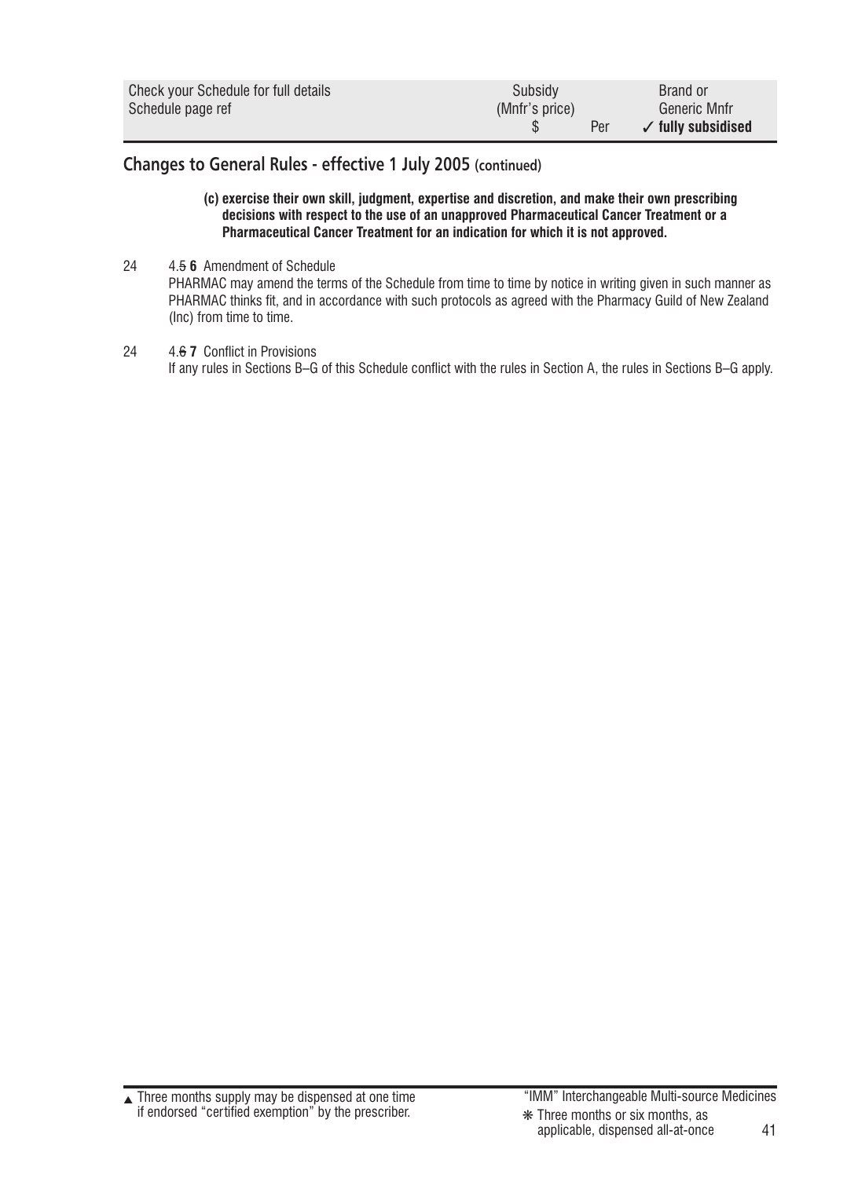## Changes to General Rules - effective 1 July 2005 (continued)

**(c) exercise their own skill, judgment, expertise and discretion, and make their own prescribing decisions with respect to the use of an unapproved Pharmaceutical Cancer Treatment or a Pharmaceutical Cancer Treatment for an indication for which it is not approved.**

24 4.~~5~~ **6** Amendment of Schedule

PHARMAC may amend the terms of the Schedule from time to time by notice in writing given in such manner as PHARMAC thinks fit, and in accordance with such protocols as agreed with the Pharmacy Guild of New Zealand (Inc) from time to time.

24 4.~~6~~ **7** Conflict in Provisions

If any rules in Sections B–G of this Schedule conflict with the rules in Section A, the rules in Sections B–G apply.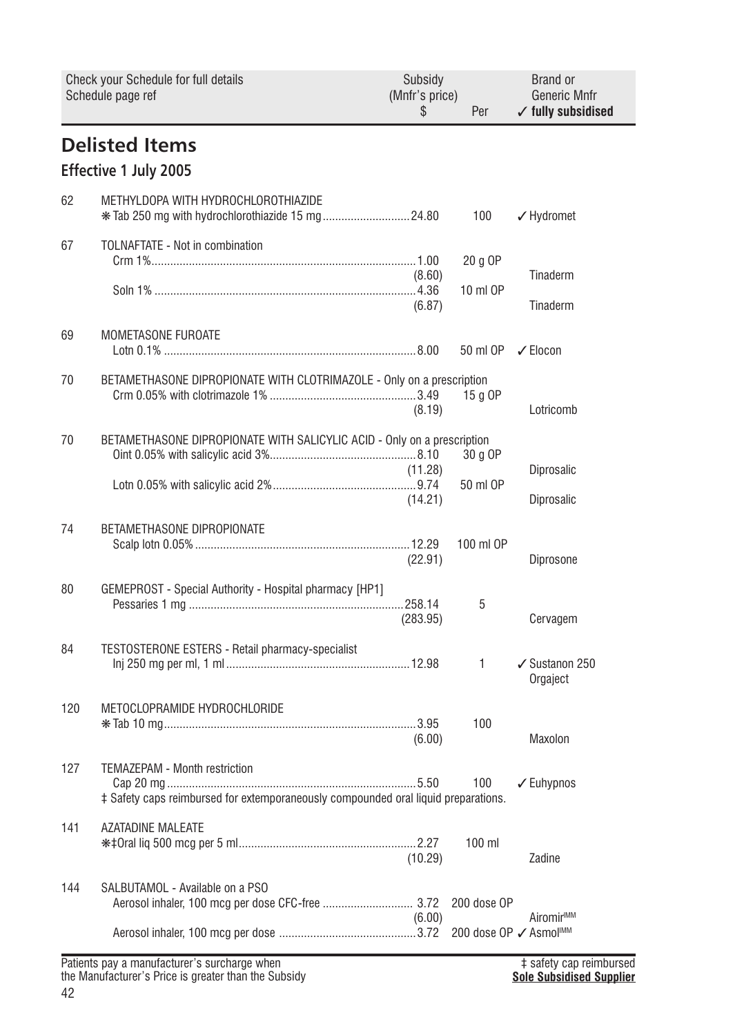| Check your Schedule for full details Schedule page ref | | Subsidy (Mnfr's price) $ | Per | Brand or Generic Mnfr ✓ fully subsidised |
|---|---|---|---|---|

## Delisted Items

### Effective 1 July 2005

| | | | | |
|---|---|---|---|---|
| 62 | METHYLDOPA WITH HYDROCHLOROTHIAZIDE | | | |
| | ❋ Tab 250 mg with hydrochlorothiazide 15 mg | 24.80 | 100 | ✓ Hydromet |
| 67 | TOLNAFTATE - Not in combination | | | |
| | Crm 1% | 1.00 (8.60) | 20 g OP | Tinaderm |
| | Soln 1% | 4.36 (6.87) | 10 ml OP | Tinaderm |
| 69 | MOMETASONE FUROATE | | | |
| | Lotn 0.1% | 8.00 | 50 ml OP | ✓ Elocon |
| 70 | BETAMETHASONE DIPROPIONATE WITH CLOTRIMAZOLE - Only on a prescription | | | |
| | Crm 0.05% with clotrimazole 1% | 3.49 (8.19) | 15 g OP | Lotricomb |
| 70 | BETAMETHASONE DIPROPIONATE WITH SALICYLIC ACID - Only on a prescription | | | |
| | Oint 0.05% with salicylic acid 3% | 8.10 (11.28) | 30 g OP | Diprosalic |
| | Lotn 0.05% with salicylic acid 2% | 9.74 (14.21) | 50 ml OP | Diprosalic |
| 74 | BETAMETHASONE DIPROPIONATE | | | |
| | Scalp lotn 0.05% | 12.29 (22.91) | 100 ml OP | Diprosone |
| 80 | GEMEPROST - Special Authority - Hospital pharmacy [HP1] | | | |
| | Pessaries 1 mg | 258.14 (283.95) | 5 | Cervagem |
| 84 | TESTOSTERONE ESTERS - Retail pharmacy-specialist | | | |
| | Inj 250 mg per ml, 1 ml | 12.98 | 1 | ✓ Sustanon 250 Orgaject |
| 120 | METOCLOPRAMIDE HYDROCHLORIDE | | | |
| | ❋ Tab 10 mg | 3.95 (6.00) | 100 | Maxolon |
| 127 | TEMAZEPAM - Month restriction | | | |
| | Cap 20 mg | 5.50 | 100 | ✓ Euhypnos |
| | ‡ Safety caps reimbursed for extemporaneously compounded oral liquid preparations. | | | |
| 141 | AZATADINE MALEATE | | | |
| | ❋‡Oral liq 500 mcg per 5 ml | 2.27 (10.29) | 100 ml | Zadine |
| 144 | SALBUTAMOL - Available on a PSO | | | |
| | Aerosol inhaler, 100 mcg per dose CFC-free | 3.72 (6.00) | 200 dose OP | Airomir[IMM] |
| | Aerosol inhaler, 100 mcg per dose | 3.72 | 200 dose OP | ✓ Asmol[IMM] |

Patients pay a manufacturer's surcharge when the Manufacturer's Price is greater than the Subsidy

‡ safety cap reimbursed
**Sole Subsidised Supplier**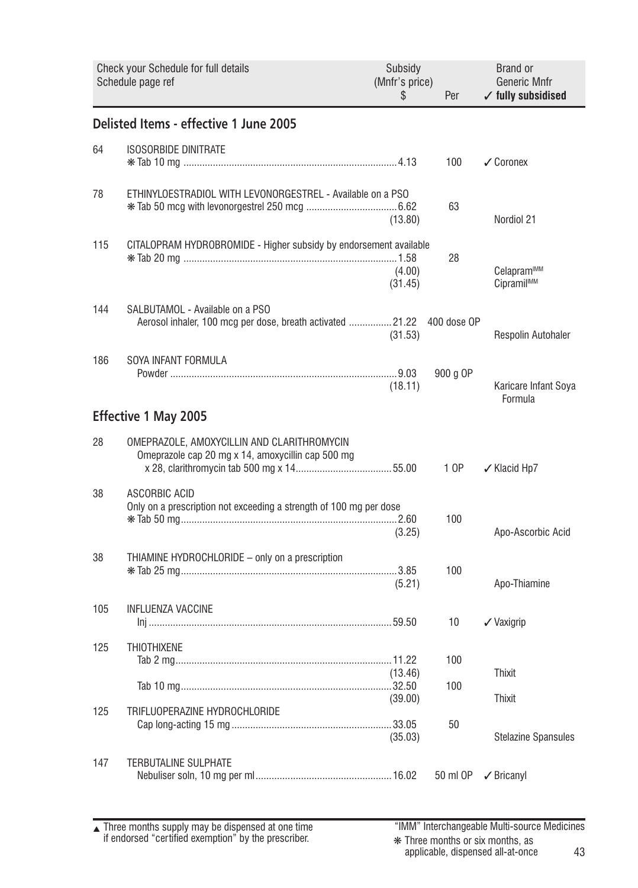| Check your Schedule for full details Schedule page ref | | Subsidy (Mnfr's price) $ | Per | Brand or Generic Mnfr ✓ fully subsidised |
|---|---|---|---|---|

## Delisted Items - effective 1 June 2005

| | | | | |
|---|---|---|---|---|
| 64 | ISOSORBIDE DINITRATE | | | |
| | ❋ Tab 10 mg | 4.13 | 100 | ✓ Coronex |
| 78 | ETHINYLOESTRADIOL WITH LEVONORGESTREL - Available on a PSO | | | |
| | ❋ Tab 50 mcg with levonorgestrel 250 mcg | 6.62 (13.80) | 63 | Nordiol 21 |
| 115 | CITALOPRAM HYDROBROMIDE - Higher subsidy by endorsement available | | | |
| | ❋ Tab 20 mg | 1.58 (4.00) (31.45) | 28 | Celapram[IMM] Cipramil[IMM] |
| 144 | SALBUTAMOL - Available on a PSO | | | |
| | Aerosol inhaler, 100 mcg per dose, breath activated | 21.22 (31.53) | 400 dose OP | Respolin Autohaler |
| 186 | SOYA INFANT FORMULA | | | |
| | Powder | 9.03 (18.11) | 900 g OP | Karicare Infant Soya Formula |

## Effective 1 May 2005

| | | | | |
|---|---|---|---|---|
| 28 | OMEPRAZOLE, AMOXYCILLIN AND CLARITHROMYCIN | | | |
| | Omeprazole cap 20 mg x 14, amoxycillin cap 500 mg x 28, clarithromycin tab 500 mg x 14 | 55.00 | 1 OP | ✓ Klacid Hp7 |
| 38 | ASCORBIC ACID | | | |
| | Only on a prescription not exceeding a strength of 100 mg per dose | | | |
| | ❋ Tab 50 mg | 2.60 (3.25) | 100 | Apo-Ascorbic Acid |
| 38 | THIAMINE HYDROCHLORIDE – only on a prescription | | | |
| | ❋ Tab 25 mg | 3.85 (5.21) | 100 | Apo-Thiamine |
| 105 | INFLUENZA VACCINE | | | |
| | Inj | 59.50 | 10 | ✓ Vaxigrip |
| 125 | THIOTHIXENE | | | |
| | Tab 2 mg | 11.22 (13.46) | 100 | Thixit |
| | Tab 10 mg | 32.50 (39.00) | 100 | Thixit |
| 125 | TRIFLUOPERAZINE HYDROCHLORIDE | | | |
| | Cap long-acting 15 mg | 33.05 (35.03) | 50 | Stelazine Spansules |
| 147 | TERBUTALINE SULPHATE | | | |
| | Nebuliser soln, 10 mg per ml | 16.02 | 50 ml OP | ✓ Bricanyl |

▲ Three months supply may be dispensed at one time if endorsed "certified exemption" by the prescriber.

"IMM" Interchangeable Multi-source Medicines

❋ Three months or six months, as applicable, dispensed all-at-once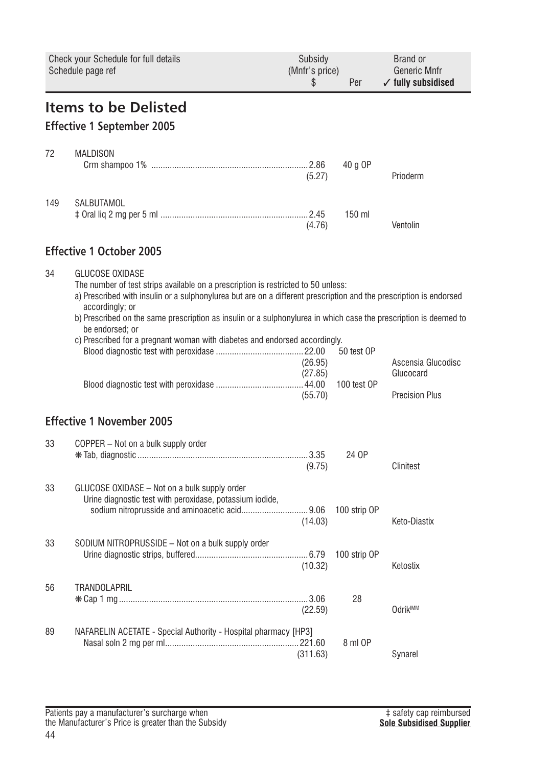| Check your Schedule for full details<br>Schedule page ref | | Subsidy<br>(Mnfr's price)<br>$ | Per | Brand or<br>Generic Mnfr<br>✓ fully subsidised |
|---|---|---|---|---|

# Items to be Delisted

## Effective 1 September 2005

| | | | | |
|---|---|---|---|---|
| 72 | MALDISON | | | |
| | Crm shampoo 1% | 2.86<br>(5.27) | 40 g OP | Prioderm |
| 149 | SALBUTAMOL | | | |
| | ‡ Oral liq 2 mg per 5 ml | 2.45<br>(4.76) | 150 ml | Ventolin |

## Effective 1 October 2005

34 GLUCOSE OXIDASE

The number of test strips available on a prescription is restricted to 50 unless:

a) Prescribed with insulin or a sulphonylurea but are on a different prescription and the prescription is endorsed accordingly; or

b) Prescribed on the same prescription as insulin or a sulphonylurea in which case the prescription is deemed to be endorsed; or

c) Prescribed for a pregnant woman with diabetes and endorsed accordingly.

| | | | | |
|---|---|---|---|---|
| | Blood diagnostic test with peroxidase | 22.00<br>(26.95)<br>(27.85) | 50 test OP | <br>Ascensia Glucodisc<br>Glucocard |
| | Blood diagnostic test with peroxidase | 44.00<br>(55.70) | 100 test OP | Precision Plus |

## Effective 1 November 2005

| | | | | |
|---|---|---|---|---|
| 33 | COPPER – Not on a bulk supply order | | | |
| | ❋ Tab, diagnostic | 3.35<br>(9.75) | 24 OP | Clinitest |
| 33 | GLUCOSE OXIDASE – Not on a bulk supply order | | | |
| | Urine diagnostic test with peroxidase, potassium iodide, sodium nitroprusside and aminoacetic acid | 9.06<br>(14.03) | 100 strip OP | Keto-Diastix |
| 33 | SODIUM NITROPRUSSIDE – Not on a bulk supply order | | | |
| | Urine diagnostic strips, buffered | 6.79<br>(10.32) | 100 strip OP | Ketostix |
| 56 | TRANDOLAPRIL | | | |
| | ❋ Cap 1 mg | 3.06<br>(22.59) | 28 | Odrik[IMM] |
| 89 | NAFARELIN ACETATE - Special Authority - Hospital pharmacy [HP3] | | | |
| | Nasal soln 2 mg per ml | 221.60<br>(311.63) | 8 ml OP | Synarel |

Patients pay a manufacturer's surcharge when the Manufacturer's Price is greater than the Subsidy

‡ safety cap reimbursed
**Sole Subsidised Supplier**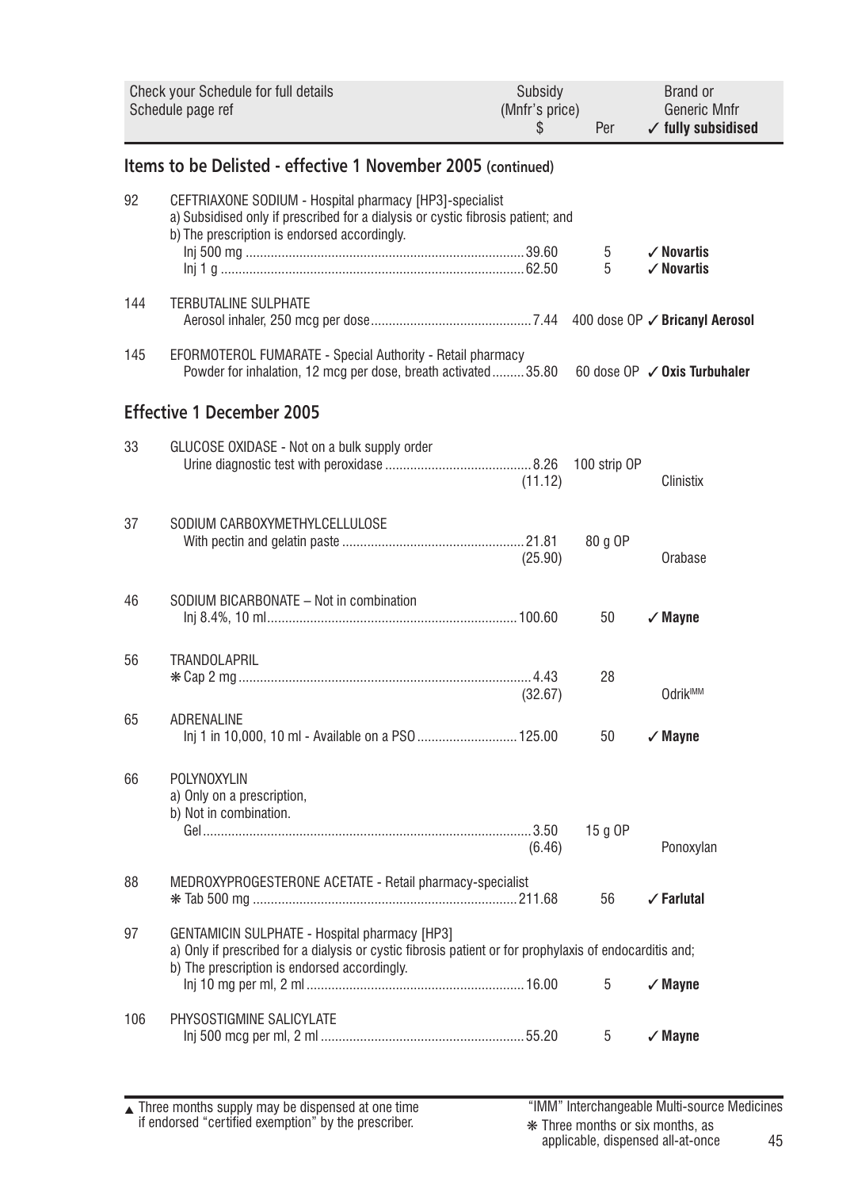| Check your Schedule for full details Schedule page ref | | Subsidy (Mnfr's price) $ | Per | Brand or Generic Mnfr ✓ fully subsidised |
|---|---|---|---|---|

## Items to be Delisted - effective 1 November 2005 (continued)

| | | | | |
|---|---|---|---|---|
| 92 | CEFTRIAXONE SODIUM - Hospital pharmacy [HP3]-specialist a) Subsidised only if prescribed for a dialysis or cystic fibrosis patient; and b) The prescription is endorsed accordingly. | | | |
| | Inj 500 mg | 39.60 | 5 | ✓ **Novartis** |
| | Inj 1 g | 62.50 | 5 | ✓ **Novartis** |
| 144 | TERBUTALINE SULPHATE | | | |
| | Aerosol inhaler, 250 mcg per dose | 7.44 | 400 dose OP | ✓ **Bricanyl Aerosol** |
| 145 | EFORMOTEROL FUMARATE - Special Authority - Retail pharmacy | | | |
| | Powder for inhalation, 12 mcg per dose, breath activated | 35.80 | 60 dose OP | ✓ **Oxis Turbuhaler** |

## Effective 1 December 2005

| | | | | |
|---|---|---|---|---|
| 33 | GLUCOSE OXIDASE - Not on a bulk supply order | | | |
| | Urine diagnostic test with peroxidase | 8.26 (11.12) | 100 strip OP | Clinistix |
| 37 | SODIUM CARBOXYMETHYLCELLULOSE | | | |
| | With pectin and gelatin paste | 21.81 (25.90) | 80 g OP | Orabase |
| 46 | SODIUM BICARBONATE – Not in combination | | | |
| | Inj 8.4%, 10 ml | 100.60 | 50 | ✓ **Mayne** |
| 56 | TRANDOLAPRIL | | | |
| | ❋ Cap 2 mg | 4.43 (32.67) | 28 | Odrik[IMM] |
| 65 | ADRENALINE | | | |
| | Inj 1 in 10,000, 10 ml - Available on a PSO | 125.00 | 50 | ✓ **Mayne** |
| 66 | POLYNOXYLIN a) Only on a prescription, b) Not in combination. | | | |
| | Gel | 3.50 (6.46) | 15 g OP | Ponoxylan |
| 88 | MEDROXYPROGESTERONE ACETATE - Retail pharmacy-specialist | | | |
| | ❋ Tab 500 mg | 211.68 | 56 | ✓ **Farlutal** |
| 97 | GENTAMICIN SULPHATE - Hospital pharmacy [HP3] a) Only if prescribed for a dialysis or cystic fibrosis patient or for prophylaxis of endocarditis and; b) The prescription is endorsed accordingly. | | | |
| | Inj 10 mg per ml, 2 ml | 16.00 | 5 | ✓ **Mayne** |
| 106 | PHYSOSTIGMINE SALICYLATE | | | |
| | Inj 500 mcg per ml, 2 ml | 55.20 | 5 | ✓ **Mayne** |

▲ Three months supply may be dispensed at one time if endorsed "certified exemption" by the prescriber.

"IMM" Interchangeable Multi-source Medicines

❋ Three months or six months, as applicable, dispensed all-at-once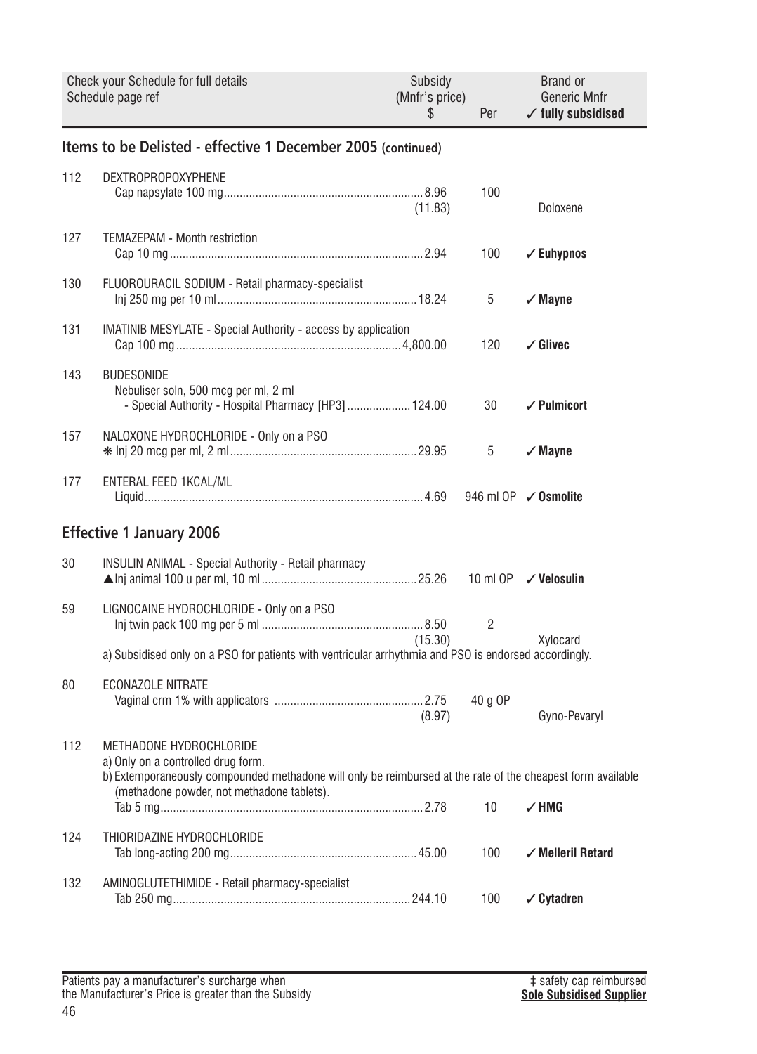| Check your Schedule for full details Schedule page ref | | Subsidy (Mnfr's price) $ | Per | Brand or Generic Mnfr ✓ fully subsidised |
|---|---|---|---|---|

## Items to be Delisted - effective 1 December 2005 (continued)

| | | | | |
|---|---|---|---|---|
| 112 | DEXTROPROPOXYPHENE | | | |
| | Cap napsylate 100 mg | 8.96 (11.83) | 100 | Doloxene |
| 127 | TEMAZEPAM - Month restriction | | | |
| | Cap 10 mg | 2.94 | 100 | ✓ **Euhypnos** |
| 130 | FLUOROURACIL SODIUM - Retail pharmacy-specialist | | | |
| | Inj 250 mg per 10 ml | 18.24 | 5 | ✓ **Mayne** |
| 131 | IMATINIB MESYLATE - Special Authority - access by application | | | |
| | Cap 100 mg | 4,800.00 | 120 | ✓ **Glivec** |
| 143 | BUDESONIDE | | | |
| | Nebuliser soln, 500 mcg per ml, 2 ml - Special Authority - Hospital Pharmacy [HP3] | 124.00 | 30 | ✓ **Pulmicort** |
| 157 | NALOXONE HYDROCHLORIDE - Only on a PSO | | | |
| | ❋ Inj 20 mcg per ml, 2 ml | 29.95 | 5 | ✓ **Mayne** |
| 177 | ENTERAL FEED 1KCAL/ML | | | |
| | Liquid | 4.69 | 946 ml OP | ✓ **Osmolite** |

## Effective 1 January 2006

| | | | | |
|---|---|---|---|---|
| 30 | INSULIN ANIMAL - Special Authority - Retail pharmacy | | | |
| | ▲Inj animal 100 u per ml, 10 ml | 25.26 | 10 ml OP | ✓ **Velosulin** |
| 59 | LIGNOCAINE HYDROCHLORIDE - Only on a PSO | | | |
| | Inj twin pack 100 mg per 5 ml | 8.50 (15.30) | 2 | Xylocard |
| | a) Subsidised only on a PSO for patients with ventricular arrhythmia and PSO is endorsed accordingly. | | | |
| 80 | ECONAZOLE NITRATE | | | |
| | Vaginal crm 1% with applicators | 2.75 (8.97) | 40 g OP | Gyno-Pevaryl |
| 112 | METHADONE HYDROCHLORIDE | | | |
| | a) Only on a controlled drug form.<br>b) Extemporaneously compounded methadone will only be reimbursed at the rate of the cheapest form available (methadone powder, not methadone tablets). | | | |
| | Tab 5 mg | 2.78 | 10 | ✓ **HMG** |
| 124 | THIORIDAZINE HYDROCHLORIDE | | | |
| | Tab long-acting 200 mg | 45.00 | 100 | ✓ **Melleril Retard** |
| 132 | AMINOGLUTETHIMIDE - Retail pharmacy-specialist | | | |
| | Tab 250 mg | 244.10 | 100 | ✓ **Cytadren** |

Patients pay a manufacturer's surcharge when the Manufacturer's Price is greater than the Subsidy

‡ safety cap reimbursed
**Sole Subsidised Supplier**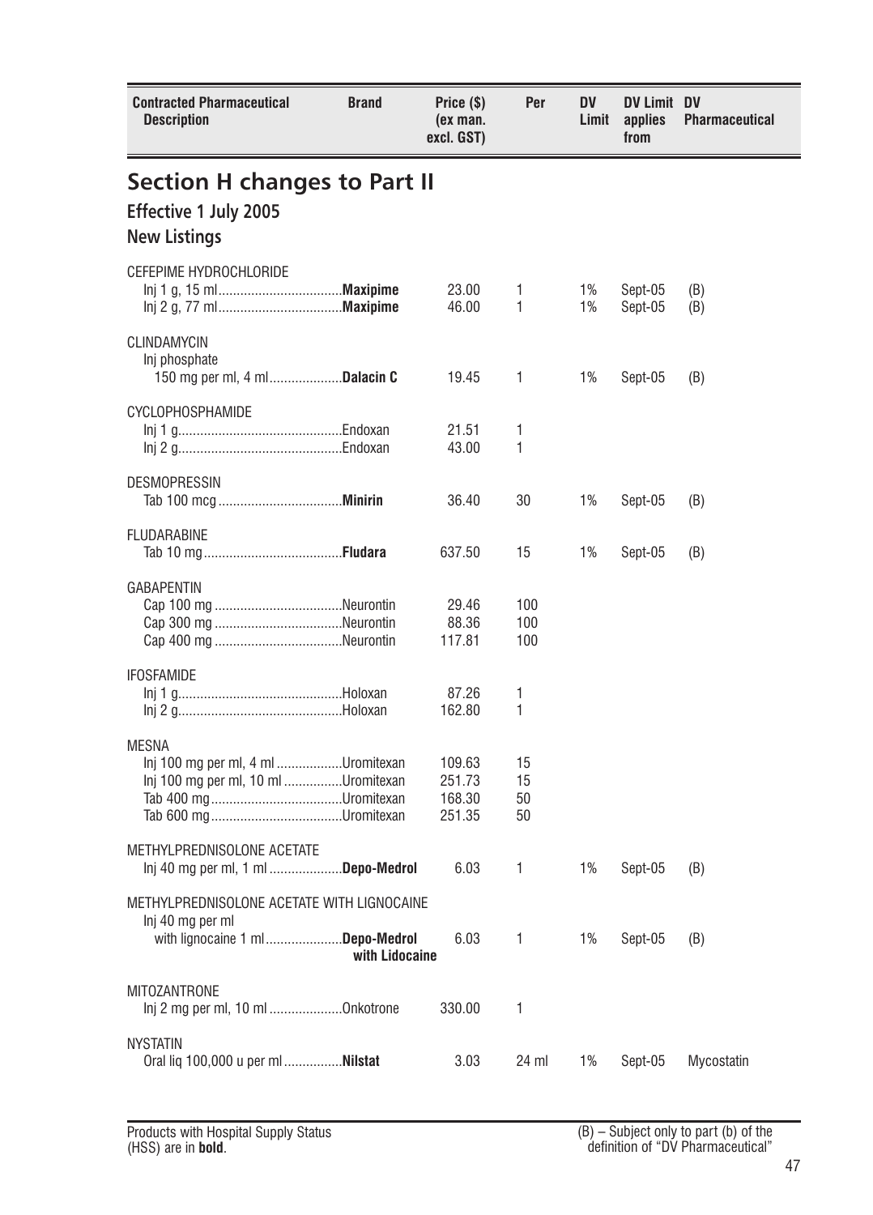| Contracted Pharmaceutical Description | Brand | Price ($) (ex man. excl. GST) | Per | DV Limit | DV Limit applies from | DV Pharmaceutical |
|---|---|---|---|---|---|---|

# Section H changes to Part II

## Effective 1 July 2005

### New Listings

| Contracted Pharmaceutical Description | Brand | Price ($) (ex man. excl. GST) | Per | DV Limit | DV Limit applies from | DV Pharmaceutical |
|---|---|---|---|---|---|---|
| CEFEPIME HYDROCHLORIDE | | | | | | |
| Inj 1 g, 15 ml | **Maxipime** | 23.00 | 1 | 1% | Sept-05 | (B) |
| Inj 2 g, 77 ml | **Maxipime** | 46.00 | 1 | 1% | Sept-05 | (B) |
| CLINDAMYCIN | | | | | | |
| Inj phosphate 150 mg per ml, 4 ml | **Dalacin C** | 19.45 | 1 | 1% | Sept-05 | (B) |
| CYCLOPHOSPHAMIDE | | | | | | |
| Inj 1 g | Endoxan | 21.51 | 1 | | | |
| Inj 2 g | Endoxan | 43.00 | 1 | | | |
| DESMOPRESSIN | | | | | | |
| Tab 100 mcg | **Minirin** | 36.40 | 30 | 1% | Sept-05 | (B) |
| FLUDARABINE | | | | | | |
| Tab 10 mg | **Fludara** | 637.50 | 15 | 1% | Sept-05 | (B) |
| GABAPENTIN | | | | | | |
| Cap 100 mg | Neurontin | 29.46 | 100 | | | |
| Cap 300 mg | Neurontin | 88.36 | 100 | | | |
| Cap 400 mg | Neurontin | 117.81 | 100 | | | |
| IFOSFAMIDE | | | | | | |
| Inj 1 g | Holoxan | 87.26 | 1 | | | |
| Inj 2 g | Holoxan | 162.80 | 1 | | | |
| MESNA | | | | | | |
| Inj 100 mg per ml, 4 ml | Uromitexan | 109.63 | 15 | | | |
| Inj 100 mg per ml, 10 ml | Uromitexan | 251.73 | 15 | | | |
| Tab 400 mg | Uromitexan | 168.30 | 50 | | | |
| Tab 600 mg | Uromitexan | 251.35 | 50 | | | |
| METHYLPREDNISOLONE ACETATE | | | | | | |
| Inj 40 mg per ml, 1 ml | **Depo-Medrol** | 6.03 | 1 | 1% | Sept-05 | (B) |
| METHYLPREDNISOLONE ACETATE WITH LIGNOCAINE | | | | | | |
| Inj 40 mg per ml with lignocaine 1 ml | **Depo-Medrol with Lidocaine** | 6.03 | 1 | 1% | Sept-05 | (B) |
| MITOZANTRONE | | | | | | |
| Inj 2 mg per ml, 10 ml | Onkotrone | 330.00 | 1 | | | |
| NYSTATIN | | | | | | |
| Oral liq 100,000 u per ml | **Nilstat** | 3.03 | 24 ml | 1% | Sept-05 | Mycostatin |

Products with Hospital Supply Status (HSS) are in **bold**.

(B) – Subject only to part (b) of the definition of "DV Pharmaceutical"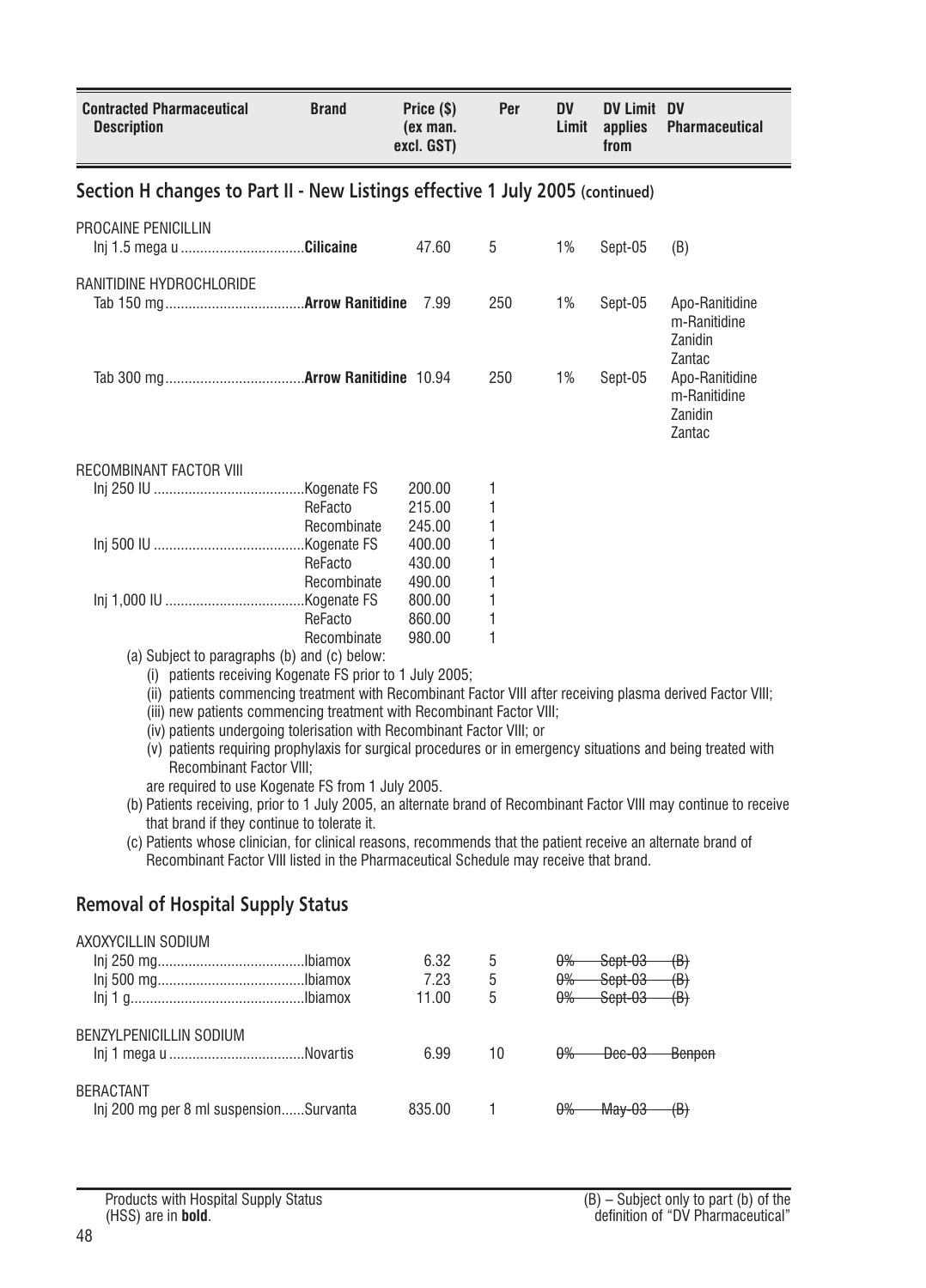| Contracted Pharmaceutical Description | Brand | Price ($) (ex man. excl. GST) | Per | DV Limit | DV Limit applies from | DV Pharmaceutical |
|---|---|---|---|---|---|---|

## Section H changes to Part II - New Listings effective 1 July 2005 (continued)

| Contracted Pharmaceutical Description | Brand | Price ($) (ex man. excl. GST) | Per | DV Limit | DV Limit applies from | DV Pharmaceutical |
|---|---|---|---|---|---|---|
| PROCAINE PENICILLIN | | | | | | |
| Inj 1.5 mega u | **Cilicaine** | 47.60 | 5 | 1% | Sept-05 | (B) |
| RANITIDINE HYDROCHLORIDE | | | | | | |
| Tab 150 mg | **Arrow Ranitidine** | 7.99 | 250 | 1% | Sept-05 | Apo-Ranitidine<br>m-Ranitidine<br>Zanidin<br>Zantac |
| Tab 300 mg | **Arrow Ranitidine** | 10.94 | 250 | 1% | Sept-05 | Apo-Ranitidine<br>m-Ranitidine<br>Zanidin<br>Zantac |
| RECOMBINANT FACTOR VIII | | | | | | |
| Inj 250 IU | Kogenate FS | 200.00 | 1 | | | |
| | ReFacto | 215.00 | 1 | | | |
| | Recombinate | 245.00 | 1 | | | |
| Inj 500 IU | Kogenate FS | 400.00 | 1 | | | |
| | ReFacto | 430.00 | 1 | | | |
| | Recombinate | 490.00 | 1 | | | |
| Inj 1,000 IU | Kogenate FS | 800.00 | 1 | | | |
| | ReFacto | 860.00 | 1 | | | |
| | Recombinate | 980.00 | 1 | | | |

(a) Subject to paragraphs (b) and (c) below:

- (i) patients receiving Kogenate FS prior to 1 July 2005;
- (ii) patients commencing treatment with Recombinant Factor VIII after receiving plasma derived Factor VIII;
- (iii) new patients commencing treatment with Recombinant Factor VIII;
- (iv) patients undergoing tolerisation with Recombinant Factor VIII; or
- (v) patients requiring prophylaxis for surgical procedures or in emergency situations and being treated with Recombinant Factor VIII;

are required to use Kogenate FS from 1 July 2005.

(b) Patients receiving, prior to 1 July 2005, an alternate brand of Recombinant Factor VIII may continue to receive that brand if they continue to tolerate it.

(c) Patients whose clinician, for clinical reasons, recommends that the patient receive an alternate brand of Recombinant Factor VIII listed in the Pharmaceutical Schedule may receive that brand.

## Removal of Hospital Supply Status

| Contracted Pharmaceutical Description | Brand | Price ($) (ex man. excl. GST) | Per | DV Limit | DV Limit applies from | DV Pharmaceutical |
|---|---|---|---|---|---|---|
| AXOXYCILLIN SODIUM | | | | | | |
| Inj 250 mg | Ibiamox | 6.32 | 5 | ~~0%~~ | ~~Sept-03~~ | ~~(B)~~ |
| Inj 500 mg | Ibiamox | 7.23 | 5 | ~~0%~~ | ~~Sept-03~~ | ~~(B)~~ |
| Inj 1 g | Ibiamox | 11.00 | 5 | ~~0%~~ | ~~Sept-03~~ | ~~(B)~~ |
| BENZYLPENICILLIN SODIUM | | | | | | |
| Inj 1 mega u | Novartis | 6.99 | 10 | ~~0%~~ | ~~Dec-03~~ | ~~Benpen~~ |
| BERACTANT | | | | | | |
| Inj 200 mg per 8 ml suspension | Survanta | 835.00 | 1 | ~~0%~~ | ~~May-03~~ | ~~(B)~~ |

Products with Hospital Supply Status (HSS) are in **bold**.

(B) – Subject only to part (b) of the definition of "DV Pharmaceutical"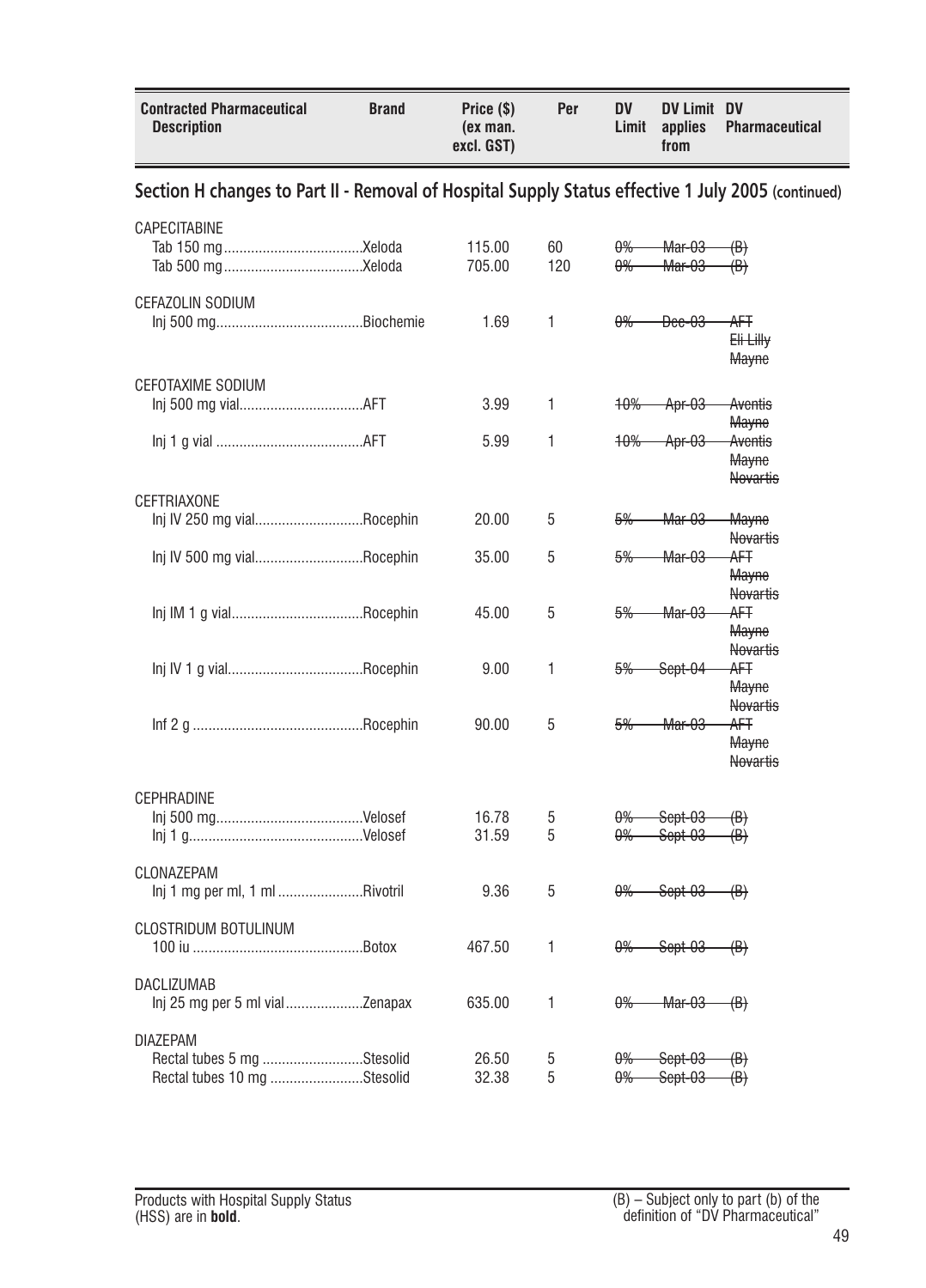| Contracted Pharmaceutical Description | Brand | Price ($) (ex man. excl. GST) | Per | DV Limit | DV Limit applies from | DV Pharmaceutical |
|---|---|---|---|---|---|---|

## Section H changes to Part II - Removal of Hospital Supply Status effective 1 July 2005 (continued)

| Contracted Pharmaceutical Description | Brand | Price ($) (ex man. excl. GST) | Per | DV Limit | DV Limit applies from | DV Pharmaceutical |
|---|---|---|---|---|---|---|
| CAPECITABINE | | | | | | |
| Tab 150 mg | Xeloda | 115.00 | 60 | ~~0%~~ | ~~Mar-03~~ | ~~(B)~~ |
| Tab 500 mg | Xeloda | 705.00 | 120 | ~~0%~~ | ~~Mar-03~~ | ~~(B)~~ |
| CEFAZOLIN SODIUM | | | | | | |
| Inj 500 mg | Biochemie | 1.69 | 1 | ~~0%~~ | ~~Dec-03~~ | ~~AFT~~ ~~Eli Lilly~~ ~~Mayne~~ |
| CEFOTAXIME SODIUM | | | | | | |
| Inj 500 mg vial | AFT | 3.99 | 1 | ~~10%~~ | ~~Apr-03~~ | ~~Aventis~~ ~~Mayne~~ |
| Inj 1 g vial | AFT | 5.99 | 1 | ~~10%~~ | ~~Apr-03~~ | ~~Aventis~~ ~~Mayne~~ ~~Novartis~~ |
| CEFTRIAXONE | | | | | | |
| Inj IV 250 mg vial | Rocephin | 20.00 | 5 | ~~5%~~ | ~~Mar-03~~ | ~~Mayne~~ ~~Novartis~~ |
| Inj IV 500 mg vial | Rocephin | 35.00 | 5 | ~~5%~~ | ~~Mar-03~~ | ~~AFT~~ ~~Mayne~~ ~~Novartis~~ |
| Inj IM 1 g vial | Rocephin | 45.00 | 5 | ~~5%~~ | ~~Mar-03~~ | ~~AFT~~ ~~Mayne~~ ~~Novartis~~ |
| Inj IV 1 g vial | Rocephin | 9.00 | 1 | ~~5%~~ | ~~Sept-04~~ | ~~AFT~~ ~~Mayne~~ ~~Novartis~~ |
| Inf 2 g | Rocephin | 90.00 | 5 | ~~5%~~ | ~~Mar-03~~ | ~~AFT~~ ~~Mayne~~ ~~Novartis~~ |
| CEPHRADINE | | | | | | |
| Inj 500 mg | Velosef | 16.78 | 5 | ~~0%~~ | ~~Sept-03~~ | ~~(B)~~ |
| Inj 1 g | Velosef | 31.59 | 5 | ~~0%~~ | ~~Sept-03~~ | ~~(B)~~ |
| CLONAZEPAM | | | | | | |
| Inj 1 mg per ml, 1 ml | Rivotril | 9.36 | 5 | ~~0%~~ | ~~Sept-03~~ | ~~(B)~~ |
| CLOSTRIDUM BOTULINUM | | | | | | |
| 100 iu | Botox | 467.50 | 1 | ~~0%~~ | ~~Sept-03~~ | ~~(B)~~ |
| DACLIZUMAB | | | | | | |
| Inj 25 mg per 5 ml vial | Zenapax | 635.00 | 1 | ~~0%~~ | ~~Mar-03~~ | ~~(B)~~ |
| DIAZEPAM | | | | | | |
| Rectal tubes 5 mg | Stesolid | 26.50 | 5 | ~~0%~~ | ~~Sept-03~~ | ~~(B)~~ |
| Rectal tubes 10 mg | Stesolid | 32.38 | 5 | ~~0%~~ | ~~Sept-03~~ | ~~(B)~~ |

Products with Hospital Supply Status (HSS) are in **bold**.

(B) – Subject only to part (b) of the definition of "DV Pharmaceutical"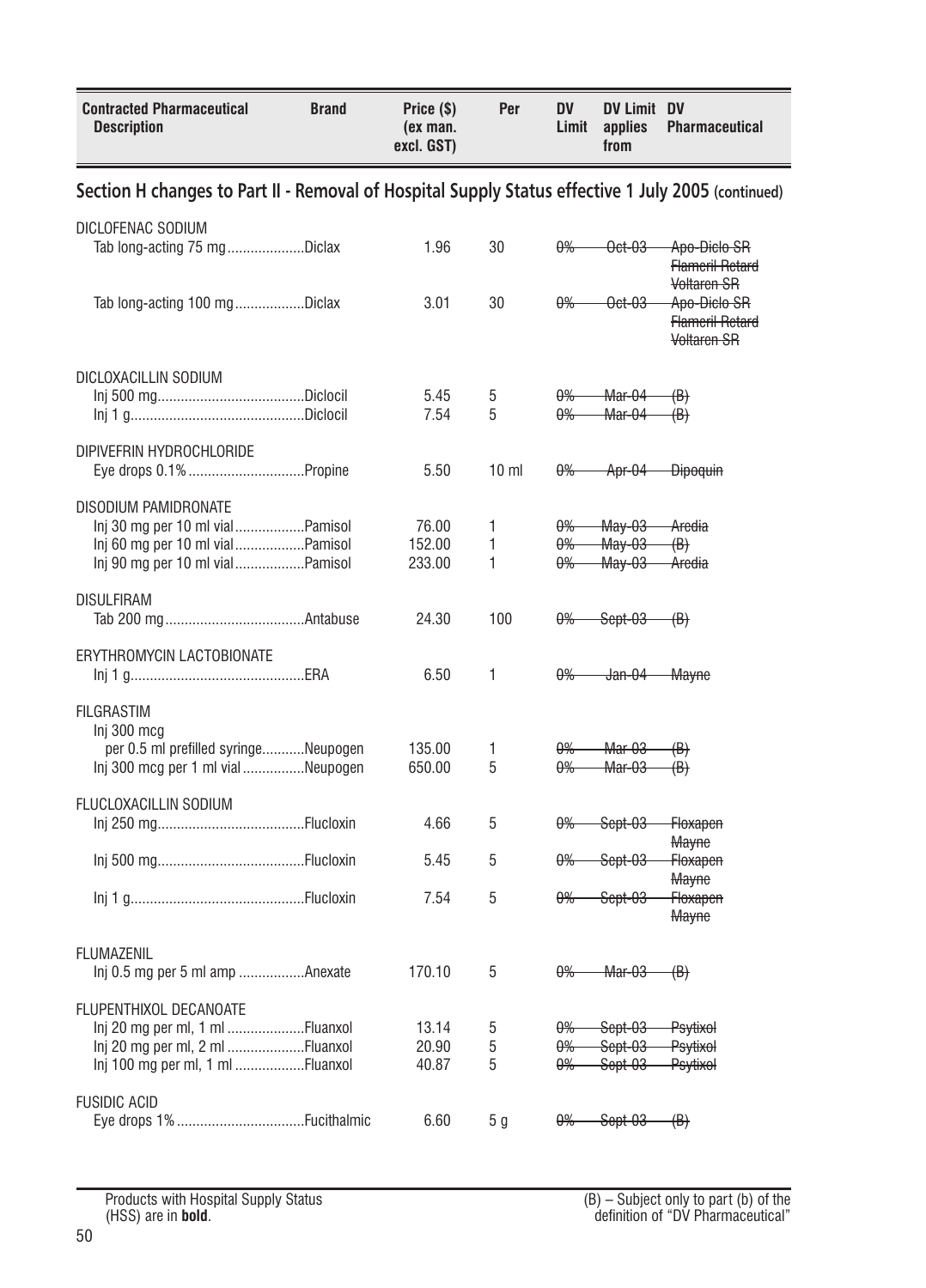| Contracted Pharmaceutical Description | Brand | Price ($) (ex man. excl. GST) | Per | DV Limit | DV Limit applies from | DV Pharmaceutical |
|---|---|---|---|---|---|---|

## Section H changes to Part II - Removal of Hospital Supply Status effective 1 July 2005 (continued)

| Contracted Pharmaceutical Description | Brand | Price ($) (ex man. excl. GST) | Per | DV Limit | DV Limit applies from | DV Pharmaceutical |
|---|---|---|---|---|---|---|
| **DICLOFENAC SODIUM** | | | | | | |
| Tab long-acting 75 mg | Diclax | 1.96 | 30 | ~~0%~~ | ~~Oct-03~~ | ~~Apo-Diclo SR~~ ~~Flameril Retard~~ ~~Voltaren SR~~ |
| Tab long-acting 100 mg | Diclax | 3.01 | 30 | ~~0%~~ | ~~Oct-03~~ | ~~Apo-Diclo SR~~ ~~Flameril Retard~~ ~~Voltaren SR~~ |
| **DICLOXACILLIN SODIUM** | | | | | | |
| Inj 500 mg | Diclocil | 5.45 | 5 | ~~0%~~ | ~~Mar-04~~ | ~~(B)~~ |
| Inj 1 g | Diclocil | 7.54 | 5 | ~~0%~~ | ~~Mar-04~~ | ~~(B)~~ |
| **DIPIVEFRIN HYDROCHLORIDE** | | | | | | |
| Eye drops 0.1% | Propine | 5.50 | 10 ml | ~~0%~~ | ~~Apr-04~~ | ~~Dipoquin~~ |
| **DISODIUM PAMIDRONATE** | | | | | | |
| Inj 30 mg per 10 ml vial | Pamisol | 76.00 | 1 | ~~0%~~ | ~~May-03~~ | ~~Aredia~~ |
| Inj 60 mg per 10 ml vial | Pamisol | 152.00 | 1 | ~~0%~~ | ~~May-03~~ | ~~(B)~~ |
| Inj 90 mg per 10 ml vial | Pamisol | 233.00 | 1 | ~~0%~~ | ~~May-03~~ | ~~Aredia~~ |
| **DISULFIRAM** | | | | | | |
| Tab 200 mg | Antabuse | 24.30 | 100 | ~~0%~~ | ~~Sept-03~~ | ~~(B)~~ |
| **ERYTHROMYCIN LACTOBIONATE** | | | | | | |
| Inj 1 g | ERA | 6.50 | 1 | ~~0%~~ | ~~Jan-04~~ | ~~Mayne~~ |
| **FILGRASTIM** | | | | | | |
| Inj 300 mcg per 0.5 ml prefilled syringe | Neupogen | 135.00 | 1 | ~~0%~~ | ~~Mar-03~~ | ~~(B)~~ |
| Inj 300 mcg per 1 ml vial | Neupogen | 650.00 | 5 | ~~0%~~ | ~~Mar-03~~ | ~~(B)~~ |
| **FLUCLOXACILLIN SODIUM** | | | | | | |
| Inj 250 mg | Flucloxin | 4.66 | 5 | ~~0%~~ | ~~Sept-03~~ | ~~Floxapen~~ ~~Mayne~~ |
| Inj 500 mg | Flucloxin | 5.45 | 5 | ~~0%~~ | ~~Sept-03~~ | ~~Floxapen~~ ~~Mayne~~ |
| Inj 1 g | Flucloxin | 7.54 | 5 | ~~0%~~ | ~~Sept-03~~ | ~~Floxapen~~ ~~Mayne~~ |
| **FLUMAZENIL** | | | | | | |
| Inj 0.5 mg per 5 ml amp | Anexate | 170.10 | 5 | ~~0%~~ | ~~Mar-03~~ | ~~(B)~~ |
| **FLUPENTHIXOL DECANOATE** | | | | | | |
| Inj 20 mg per ml, 1 ml | Fluanxol | 13.14 | 5 | ~~0%~~ | ~~Sept-03~~ | ~~Psytixol~~ |
| Inj 20 mg per ml, 2 ml | Fluanxol | 20.90 | 5 | ~~0%~~ | ~~Sept-03~~ | ~~Psytixol~~ |
| Inj 100 mg per ml, 1 ml | Fluanxol | 40.87 | 5 | ~~0%~~ | ~~Sept-03~~ | ~~Psytixol~~ |
| **FUSIDIC ACID** | | | | | | |
| Eye drops 1% | Fucithalmic | 6.60 | 5 g | ~~0%~~ | ~~Sept-03~~ | ~~(B)~~ |

Products with Hospital Supply Status (HSS) are in **bold**.

(B) – Subject only to part (b) of the definition of "DV Pharmaceutical"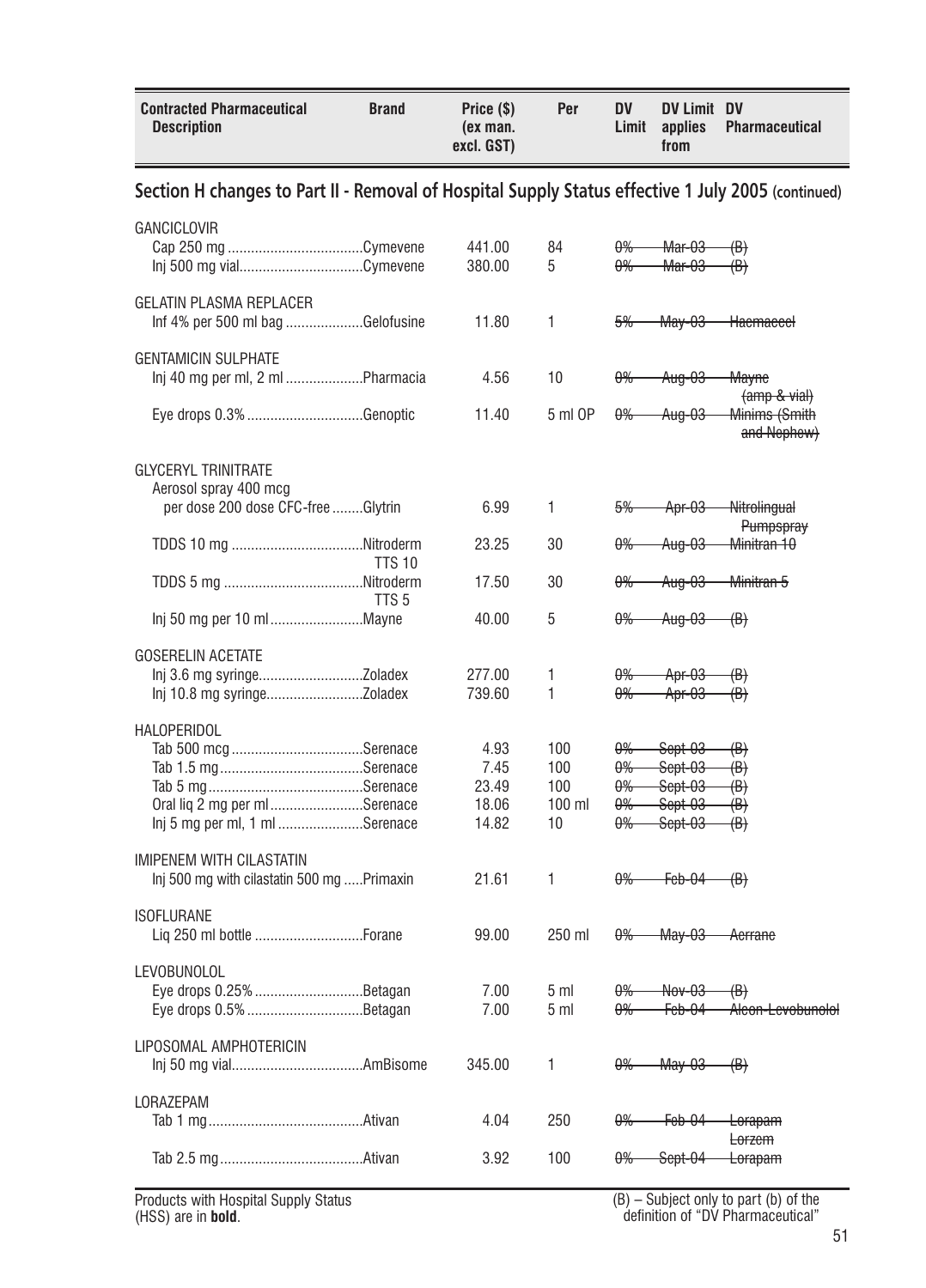| Contracted Pharmaceutical Description | Brand | Price ($) (ex man. excl. GST) | Per | DV Limit | DV Limit applies from | DV Pharmaceutical |
|---|---|---|---|---|---|---|

## Section H changes to Part II - Removal of Hospital Supply Status effective 1 July 2005 (continued)

| Contracted Pharmaceutical Description | Brand | Price ($) (ex man. excl. GST) | Per | DV Limit | DV Limit applies from | DV Pharmaceutical |
|---|---|---|---|---|---|---|
| **GANCICLOVIR** | | | | | | |
| Cap 250 mg | Cymevene | 441.00 | 84 | ~~0%~~ | ~~Mar-03~~ | ~~(B)~~ |
| Inj 500 mg vial | Cymevene | 380.00 | 5 | ~~0%~~ | ~~Mar-03~~ | ~~(B)~~ |
| **GELATIN PLASMA REPLACER** | | | | | | |
| Inf 4% per 500 ml bag | Gelofusine | 11.80 | 1 | ~~5%~~ | ~~May-03~~ | ~~Haemaccel~~ |
| **GENTAMICIN SULPHATE** | | | | | | |
| Inj 40 mg per ml, 2 ml | Pharmacia | 4.56 | 10 | ~~0%~~ | ~~Aug-03~~ | ~~Mayne (amp & vial)~~ |
| Eye drops 0.3% | Genoptic | 11.40 | 5 ml OP | ~~0%~~ | ~~Aug-03~~ | ~~Minims (Smith and Nephew)~~ |
| **GLYCERYL TRINITRATE** | | | | | | |
| Aerosol spray 400 mcg per dose 200 dose CFC-free | Glytrin | 6.99 | 1 | ~~5%~~ | ~~Apr-03~~ | ~~Nitrolingual Pumpspray~~ |
| TDDS 10 mg | Nitroderm TTS 10 | 23.25 | 30 | ~~0%~~ | ~~Aug-03~~ | ~~Minitran 10~~ |
| TDDS 5 mg | Nitroderm TTS 5 | 17.50 | 30 | ~~0%~~ | ~~Aug-03~~ | ~~Minitran 5~~ |
| Inj 50 mg per 10 ml | Mayne | 40.00 | 5 | ~~0%~~ | ~~Aug-03~~ | ~~(B)~~ |
| **GOSERELIN ACETATE** | | | | | | |
| Inj 3.6 mg syringe | Zoladex | 277.00 | 1 | ~~0%~~ | ~~Apr-03~~ | ~~(B)~~ |
| Inj 10.8 mg syringe | Zoladex | 739.60 | 1 | ~~0%~~ | ~~Apr-03~~ | ~~(B)~~ |
| **HALOPERIDOL** | | | | | | |
| Tab 500 mcg | Serenace | 4.93 | 100 | ~~0%~~ | ~~Sept-03~~ | ~~(B)~~ |
| Tab 1.5 mg | Serenace | 7.45 | 100 | ~~0%~~ | ~~Sept-03~~ | ~~(B)~~ |
| Tab 5 mg | Serenace | 23.49 | 100 | ~~0%~~ | ~~Sept-03~~ | ~~(B)~~ |
| Oral liq 2 mg per ml | Serenace | 18.06 | 100 ml | ~~0%~~ | ~~Sept-03~~ | ~~(B)~~ |
| Inj 5 mg per ml, 1 ml | Serenace | 14.82 | 10 | ~~0%~~ | ~~Sept-03~~ | ~~(B)~~ |
| **IMIPENEM WITH CILASTATIN** | | | | | | |
| Inj 500 mg with cilastatin 500 mg | Primaxin | 21.61 | 1 | ~~0%~~ | ~~Feb-04~~ | ~~(B)~~ |
| **ISOFLURANE** | | | | | | |
| Liq 250 ml bottle | Forane | 99.00 | 250 ml | ~~0%~~ | ~~May-03~~ | ~~Aerrane~~ |
| **LEVOBUNOLOL** | | | | | | |
| Eye drops 0.25% | Betagan | 7.00 | 5 ml | ~~0%~~ | ~~Nov-03~~ | ~~(B)~~ |
| Eye drops 0.5% | Betagan | 7.00 | 5 ml | ~~0%~~ | ~~Feb-04~~ | ~~Alcon-Levobunolol~~ |
| **LIPOSOMAL AMPHOTERICIN** | | | | | | |
| Inj 50 mg vial | AmBisome | 345.00 | 1 | ~~0%~~ | ~~May-03~~ | ~~(B)~~ |
| **LORAZEPAM** | | | | | | |
| Tab 1 mg | Ativan | 4.04 | 250 | ~~0%~~ | ~~Feb-04~~ | ~~Lorapam Lorzem~~ |
| Tab 2.5 mg | Ativan | 3.92 | 100 | ~~0%~~ | ~~Sept-04~~ | ~~Lorapam~~ |

Products with Hospital Supply Status (HSS) are in **bold**.

(B) – Subject only to part (b) of the definition of "DV Pharmaceutical"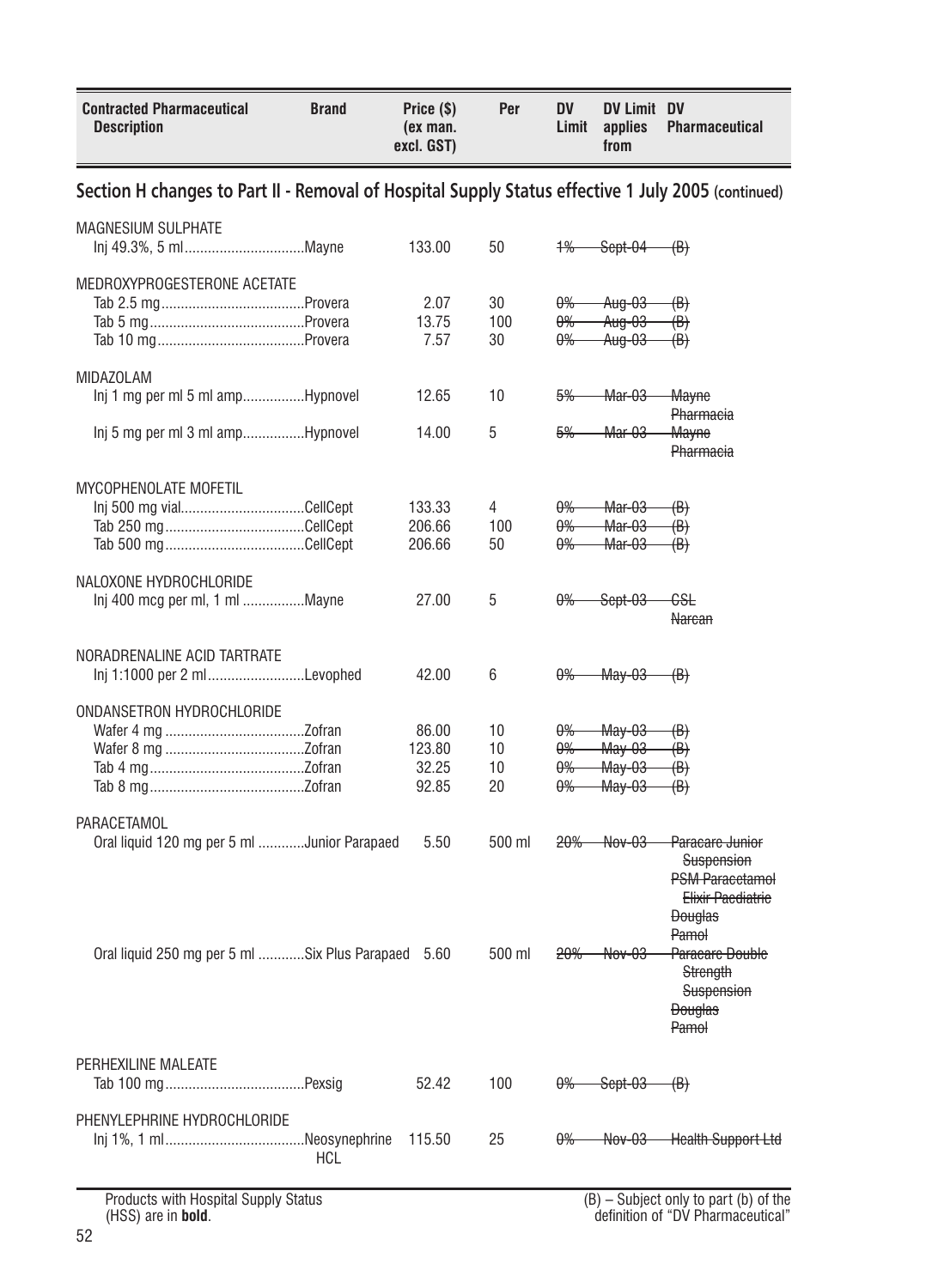| Contracted Pharmaceutical Description | Brand | Price ($) (ex man. excl. GST) | Per | DV Limit | DV Limit applies from | DV Pharmaceutical |
|---|---|---|---|---|---|---|

## Section H changes to Part II - Removal of Hospital Supply Status effective 1 July 2005 (continued)

| Contracted Pharmaceutical Description | Brand | Price ($) (ex man. excl. GST) | Per | DV Limit | DV Limit applies from | DV Pharmaceutical |
|---|---|---|---|---|---|---|
| MAGNESIUM SULPHATE | | | | | | |
| Inj 49.3%, 5 ml | Mayne | 133.00 | 50 | ~~1%~~ | ~~Sept-04~~ | ~~(B)~~ |
| MEDROXYPROGESTERONE ACETATE | | | | | | |
| Tab 2.5 mg | Provera | 2.07 | 30 | ~~0%~~ | ~~Aug-03~~ | ~~(B)~~ |
| Tab 5 mg | Provera | 13.75 | 100 | ~~0%~~ | ~~Aug-03~~ | ~~(B)~~ |
| Tab 10 mg | Provera | 7.57 | 30 | ~~0%~~ | ~~Aug-03~~ | ~~(B)~~ |
| MIDAZOLAM | | | | | | |
| Inj 1 mg per ml 5 ml amp | Hypnovel | 12.65 | 10 | ~~5%~~ | ~~Mar-03~~ | ~~Mayne Pharmacia~~ |
| Inj 5 mg per ml 3 ml amp | Hypnovel | 14.00 | 5 | ~~5%~~ | ~~Mar-03~~ | ~~Mayne Pharmacia~~ |
| MYCOPHENOLATE MOFETIL | | | | | | |
| Inj 500 mg vial | CellCept | 133.33 | 4 | ~~0%~~ | ~~Mar-03~~ | ~~(B)~~ |
| Tab 250 mg | CellCept | 206.66 | 100 | ~~0%~~ | ~~Mar-03~~ | ~~(B)~~ |
| Tab 500 mg | CellCept | 206.66 | 50 | ~~0%~~ | ~~Mar-03~~ | ~~(B)~~ |
| NALOXONE HYDROCHLORIDE | | | | | | |
| Inj 400 mcg per ml, 1 ml | Mayne | 27.00 | 5 | ~~0%~~ | ~~Sept-03~~ | ~~CSL Narcan~~ |
| NORADRENALINE ACID TARTRATE | | | | | | |
| Inj 1:1000 per 2 ml | Levophed | 42.00 | 6 | ~~0%~~ | ~~May-03~~ | ~~(B)~~ |
| ONDANSETRON HYDROCHLORIDE | | | | | | |
| Wafer 4 mg | Zofran | 86.00 | 10 | ~~0%~~ | ~~May-03~~ | ~~(B)~~ |
| Wafer 8 mg | Zofran | 123.80 | 10 | ~~0%~~ | ~~May-03~~ | ~~(B)~~ |
| Tab 4 mg | Zofran | 32.25 | 10 | ~~0%~~ | ~~May-03~~ | ~~(B)~~ |
| Tab 8 mg | Zofran | 92.85 | 20 | ~~0%~~ | ~~May-03~~ | ~~(B)~~ |
| PARACETAMOL | | | | | | |
| Oral liquid 120 mg per 5 ml | Junior Parapaed | 5.50 | 500 ml | ~~20%~~ | ~~Nov-03~~ | ~~Paracare Junior Suspension PSM Paracetamol Elixir Paediatric Douglas Pamol~~ |
| Oral liquid 250 mg per 5 ml | Six Plus Parapaed | 5.60 | 500 ml | ~~20%~~ | ~~Nov-03~~ | ~~Paracare Double Strength Suspension Douglas Pamol~~ |
| PERHEXILINE MALEATE | | | | | | |
| Tab 100 mg | Pexsig | 52.42 | 100 | ~~0%~~ | ~~Sept-03~~ | ~~(B)~~ |
| PHENYLEPHRINE HYDROCHLORIDE | | | | | | |
| Inj 1%, 1 ml | Neosynephrine HCL | 115.50 | 25 | ~~0%~~ | ~~Nov-03~~ | ~~Health Support Ltd~~ |

Products with Hospital Supply Status (HSS) are in **bold**.

(B) – Subject only to part (b) of the definition of "DV Pharmaceutical"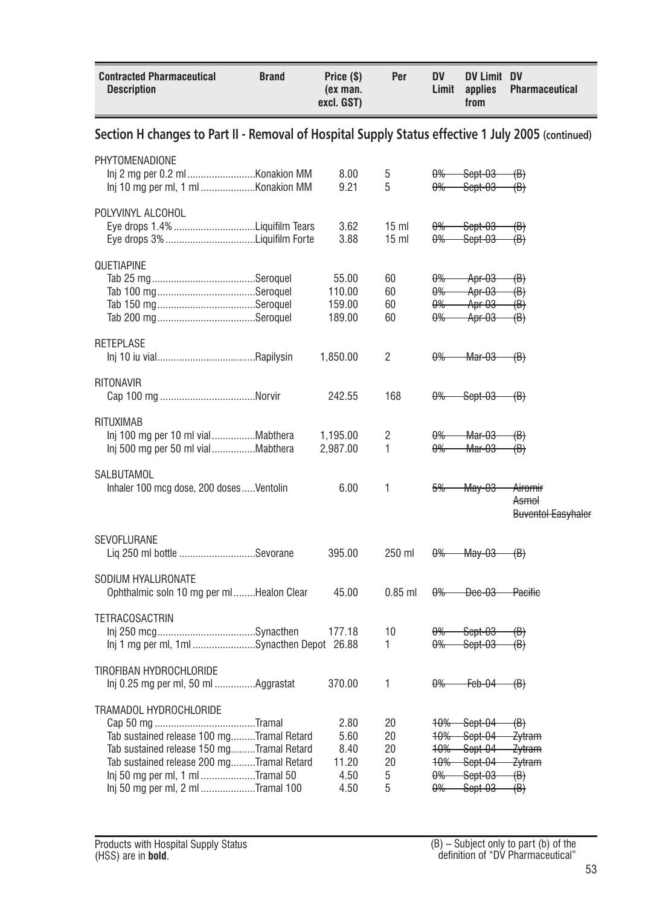| Contracted Pharmaceutical Description | Brand | Price ($) (ex man. excl. GST) | Per | DV Limit | DV Limit applies from | DV Pharmaceutical |
|---|---|---|---|---|---|---|

## Section H changes to Part II - Removal of Hospital Supply Status effective 1 July 2005 (continued)

| Contracted Pharmaceutical Description | Brand | Price ($) (ex man. excl. GST) | Per | DV Limit | DV Limit applies from | DV Pharmaceutical |
|---|---|---|---|---|---|---|
| **PHYTOMENADIONE** | | | | | | |
| Inj 2 mg per 0.2 ml | Konakion MM | 8.00 | 5 | ~~0%~~ | ~~Sept-03~~ | ~~(B)~~ |
| Inj 10 mg per ml, 1 ml | Konakion MM | 9.21 | 5 | ~~0%~~ | ~~Sept-03~~ | ~~(B)~~ |
| **POLYVINYL ALCOHOL** | | | | | | |
| Eye drops 1.4% | Liquifilm Tears | 3.62 | 15 ml | ~~0%~~ | ~~Sept-03~~ | ~~(B)~~ |
| Eye drops 3% | Liquifilm Forte | 3.88 | 15 ml | ~~0%~~ | ~~Sept-03~~ | ~~(B)~~ |
| **QUETIAPINE** | | | | | | |
| Tab 25 mg | Seroquel | 55.00 | 60 | ~~0%~~ | ~~Apr-03~~ | ~~(B)~~ |
| Tab 100 mg | Seroquel | 110.00 | 60 | ~~0%~~ | ~~Apr-03~~ | ~~(B)~~ |
| Tab 150 mg | Seroquel | 159.00 | 60 | ~~0%~~ | ~~Apr-03~~ | ~~(B)~~ |
| Tab 200 mg | Seroquel | 189.00 | 60 | ~~0%~~ | ~~Apr-03~~ | ~~(B)~~ |
| **RETEPLASE** | | | | | | |
| Inj 10 iu vial | Rapilysin | 1,850.00 | 2 | ~~0%~~ | ~~Mar-03~~ | ~~(B)~~ |
| **RITONAVIR** | | | | | | |
| Cap 100 mg | Norvir | 242.55 | 168 | ~~0%~~ | ~~Sept-03~~ | ~~(B)~~ |
| **RITUXIMAB** | | | | | | |
| Inj 100 mg per 10 ml vial | Mabthera | 1,195.00 | 2 | ~~0%~~ | ~~Mar-03~~ | ~~(B)~~ |
| Inj 500 mg per 50 ml vial | Mabthera | 2,987.00 | 1 | ~~0%~~ | ~~Mar-03~~ | ~~(B)~~ |
| **SALBUTAMOL** | | | | | | |
| Inhaler 100 mcg dose, 200 doses | Ventolin | 6.00 | 1 | ~~5%~~ | ~~May-03~~ | ~~Airomir~~ ~~Asmol~~ ~~Buventol Easyhaler~~ |
| **SEVOFLURANE** | | | | | | |
| Liq 250 ml bottle | Sevorane | 395.00 | 250 ml | ~~0%~~ | ~~May-03~~ | ~~(B)~~ |
| **SODIUM HYALURONATE** | | | | | | |
| Ophthalmic soln 10 mg per ml | Healon Clear | 45.00 | 0.85 ml | ~~0%~~ | ~~Dec-03~~ | ~~Pacific~~ |
| **TETRACOSACTRIN** | | | | | | |
| Inj 250 mcg | Synacthen | 177.18 | 10 | ~~0%~~ | ~~Sept-03~~ | ~~(B)~~ |
| Inj 1 mg per ml, 1ml | Synacthen Depot | 26.88 | 1 | ~~0%~~ | ~~Sept-03~~ | ~~(B)~~ |
| **TIROFIBAN HYDROCHLORIDE** | | | | | | |
| Inj 0.25 mg per ml, 50 ml | Aggrastat | 370.00 | 1 | ~~0%~~ | ~~Feb-04~~ | ~~(B)~~ |
| **TRAMADOL HYDROCHLORIDE** | | | | | | |
| Cap 50 mg | Tramal | 2.80 | 20 | ~~10%~~ | ~~Sept-04~~ | ~~(B)~~ |
| Tab sustained release 100 mg | Tramal Retard | 5.60 | 20 | ~~10%~~ | ~~Sept-04~~ | ~~Zytram~~ |
| Tab sustained release 150 mg | Tramal Retard | 8.40 | 20 | ~~10%~~ | ~~Sept-04~~ | ~~Zytram~~ |
| Tab sustained release 200 mg | Tramal Retard | 11.20 | 20 | ~~10%~~ | ~~Sept-04~~ | ~~Zytram~~ |
| Inj 50 mg per ml, 1 ml | Tramal 50 | 4.50 | 5 | ~~0%~~ | ~~Sept-03~~ | ~~(B)~~ |
| Inj 50 mg per ml, 2 ml | Tramal 100 | 4.50 | 5 | ~~0%~~ | ~~Sept-03~~ | ~~(B)~~ |

Products with Hospital Supply Status (HSS) are in **bold**.

(B) – Subject only to part (b) of the definition of "DV Pharmaceutical"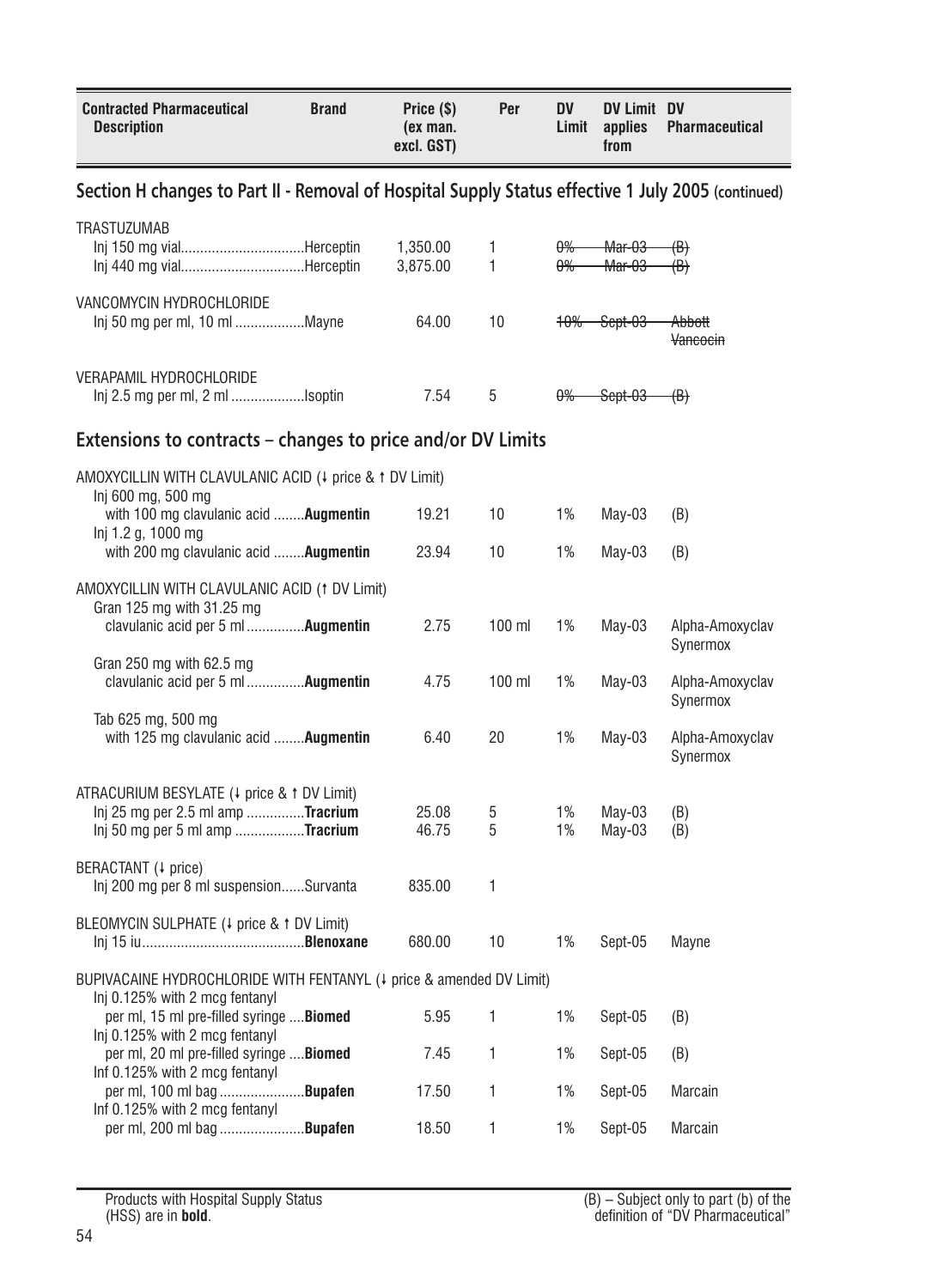| Contracted Pharmaceutical Description | Brand | Price ($) (ex man. excl. GST) | Per | DV Limit | DV Limit applies from | DV Pharmaceutical |
|---|---|---|---|---|---|---|

## Section H changes to Part II - Removal of Hospital Supply Status effective 1 July 2005 (continued)

| Contracted Pharmaceutical Description | Brand | Price ($) (ex man. excl. GST) | Per | DV Limit | DV Limit applies from | DV Pharmaceutical |
|---|---|---|---|---|---|---|
| TRASTUZUMAB | | | | | | |
| Inj 150 mg vial | Herceptin | 1,350.00 | 1 | ~~0%~~ | ~~Mar-03~~ | ~~(B)~~ |
| Inj 440 mg vial | Herceptin | 3,875.00 | 1 | ~~0%~~ | ~~Mar-03~~ | ~~(B)~~ |
| VANCOMYCIN HYDROCHLORIDE | | | | | | |
| Inj 50 mg per ml, 10 ml | Mayne | 64.00 | 10 | ~~10%~~ | ~~Sept-03~~ | ~~Abbott Vancocin~~ |
| VERAPAMIL HYDROCHLORIDE | | | | | | |
| Inj 2.5 mg per ml, 2 ml | Isoptin | 7.54 | 5 | ~~0%~~ | ~~Sept-03~~ | ~~(B)~~ |

## Extensions to contracts – changes to price and/or DV Limits

| Contracted Pharmaceutical Description | Brand | Price ($) (ex man. excl. GST) | Per | DV Limit | DV Limit applies from | DV Pharmaceutical |
|---|---|---|---|---|---|---|
| AMOXYCILLIN WITH CLAVULANIC ACID (↓ price & ↑ DV Limit) | | | | | | |
| Inj 600 mg, 500 mg with 100 mg clavulanic acid | **Augmentin** | 19.21 | 10 | 1% | May-03 | (B) |
| Inj 1.2 g, 1000 mg with 200 mg clavulanic acid | **Augmentin** | 23.94 | 10 | 1% | May-03 | (B) |
| AMOXYCILLIN WITH CLAVULANIC ACID (↑ DV Limit) | | | | | | |
| Gran 125 mg with 31.25 mg clavulanic acid per 5 ml | **Augmentin** | 2.75 | 100 ml | 1% | May-03 | Alpha-Amoxyclav Synermox |
| Gran 250 mg with 62.5 mg clavulanic acid per 5 ml | **Augmentin** | 4.75 | 100 ml | 1% | May-03 | Alpha-Amoxyclav Synermox |
| Tab 625 mg, 500 mg with 125 mg clavulanic acid | **Augmentin** | 6.40 | 20 | 1% | May-03 | Alpha-Amoxyclav Synermox |
| ATRACURIUM BESYLATE (↓ price & ↑ DV Limit) | | | | | | |
| Inj 25 mg per 2.5 ml amp | **Tracrium** | 25.08 | 5 | 1% | May-03 | (B) |
| Inj 50 mg per 5 ml amp | **Tracrium** | 46.75 | 5 | 1% | May-03 | (B) |
| BERACTANT (↓ price) | | | | | | |
| Inj 200 mg per 8 ml suspension | Survanta | 835.00 | 1 | | | |
| BLEOMYCIN SULPHATE (↓ price & ↑ DV Limit) | | | | | | |
| Inj 15 iu | **Blenoxane** | 680.00 | 10 | 1% | Sept-05 | Mayne |
| BUPIVACAINE HYDROCHLORIDE WITH FENTANYL (↓ price & amended DV Limit) | | | | | | |
| Inj 0.125% with 2 mcg fentanyl per ml, 15 ml pre-filled syringe | **Biomed** | 5.95 | 1 | 1% | Sept-05 | (B) |
| Inj 0.125% with 2 mcg fentanyl per ml, 20 ml pre-filled syringe | **Biomed** | 7.45 | 1 | 1% | Sept-05 | (B) |
| Inf 0.125% with 2 mcg fentanyl per ml, 100 ml bag | **Bupafen** | 17.50 | 1 | 1% | Sept-05 | Marcain |
| Inf 0.125% with 2 mcg fentanyl per ml, 200 ml bag | **Bupafen** | 18.50 | 1 | 1% | Sept-05 | Marcain |

Products with Hospital Supply Status (HSS) are in **bold**.

(B) – Subject only to part (b) of the definition of "DV Pharmaceutical"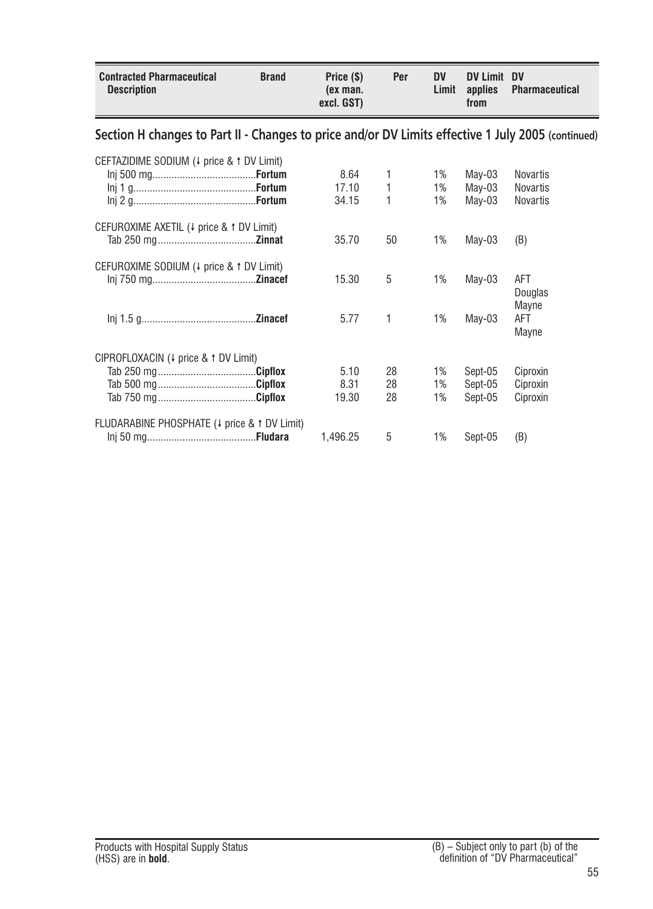| Contracted Pharmaceutical Description | Brand | Price ($) (ex man. excl. GST) | Per | DV Limit | DV Limit applies from | DV Pharmaceutical |
|---|---|---|---|---|---|---|

## Section H changes to Part II - Changes to price and/or DV Limits effective 1 July 2005 (continued)

| Contracted Pharmaceutical Description | Brand | Price ($) (ex man. excl. GST) | Per | DV Limit | DV Limit applies from | DV Pharmaceutical |
|---|---|---|---|---|---|---|
| CEFTAZIDIME SODIUM (↓ price & ↑ DV Limit) | | | | | | |
| Inj 500 mg | **Fortum** | 8.64 | 1 | 1% | May-03 | Novartis |
| Inj 1 g | **Fortum** | 17.10 | 1 | 1% | May-03 | Novartis |
| Inj 2 g | **Fortum** | 34.15 | 1 | 1% | May-03 | Novartis |
| CEFUROXIME AXETIL (↓ price & ↑ DV Limit) | | | | | | |
| Tab 250 mg | **Zinnat** | 35.70 | 50 | 1% | May-03 | (B) |
| CEFUROXIME SODIUM (↓ price & ↑ DV Limit) | | | | | | |
| Inj 750 mg | **Zinacef** | 15.30 | 5 | 1% | May-03 | AFT<br>Douglas<br>Mayne |
| Inj 1.5 g | **Zinacef** | 5.77 | 1 | 1% | May-03 | AFT<br>Mayne |
| CIPROFLOXACIN (↓ price & ↑ DV Limit) | | | | | | |
| Tab 250 mg | **Cipflox** | 5.10 | 28 | 1% | Sept-05 | Ciproxin |
| Tab 500 mg | **Cipflox** | 8.31 | 28 | 1% | Sept-05 | Ciproxin |
| Tab 750 mg | **Cipflox** | 19.30 | 28 | 1% | Sept-05 | Ciproxin |
| FLUDARABINE PHOSPHATE (↓ price & ↑ DV Limit) | | | | | | |
| Inj 50 mg | **Fludara** | 1,496.25 | 5 | 1% | Sept-05 | (B) |

Products with Hospital Supply Status (HSS) are in **bold**.

(B) – Subject only to part (b) of the definition of "DV Pharmaceutical"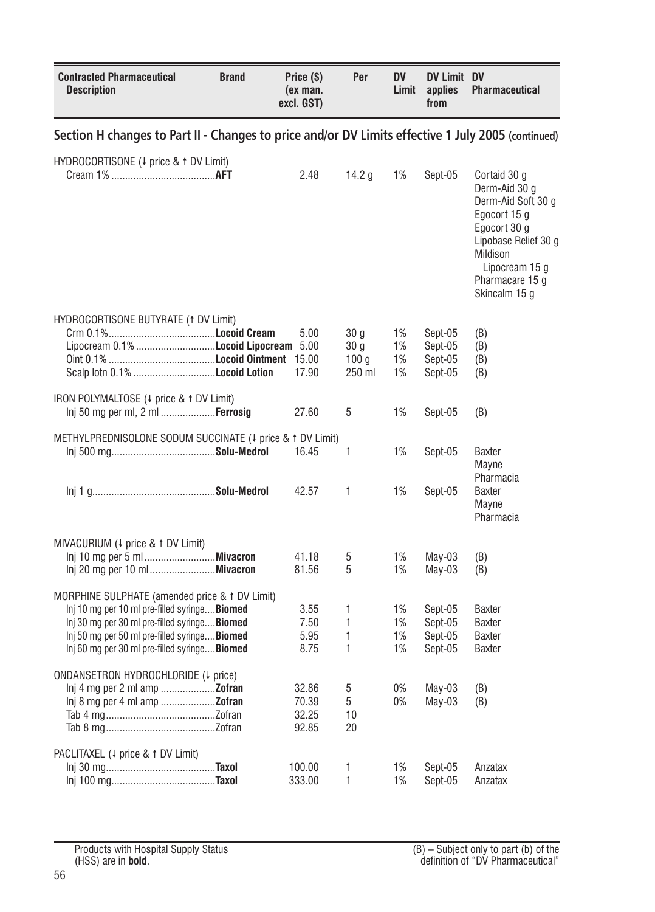| Contracted Pharmaceutical Description | Brand | Price ($) (ex man. excl. GST) | Per | DV Limit | DV Limit applies from | DV Pharmaceutical |
|---|---|---|---|---|---|---|

## Section H changes to Part II - Changes to price and/or DV Limits effective 1 July 2005 (continued)

| Contracted Pharmaceutical Description | Brand | Price ($) (ex man. excl. GST) | Per | DV Limit | DV Limit applies from | DV Pharmaceutical |
|---|---|---|---|---|---|---|
| HYDROCORTISONE (↓ price & ↑ DV Limit) | | | | | | |
| Cream 1% | **AFT** | 2.48 | 14.2 g | 1% | Sept-05 | Cortaid 30 g<br>Derm-Aid 30 g<br>Derm-Aid Soft 30 g<br>Egocort 15 g<br>Egocort 30 g<br>Lipobase Relief 30 g<br>Mildison Lipocream 15 g<br>Pharmacare 15 g<br>Skincalm 15 g |
| HYDROCORTISONE BUTYRATE (↑ DV Limit) | | | | | | |
| Crm 0.1% | **Locoid Cream** | 5.00 | 30 g | 1% | Sept-05 | (B) |
| Lipocream 0.1% | **Locoid Lipocream** | 5.00 | 30 g | 1% | Sept-05 | (B) |
| Oint 0.1% | **Locoid Ointment** | 15.00 | 100 g | 1% | Sept-05 | (B) |
| Scalp lotn 0.1% | **Locoid Lotion** | 17.90 | 250 ml | 1% | Sept-05 | (B) |
| IRON POLYMALTOSE (↓ price & ↑ DV Limit) | | | | | | |
| Inj 50 mg per ml, 2 ml | **Ferrosig** | 27.60 | 5 | 1% | Sept-05 | (B) |
| METHYLPREDNISOLONE SODUM SUCCINATE (↓ price & ↑ DV Limit) | | | | | | |
| Inj 500 mg | **Solu-Medrol** | 16.45 | 1 | 1% | Sept-05 | Baxter<br>Mayne<br>Pharmacia |
| Inj 1 g | **Solu-Medrol** | 42.57 | 1 | 1% | Sept-05 | Baxter<br>Mayne<br>Pharmacia |
| MIVACURIUM (↓ price & ↑ DV Limit) | | | | | | |
| Inj 10 mg per 5 ml | **Mivacron** | 41.18 | 5 | 1% | May-03 | (B) |
| Inj 20 mg per 10 ml | **Mivacron** | 81.56 | 5 | 1% | May-03 | (B) |
| MORPHINE SULPHATE (amended price & ↑ DV Limit) | | | | | | |
| Inj 10 mg per 10 ml pre-filled syringe | **Biomed** | 3.55 | 1 | 1% | Sept-05 | Baxter |
| Inj 30 mg per 30 ml pre-filled syringe | **Biomed** | 7.50 | 1 | 1% | Sept-05 | Baxter |
| Inj 50 mg per 50 ml pre-filled syringe | **Biomed** | 5.95 | 1 | 1% | Sept-05 | Baxter |
| Inj 60 mg per 30 ml pre-filled syringe | **Biomed** | 8.75 | 1 | 1% | Sept-05 | Baxter |
| ONDANSETRON HYDROCHLORIDE (↓ price) | | | | | | |
| Inj 4 mg per 2 ml amp | **Zofran** | 32.86 | 5 | 0% | May-03 | (B) |
| Inj 8 mg per 4 ml amp | **Zofran** | 70.39 | 5 | 0% | May-03 | (B) |
| Tab 4 mg | Zofran | 32.25 | 10 | | | |
| Tab 8 mg | Zofran | 92.85 | 20 | | | |
| PACLITAXEL (↓ price & ↑ DV Limit) | | | | | | |
| Inj 30 mg | **Taxol** | 100.00 | 1 | 1% | Sept-05 | Anzatax |
| Inj 100 mg | **Taxol** | 333.00 | 1 | 1% | Sept-05 | Anzatax |

Products with Hospital Supply Status (HSS) are in **bold**.

(B) – Subject only to part (b) of the definition of "DV Pharmaceutical"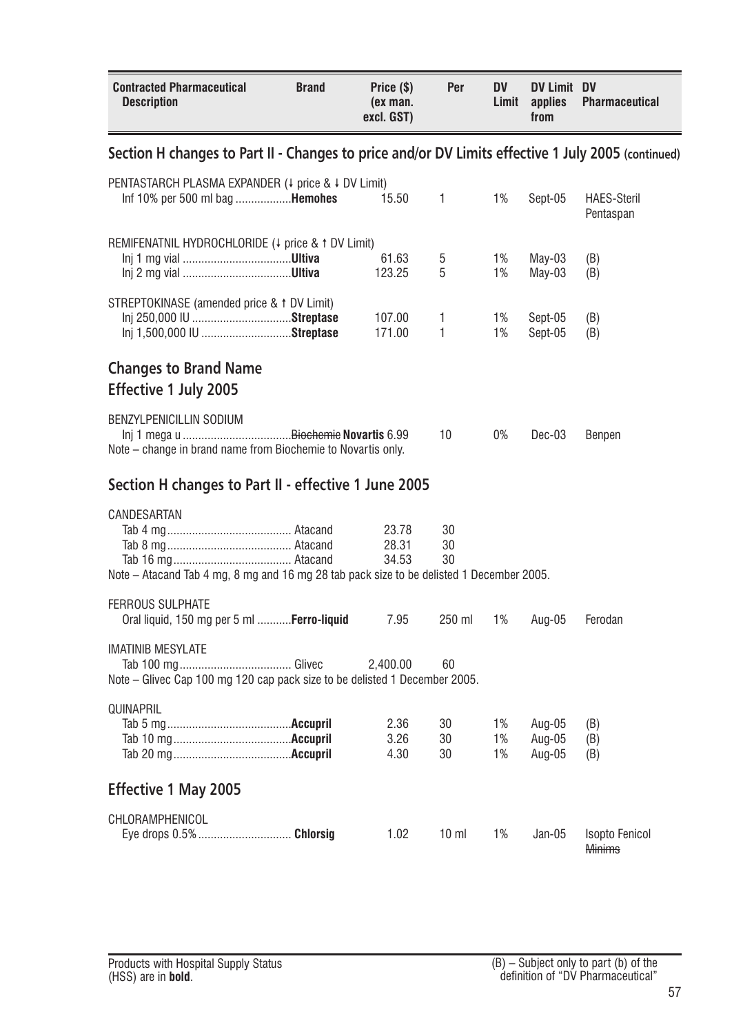| Contracted Pharmaceutical Description | Brand | Price ($) (ex man. excl. GST) | Per | DV Limit | DV Limit applies from | DV Pharmaceutical |
|---|---|---|---|---|---|---|

## Section H changes to Part II - Changes to price and/or DV Limits effective 1 July 2005 (continued)

| Contracted Pharmaceutical Description | Brand | Price ($) (ex man. excl. GST) | Per | DV Limit | DV Limit applies from | DV Pharmaceutical |
|---|---|---|---|---|---|---|
| PENTASTARCH PLASMA EXPANDER (↓ price & ↓ DV Limit) | | | | | | |
| Inf 10% per 500 ml bag | **Hemohes** | 15.50 | 1 | 1% | Sept-05 | HAES-Steril Pentaspan |
| REMIFENATNIL HYDROCHLORIDE (↓ price & ↑ DV Limit) | | | | | | |
| Inj 1 mg vial | **Ultiva** | 61.63 | 5 | 1% | May-03 | (B) |
| Inj 2 mg vial | **Ultiva** | 123.25 | 5 | 1% | May-03 | (B) |
| STREPTOKINASE (amended price & ↑ DV Limit) | | | | | | |
| Inj 250,000 IU | **Streptase** | 107.00 | 1 | 1% | Sept-05 | (B) |
| Inj 1,500,000 IU | **Streptase** | 171.00 | 1 | 1% | Sept-05 | (B) |

## Changes to Brand Name

### Effective 1 July 2005

| Contracted Pharmaceutical Description | Brand | Price ($) (ex man. excl. GST) | Per | DV Limit | DV Limit applies from | DV Pharmaceutical |
|---|---|---|---|---|---|---|
| BENZYLPENICILLIN SODIUM | | | | | | |
| Inj 1 mega u | ~~Biochemie~~ **Novartis** | 6.99 | 10 | 0% | Dec-03 | Benpen |

Note – change in brand name from Biochemie to Novartis only.

## Section H changes to Part II - effective 1 June 2005

| Contracted Pharmaceutical Description | Brand | Price ($) (ex man. excl. GST) | Per | DV Limit | DV Limit applies from | DV Pharmaceutical |
|---|---|---|---|---|---|---|
| CANDESARTAN | | | | | | |
| Tab 4 mg | Atacand | 23.78 | 30 | | | |
| Tab 8 mg | Atacand | 28.31 | 30 | | | |
| Tab 16 mg | Atacand | 34.53 | 30 | | | |

Note – Atacand Tab 4 mg, 8 mg and 16 mg 28 tab pack size to be delisted 1 December 2005.

| Contracted Pharmaceutical Description | Brand | Price ($) (ex man. excl. GST) | Per | DV Limit | DV Limit applies from | DV Pharmaceutical |
|---|---|---|---|---|---|---|
| FERROUS SULPHATE | | | | | | |
| Oral liquid, 150 mg per 5 ml | **Ferro-liquid** | 7.95 | 250 ml | 1% | Aug-05 | Ferodan |
| IMATINIB MESYLATE | | | | | | |
| Tab 100 mg | Glivec | 2,400.00 | 60 | | | |

Note – Glivec Cap 100 mg 120 cap pack size to be delisted 1 December 2005.

| Contracted Pharmaceutical Description | Brand | Price ($) (ex man. excl. GST) | Per | DV Limit | DV Limit applies from | DV Pharmaceutical |
|---|---|---|---|---|---|---|
| QUINAPRIL | | | | | | |
| Tab 5 mg | **Accupril** | 2.36 | 30 | 1% | Aug-05 | (B) |
| Tab 10 mg | **Accupril** | 3.26 | 30 | 1% | Aug-05 | (B) |
| Tab 20 mg | **Accupril** | 4.30 | 30 | 1% | Aug-05 | (B) |

### Effective 1 May 2005

| Contracted Pharmaceutical Description | Brand | Price ($) (ex man. excl. GST) | Per | DV Limit | DV Limit applies from | DV Pharmaceutical |
|---|---|---|---|---|---|---|
| CHLORAMPHENICOL | | | | | | |
| Eye drops 0.5% | **Chlorsig** | 1.02 | 10 ml | 1% | Jan-05 | Isopto Fenicol ~~Minims~~ |

Products with Hospital Supply Status (HSS) are in **bold**.

(B) – Subject only to part (b) of the definition of "DV Pharmaceutical"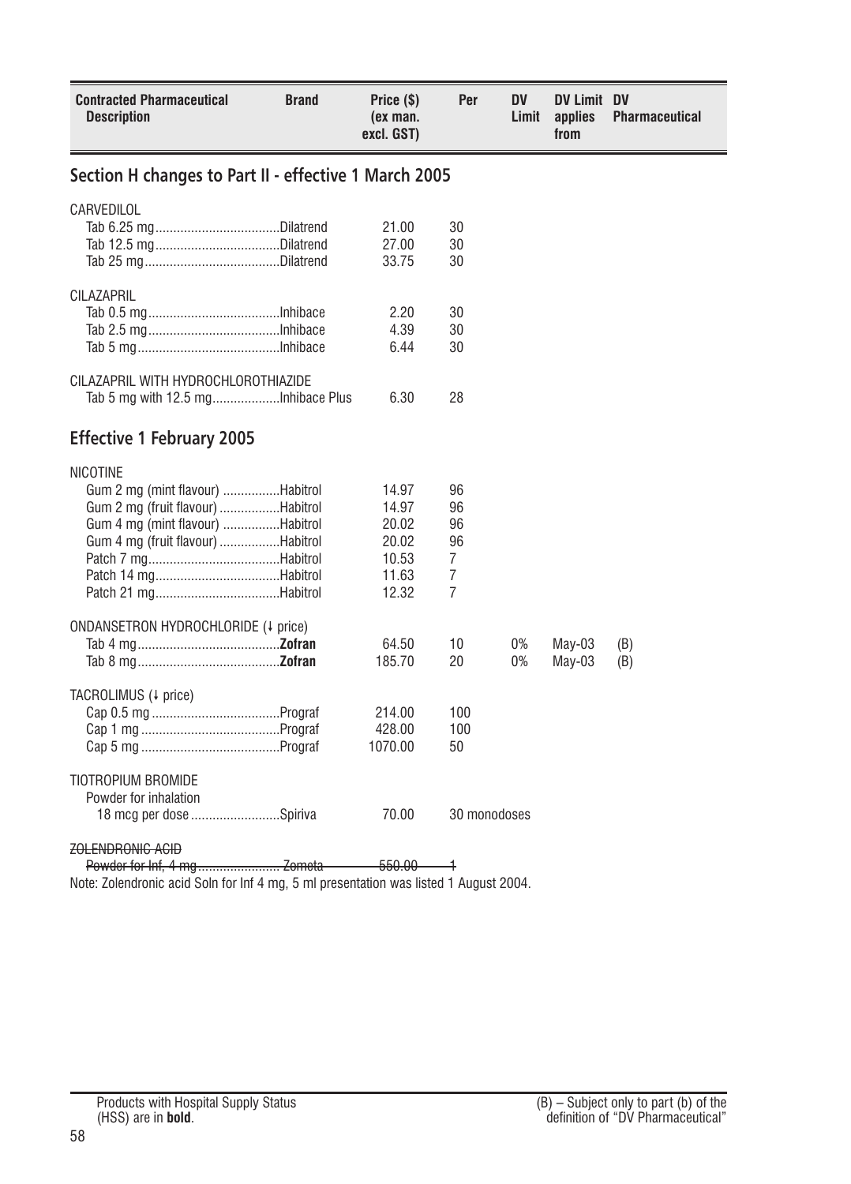| Contracted Pharmaceutical Description | Brand | Price ($) (ex man. excl. GST) | Per | DV Limit | DV Limit applies from | DV Pharmaceutical |
|---|---|---|---|---|---|---|

## Section H changes to Part II - effective 1 March 2005

| Contracted Pharmaceutical Description | Brand | Price ($) (ex man. excl. GST) | Per | DV Limit | DV Limit applies from | DV Pharmaceutical |
|---|---|---|---|---|---|---|
| CARVEDILOL | | | | | | |
| Tab 6.25 mg | Dilatrend | 21.00 | 30 | | | |
| Tab 12.5 mg | Dilatrend | 27.00 | 30 | | | |
| Tab 25 mg | Dilatrend | 33.75 | 30 | | | |
| CILAZAPRIL | | | | | | |
| Tab 0.5 mg | Inhibace | 2.20 | 30 | | | |
| Tab 2.5 mg | Inhibace | 4.39 | 30 | | | |
| Tab 5 mg | Inhibace | 6.44 | 30 | | | |
| CILAZAPRIL WITH HYDROCHLOROTHIAZIDE | | | | | | |
| Tab 5 mg with 12.5 mg | Inhibace Plus | 6.30 | 28 | | | |

## Effective 1 February 2005

| Contracted Pharmaceutical Description | Brand | Price ($) (ex man. excl. GST) | Per | DV Limit | DV Limit applies from | DV Pharmaceutical |
|---|---|---|---|---|---|---|
| NICOTINE | | | | | | |
| Gum 2 mg (mint flavour) | Habitrol | 14.97 | 96 | | | |
| Gum 2 mg (fruit flavour) | Habitrol | 14.97 | 96 | | | |
| Gum 4 mg (mint flavour) | Habitrol | 20.02 | 96 | | | |
| Gum 4 mg (fruit flavour) | Habitrol | 20.02 | 96 | | | |
| Patch 7 mg | Habitrol | 10.53 | 7 | | | |
| Patch 14 mg | Habitrol | 11.63 | 7 | | | |
| Patch 21 mg | Habitrol | 12.32 | 7 | | | |
| ONDANSETRON HYDROCHLORIDE (↓ price) | | | | | | |
| Tab 4 mg | **Zofran** | 64.50 | 10 | 0% | May-03 | (B) |
| Tab 8 mg | **Zofran** | 185.70 | 20 | 0% | May-03 | (B) |
| TACROLIMUS (↓ price) | | | | | | |
| Cap 0.5 mg | Prograf | 214.00 | 100 | | | |
| Cap 1 mg | Prograf | 428.00 | 100 | | | |
| Cap 5 mg | Prograf | 1070.00 | 50 | | | |
| TIOTROPIUM BROMIDE | | | | | | |
| Powder for inhalation | | | | | | |
| 18 mcg per dose | Spiriva | 70.00 | 30 monodoses | | | |
| ~~ZOLENDRONIC ACID~~ | | | | | | |
| ~~Powder for Inf, 4 mg~~ | ~~Zometa~~ | ~~550.00~~ | ~~1~~ | | | |

Note: Zolendronic acid Soln for Inf 4 mg, 5 ml presentation was listed 1 August 2004.

Products with Hospital Supply Status (HSS) are in **bold**.

(B) – Subject only to part (b) of the definition of "DV Pharmaceutical"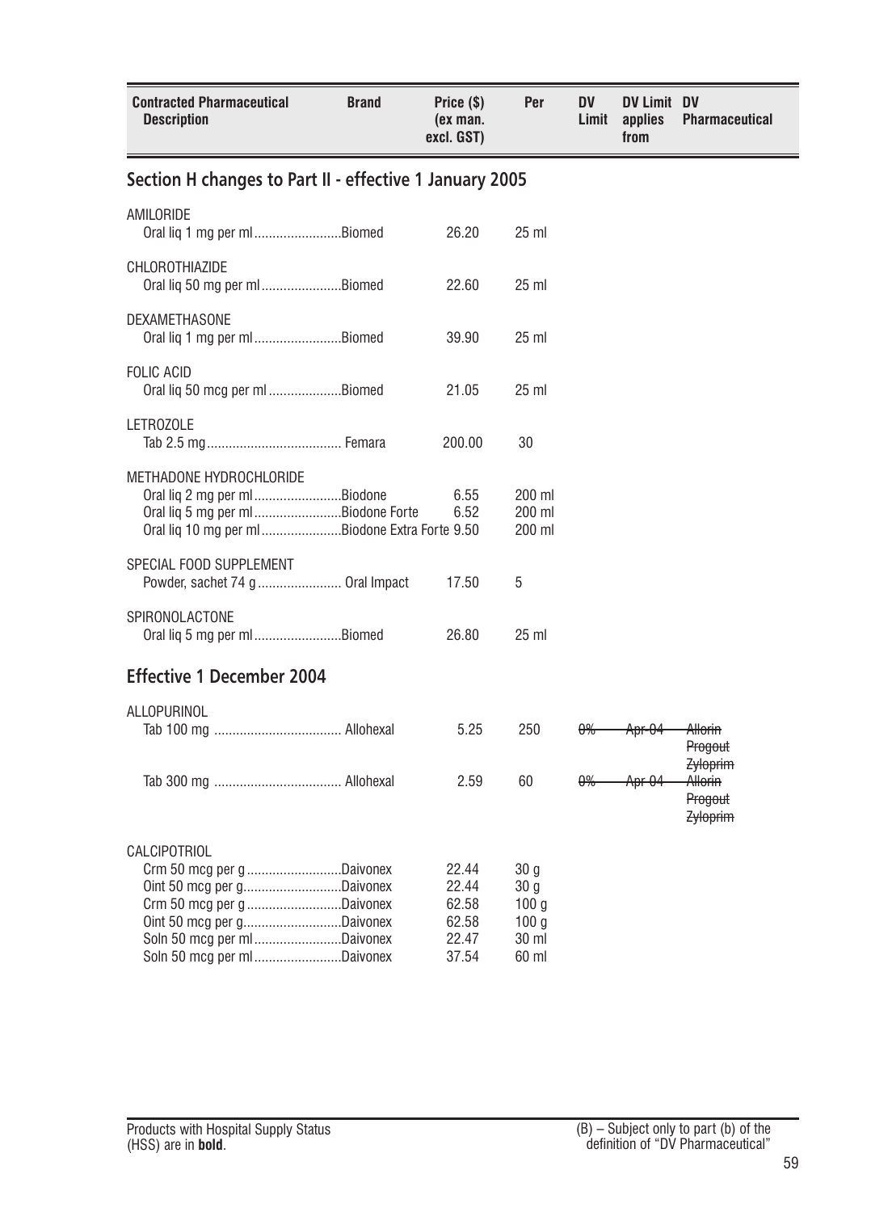| Contracted Pharmaceutical Description | Brand | Price ($) (ex man. excl. GST) | Per | DV Limit | DV Limit applies from | DV Pharmaceutical |
|---|---|---|---|---|---|---|

## Section H changes to Part II - effective 1 January 2005

| Contracted Pharmaceutical Description | Brand | Price ($) (ex man. excl. GST) | Per | DV Limit | DV Limit applies from | DV Pharmaceutical |
|---|---|---|---|---|---|---|
| **AMILORIDE** | | | | | | |
| Oral liq 1 mg per ml | Biomed | 26.20 | 25 ml | | | |
| **CHLOROTHIAZIDE** | | | | | | |
| Oral liq 50 mg per ml | Biomed | 22.60 | 25 ml | | | |
| **DEXAMETHASONE** | | | | | | |
| Oral liq 1 mg per ml | Biomed | 39.90 | 25 ml | | | |
| **FOLIC ACID** | | | | | | |
| Oral liq 50 mcg per ml | Biomed | 21.05 | 25 ml | | | |
| **LETROZOLE** | | | | | | |
| Tab 2.5 mg | Femara | 200.00 | 30 | | | |
| **METHADONE HYDROCHLORIDE** | | | | | | |
| Oral liq 2 mg per ml | Biodone | 6.55 | 200 ml | | | |
| Oral liq 5 mg per ml | Biodone Forte | 6.52 | 200 ml | | | |
| Oral liq 10 mg per ml | Biodone Extra Forte | 9.50 | 200 ml | | | |
| **SPECIAL FOOD SUPPLEMENT** | | | | | | |
| Powder, sachet 74 g | Oral Impact | 17.50 | 5 | | | |
| **SPIRONOLACTONE** | | | | | | |
| Oral liq 5 mg per ml | Biomed | 26.80 | 25 ml | | | |

## Effective 1 December 2004

| Contracted Pharmaceutical Description | Brand | Price ($) (ex man. excl. GST) | Per | DV Limit | DV Limit applies from | DV Pharmaceutical |
|---|---|---|---|---|---|---|
| **ALLOPURINOL** | | | | | | |
| Tab 100 mg | Allohexal | 5.25 | 250 | ~~0%~~ | ~~Apr 04~~ | ~~Allorin~~ ~~Progout~~ ~~Zyloprim~~ |
| Tab 300 mg | Allohexal | 2.59 | 60 | ~~0%~~ | ~~Apr 04~~ | ~~Allorin~~ ~~Progout~~ ~~Zyloprim~~ |
| **CALCIPOTRIOL** | | | | | | |
| Crm 50 mcg per g | Daivonex | 22.44 | 30 g | | | |
| Oint 50 mcg per g | Daivonex | 22.44 | 30 g | | | |
| Crm 50 mcg per g | Daivonex | 62.58 | 100 g | | | |
| Oint 50 mcg per g | Daivonex | 62.58 | 100 g | | | |
| Soln 50 mcg per ml | Daivonex | 22.47 | 30 ml | | | |
| Soln 50 mcg per ml | Daivonex | 37.54 | 60 ml | | | |

Products with Hospital Supply Status (HSS) are in **bold**.

(B) – Subject only to part (b) of the definition of "DV Pharmaceutical"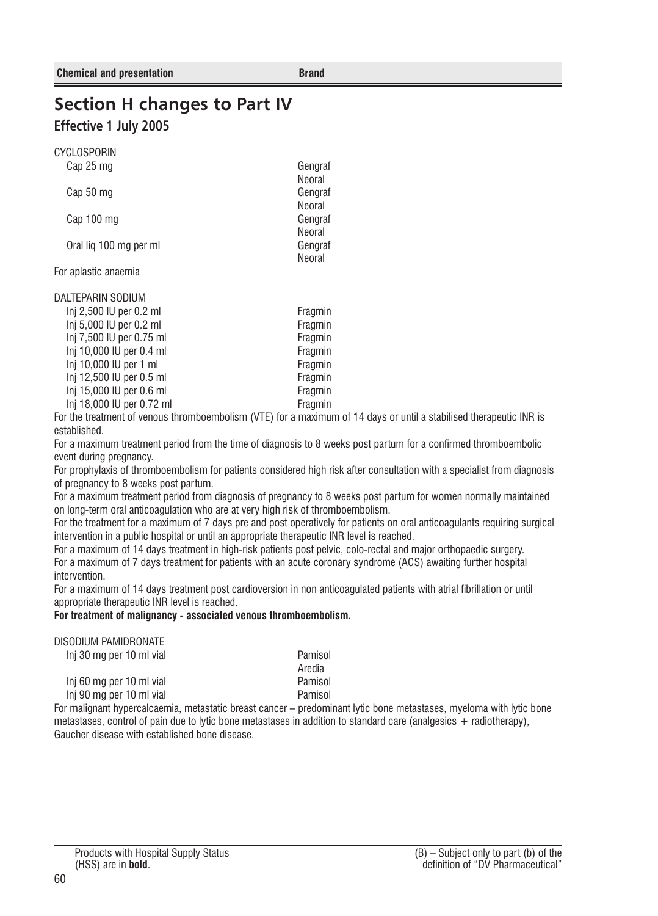| Chemical and presentation | Brand |
|---|---|

# Section H changes to Part IV

## Effective 1 July 2005

| Chemical and presentation | Brand |
|---|---|
| CYCLOSPORIN | |
| Cap 25 mg | Gengraf |
| | Neoral |
| Cap 50 mg | Gengraf |
| | Neoral |
| Cap 100 mg | Gengraf |
| | Neoral |
| Oral liq 100 mg per ml | Gengraf |
| | Neoral |

For aplastic anaemia

| Chemical and presentation | Brand |
|---|---|
| DALTEPARIN SODIUM | |
| Inj 2,500 IU per 0.2 ml | Fragmin |
| Inj 5,000 IU per 0.2 ml | Fragmin |
| Inj 7,500 IU per 0.75 ml | Fragmin |
| Inj 10,000 IU per 0.4 ml | Fragmin |
| Inj 10,000 IU per 1 ml | Fragmin |
| Inj 12,500 IU per 0.5 ml | Fragmin |
| Inj 15,000 IU per 0.6 ml | Fragmin |
| Inj 18,000 IU per 0.72 ml | Fragmin |

For the treatment of venous thromboembolism (VTE) for a maximum of 14 days or until a stabilised therapeutic INR is established.

For a maximum treatment period from the time of diagnosis to 8 weeks post partum for a confirmed thromboembolic event during pregnancy.

For prophylaxis of thromboembolism for patients considered high risk after consultation with a specialist from diagnosis of pregnancy to 8 weeks post partum.

For a maximum treatment period from diagnosis of pregnancy to 8 weeks post partum for women normally maintained on long-term oral anticoagulation who are at very high risk of thromboembolism.

For the treatment for a maximum of 7 days pre and post operatively for patients on oral anticoagulants requiring surgical intervention in a public hospital or until an appropriate therapeutic INR level is reached.

For a maximum of 14 days treatment in high-risk patients post pelvic, colo-rectal and major orthopaedic surgery.

For a maximum of 7 days treatment for patients with an acute coronary syndrome (ACS) awaiting further hospital intervention.

For a maximum of 14 days treatment post cardioversion in non anticoagulated patients with atrial fibrillation or until appropriate therapeutic INR level is reached.

**For treatment of malignancy - associated venous thromboembolism.**

| Chemical and presentation | Brand |
|---|---|
| DISODIUM PAMIDRONATE | |
| Inj 30 mg per 10 ml vial | Pamisol |
| | Aredia |
| Inj 60 mg per 10 ml vial | Pamisol |
| Inj 90 mg per 10 ml vial | Pamisol |

For malignant hypercalcaemia, metastatic breast cancer – predominant lytic bone metastases, myeloma with lytic bone metastases, control of pain due to lytic bone metastases in addition to standard care (analgesics + radiotherapy), Gaucher disease with established bone disease.

Products with Hospital Supply Status (HSS) are in **bold**.

(B) – Subject only to part (b) of the definition of "DV Pharmaceutical"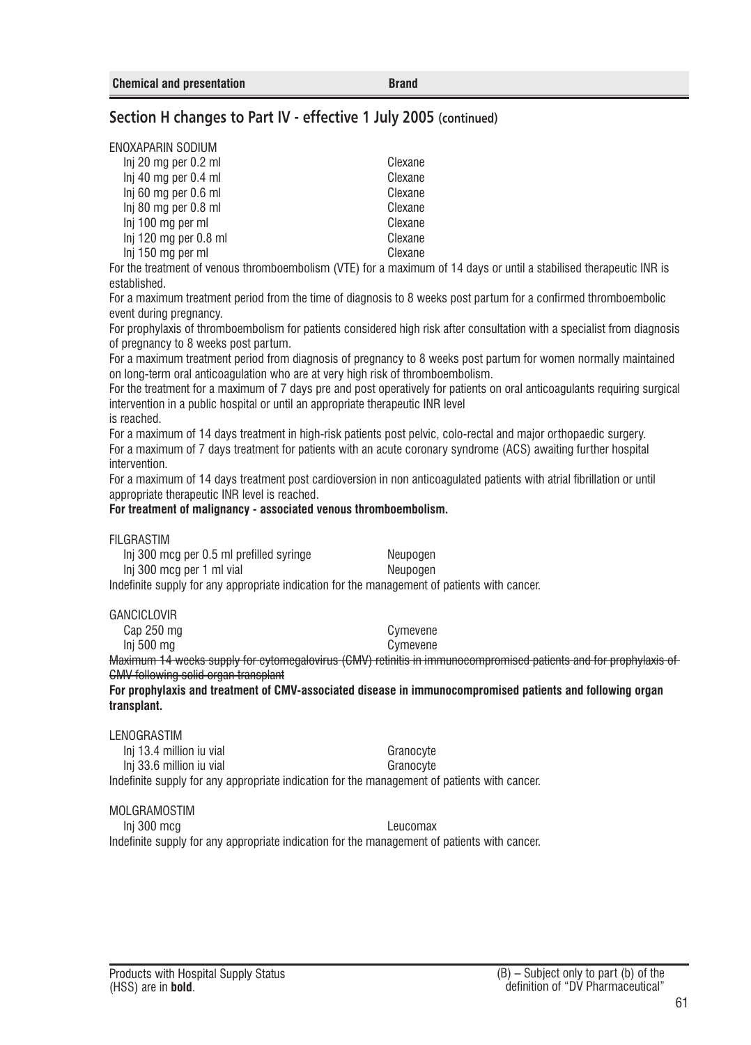| Chemical and presentation | Brand |
|---|---|

## Section H changes to Part IV - effective 1 July 2005 (continued)

ENOXAPARIN SODIUM

| | |
|---|---|
| Inj 20 mg per 0.2 ml | Clexane |
| Inj 40 mg per 0.4 ml | Clexane |
| Inj 60 mg per 0.6 ml | Clexane |
| Inj 80 mg per 0.8 ml | Clexane |
| Inj 100 mg per ml | Clexane |
| Inj 120 mg per 0.8 ml | Clexane |
| Inj 150 mg per ml | Clexane |

For the treatment of venous thromboembolism (VTE) for a maximum of 14 days or until a stabilised therapeutic INR is established.

For a maximum treatment period from the time of diagnosis to 8 weeks post partum for a confirmed thromboembolic event during pregnancy.

For prophylaxis of thromboembolism for patients considered high risk after consultation with a specialist from diagnosis of pregnancy to 8 weeks post partum.

For a maximum treatment period from diagnosis of pregnancy to 8 weeks post partum for women normally maintained on long-term oral anticoagulation who are at very high risk of thromboembolism.

For the treatment for a maximum of 7 days pre and post operatively for patients on oral anticoagulants requiring surgical intervention in a public hospital or until an appropriate therapeutic INR level is reached.

For a maximum of 14 days treatment in high-risk patients post pelvic, colo-rectal and major orthopaedic surgery.

For a maximum of 7 days treatment for patients with an acute coronary syndrome (ACS) awaiting further hospital intervention.

For a maximum of 14 days treatment post cardioversion in non anticoagulated patients with atrial fibrillation or until appropriate therapeutic INR level is reached.

**For treatment of malignancy - associated venous thromboembolism.**

FILGRASTIM

| | |
|---|---|
| Inj 300 mcg per 0.5 ml prefilled syringe | Neupogen |
| Inj 300 mcg per 1 ml vial | Neupogen |

Indefinite supply for any appropriate indication for the management of patients with cancer.

GANCICLOVIR

| | |
|---|---|
| Cap 250 mg | Cymevene |
| Inj 500 mg | Cymevene |

~~Maximum 14 weeks supply for cytomegalovirus (CMV) retinitis in immunocompromised patients and for prophylaxis of CMV following solid organ transplant~~

**For prophylaxis and treatment of CMV-associated disease in immunocompromised patients and following organ transplant.**

LENOGRASTIM

| | |
|---|---|
| Inj 13.4 million iu vial | Granocyte |
| Inj 33.6 million iu vial | Granocyte |

Indefinite supply for any appropriate indication for the management of patients with cancer.

MOLGRAMOSTIM

| | |
|---|---|
| Inj 300 mcg | Leucomax |

Indefinite supply for any appropriate indication for the management of patients with cancer.

Products with Hospital Supply Status (HSS) are in **bold**.

(B) – Subject only to part (b) of the definition of "DV Pharmaceutical"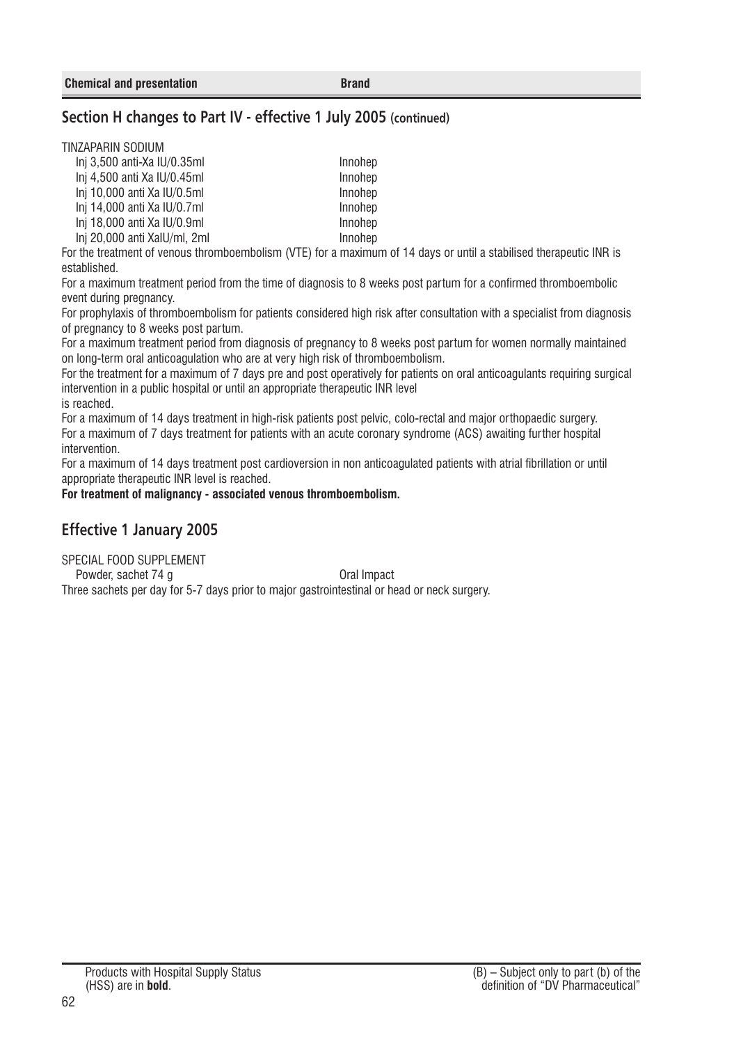| Chemical and presentation | Brand |
|---|---|

## Section H changes to Part IV - effective 1 July 2005 (continued)

TINZAPARIN SODIUM

| | |
|---|---|
| Inj 3,500 anti-Xa IU/0.35ml | Innohep |
| Inj 4,500 anti Xa IU/0.45ml | Innohep |
| Inj 10,000 anti Xa IU/0.5ml | Innohep |
| Inj 14,000 anti Xa IU/0.7ml | Innohep |
| Inj 18,000 anti Xa IU/0.9ml | Innohep |
| Inj 20,000 anti XaIU/ml, 2ml | Innohep |

For the treatment of venous thromboembolism (VTE) for a maximum of 14 days or until a stabilised therapeutic INR is established.

For a maximum treatment period from the time of diagnosis to 8 weeks post partum for a confirmed thromboembolic event during pregnancy.

For prophylaxis of thromboembolism for patients considered high risk after consultation with a specialist from diagnosis of pregnancy to 8 weeks post partum.

For a maximum treatment period from diagnosis of pregnancy to 8 weeks post partum for women normally maintained on long-term oral anticoagulation who are at very high risk of thromboembolism.

For the treatment for a maximum of 7 days pre and post operatively for patients on oral anticoagulants requiring surgical intervention in a public hospital or until an appropriate therapeutic INR level is reached.

For a maximum of 14 days treatment in high-risk patients post pelvic, colo-rectal and major orthopaedic surgery.

For a maximum of 7 days treatment for patients with an acute coronary syndrome (ACS) awaiting further hospital intervention.

For a maximum of 14 days treatment post cardioversion in non anticoagulated patients with atrial fibrillation or until appropriate therapeutic INR level is reached.

**For treatment of malignancy - associated venous thromboembolism.**

## Effective 1 January 2005

SPECIAL FOOD SUPPLEMENT

| | |
|---|---|
| Powder, sachet 74 g | Oral Impact |

Three sachets per day for 5-7 days prior to major gastrointestinal or head or neck surgery.

Products with Hospital Supply Status (HSS) are in **bold**.

(B) – Subject only to part (b) of the definition of "DV Pharmaceutical"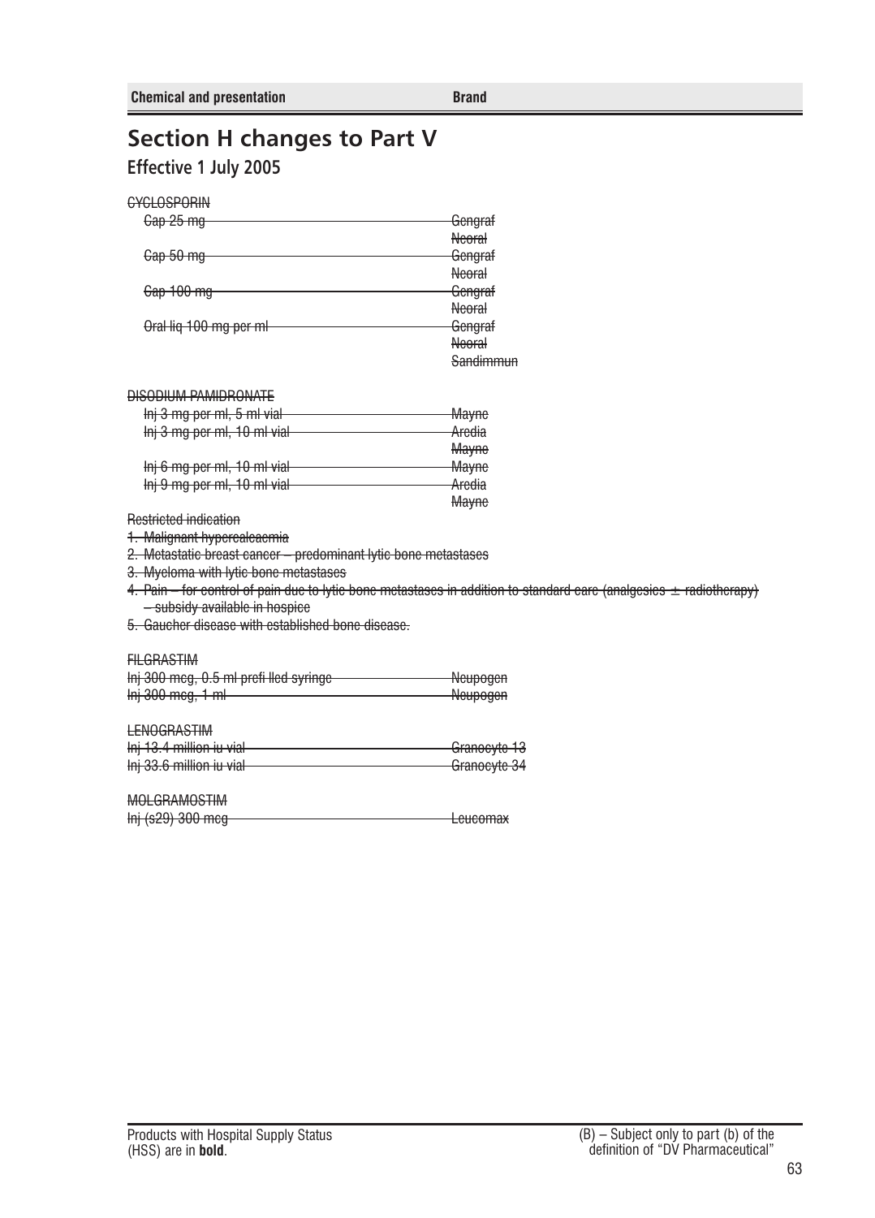| Chemical and presentation | Brand |
|---|---|

# Section H changes to Part V

## Effective 1 July 2005

~~CYCLOSPORIN~~

| | |
|---|---|
| ~~Cap 25 mg~~ | ~~Gengraf~~ |
| | ~~Neoral~~ |
| ~~Cap 50 mg~~ | ~~Gengraf~~ |
| | ~~Neoral~~ |
| ~~Cap 100 mg~~ | ~~Gengraf~~ |
| | ~~Neoral~~ |
| ~~Oral liq 100 mg per ml~~ | ~~Gengraf~~ |
| | ~~Neoral~~ |
| | ~~Sandimmun~~ |

~~DISODIUM PAMIDRONATE~~

| | |
|---|---|
| ~~Inj 3 mg per ml, 5 ml vial~~ | ~~Mayne~~ |
| ~~Inj 3 mg per ml, 10 ml vial~~ | ~~Aredia~~ |
| | ~~Mayne~~ |
| ~~Inj 6 mg per ml, 10 ml vial~~ | ~~Mayne~~ |
| ~~Inj 9 mg per ml, 10 ml vial~~ | ~~Aredia~~ |
| | ~~Mayne~~ |

~~Restricted indication~~

1. ~~Malignant hypercalcaemia~~
2. ~~Metastatic breast cancer – predominant lytic bone metastases~~
3. ~~Myeloma with lytic bone metastases~~
4. ~~Pain – for control of pain due to lytic bone metastases in addition to standard care (analgesics ± radiotherapy) – subsidy available in hospice~~
5. ~~Gaucher disease with established bone disease.~~

~~FILGRASTIM~~

| | |
|---|---|
| ~~Inj 300 mcg, 0.5 ml prefilled syringe~~ | ~~Neupogen~~ |
| ~~Inj 300 mcg, 1 ml~~ | ~~Neupogen~~ |

~~LENOGRASTIM~~

| | |
|---|---|
| ~~Inj 13.4 million iu vial~~ | ~~Granocyte 13~~ |
| ~~Inj 33.6 million iu vial~~ | ~~Granocyte 34~~ |

~~MOLGRAMOSTIM~~

| | |
|---|---|
| ~~Inj (s29) 300 mcg~~ | ~~Leucomax~~ |

Products with Hospital Supply Status (HSS) are in **bold**.

(B) – Subject only to part (b) of the definition of "DV Pharmaceutical"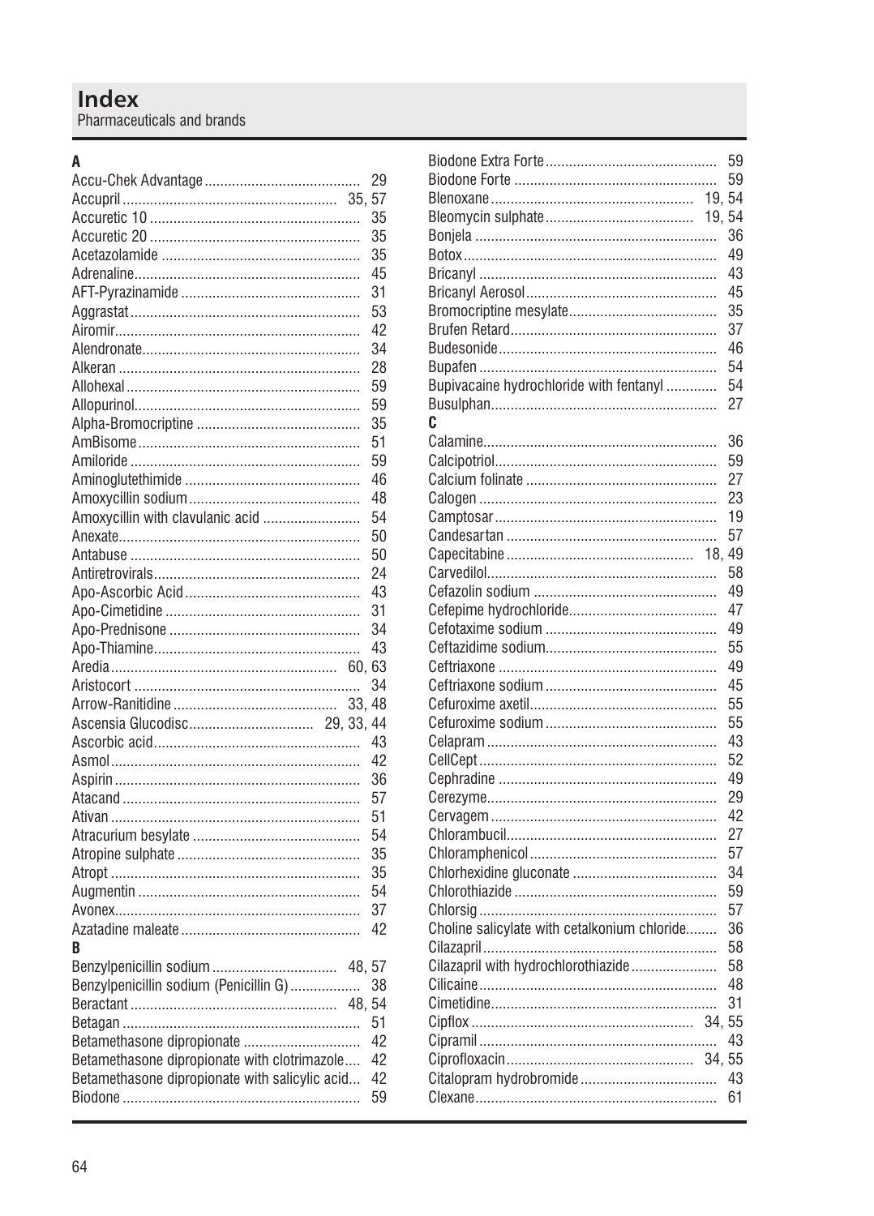# Index

Pharmaceuticals and brands

**A**

Accu-Chek Advantage ........ 29
Accupril ........ 35, 57
Accuretic 10 ........ 35
Accuretic 20 ........ 35
Acetazolamide ........ 35
Adrenaline ........ 45
AFT-Pyrazinamide ........ 31
Aggrastat ........ 53
Airomir ........ 42
Alendronate ........ 34
Alkeran ........ 28
Allohexal ........ 59
Allopurinol ........ 59
Alpha-Bromocriptine ........ 35
AmBisome ........ 51
Amiloride ........ 59
Aminoglutethimide ........ 46
Amoxycillin sodium ........ 48
Amoxycillin with clavulanic acid ........ 54
Anexate ........ 50
Antabuse ........ 50
Antiretrovirals ........ 24
Apo-Ascorbic Acid ........ 43
Apo-Cimetidine ........ 31
Apo-Prednisone ........ 34
Apo-Thiamine ........ 43
Aredia ........ 60, 63
Aristocort ........ 34
Arrow-Ranitidine ........ 33, 48
Ascensia Glucodisc ........ 29, 33, 44
Ascorbic acid ........ 43
Asmol ........ 42
Aspirin ........ 36
Atacand ........ 57
Ativan ........ 51
Atracurium besylate ........ 54
Atropine sulphate ........ 35
Atropt ........ 35
Augmentin ........ 54
Avonex ........ 37
Azatadine maleate ........ 42

**B**

Benzylpenicillin sodium ........ 48, 57
Benzylpenicillin sodium (Penicillin G) ........ 38
Beractant ........ 48, 54
Betagan ........ 51
Betamethasone dipropionate ........ 42
Betamethasone dipropionate with clotrimazole ........ 42
Betamethasone dipropionate with salicylic acid ........ 42
Biodone ........ 59
Biodone Extra Forte ........ 59
Biodone Forte ........ 59
Blenoxane ........ 19, 54
Bleomycin sulphate ........ 19, 54
Bonjela ........ 36
Botox ........ 49
Bricanyl ........ 43
Bricanyl Aerosol ........ 45
Bromocriptine mesylate ........ 35
Brufen Retard ........ 37
Budesonide ........ 46
Bupafen ........ 54
Bupivacaine hydrochloride with fentanyl ........ 54
Busulphan ........ 27

**C**

Calamine ........ 36
Calcipotriol ........ 59
Calcium folinate ........ 27
Calogen ........ 23
Camptosar ........ 19
Candesartan ........ 57
Capecitabine ........ 18, 49
Carvedilol ........ 58
Cefazolin sodium ........ 49
Cefepime hydrochloride ........ 47
Cefotaxime sodium ........ 49
Ceftazidime sodium ........ 55
Ceftriaxone ........ 49
Ceftriaxone sodium ........ 45
Cefuroxime axetil ........ 55
Cefuroxime sodium ........ 55
Celapram ........ 43
CellCept ........ 52
Cephradine ........ 49
Cerezyme ........ 29
Cervagem ........ 42
Chlorambucil ........ 27
Chloramphenicol ........ 57
Chlorhexidine gluconate ........ 34
Chlorothiazide ........ 59
Chlorsig ........ 57
Choline salicylate with cetalkonium chloride ........ 36
Cilazapril ........ 58
Cilazapril with hydrochlorothiazide ........ 58
Cilicaine ........ 48
Cimetidine ........ 31
Cipflox ........ 34, 55
Cipramil ........ 43
Ciprofloxacin ........ 34, 55
Citalopram hydrobromide ........ 43
Clexane ........ 61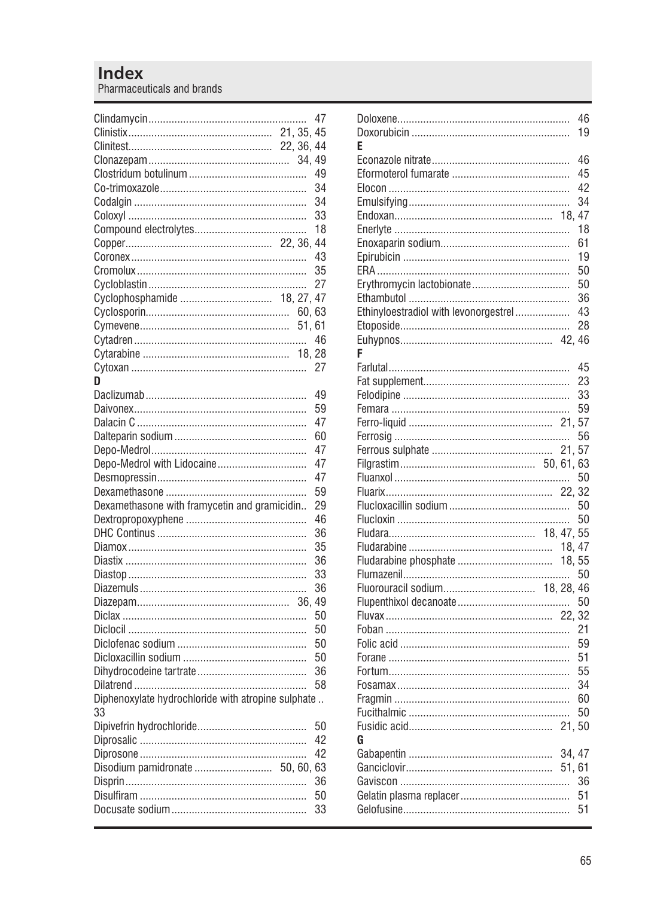# Index

Pharmaceuticals and brands

Clindamycin 47
Clinistix 21, 35, 45
Clinitest 22, 36, 44
Clonazepam 34, 49
Clostridum botulinum 49
Co-trimoxazole 34
Codalgin 34
Coloxyl 33
Compound electrolytes 18
Copper 22, 36, 44
Coronex 43
Cromolux 35
Cycloblastin 27
Cyclophosphamide 18, 27, 47
Cyclosporin 60, 63
Cymevene 51, 61
Cytadren 46
Cytarabine 18, 28
Cytoxan 27

**D**

Daclizumab 49
Daivonex 59
Dalacin C 47
Dalteparin sodium 60
Depo-Medrol 47
Depo-Medrol with Lidocaine 47
Desmopressin 47
Dexamethasone 59
Dexamethasone with framycetin and gramicidin 29
Dextropropoxyphene 46
DHC Continus 36
Diamox 35
Diastix 36
Diastop 33
Diazemuls 36
Diazepam 36, 49
Diclax 50
Diclocil 50
Diclofenac sodium 50
Dicloxacillin sodium 50
Dihydrocodeine tartrate 36
Dilatrend 58
Diphenoxylate hydrochloride with atropine sulphate 33
Dipivefrin hydrochloride 50
Diprosalic 42
Diprosone 42
Disodium pamidronate 50, 60, 63
Disprin 36
Disulfiram 50
Docusate sodium 33
Doloxene 46
Doxorubicin 19

**E**

Econazole nitrate 46
Eformoterol fumarate 45
Elocon 42
Emulsifying 34
Endoxan 18, 47
Enerlyte 18
Enoxaparin sodium 61
Epirubicin 19
ERA 50
Erythromycin lactobionate 50
Ethambutol 36
Ethinyloestradiol with levonorgestrel 43
Etoposide 28
Euhypnos 42, 46

**F**

Farlutal 45
Fat supplement 23
Felodipine 33
Femara 59
Ferro-liquid 21, 57
Ferrosig 56
Ferrous sulphate 21, 57
Filgrastim 50, 61, 63
Fluanxol 50
Fluarix 22, 32
Flucloxacillin sodium 50
Flucloxin 50
Fludara 18, 47, 55
Fludarabine 18, 47
Fludarabine phosphate 18, 55
Flumazenil 50
Fluorouracil sodium 18, 28, 46
Flupenthixol decanoate 50
Fluvax 22, 32
Foban 21
Folic acid 59
Forane 51
Fortum 55
Fosamax 34
Fragmin 60
Fucithalmic 50
Fusidic acid 21, 50

**G**

Gabapentin 34, 47
Ganciclovir 51, 61
Gaviscon 36
Gelatin plasma replacer 51
Gelofusine 51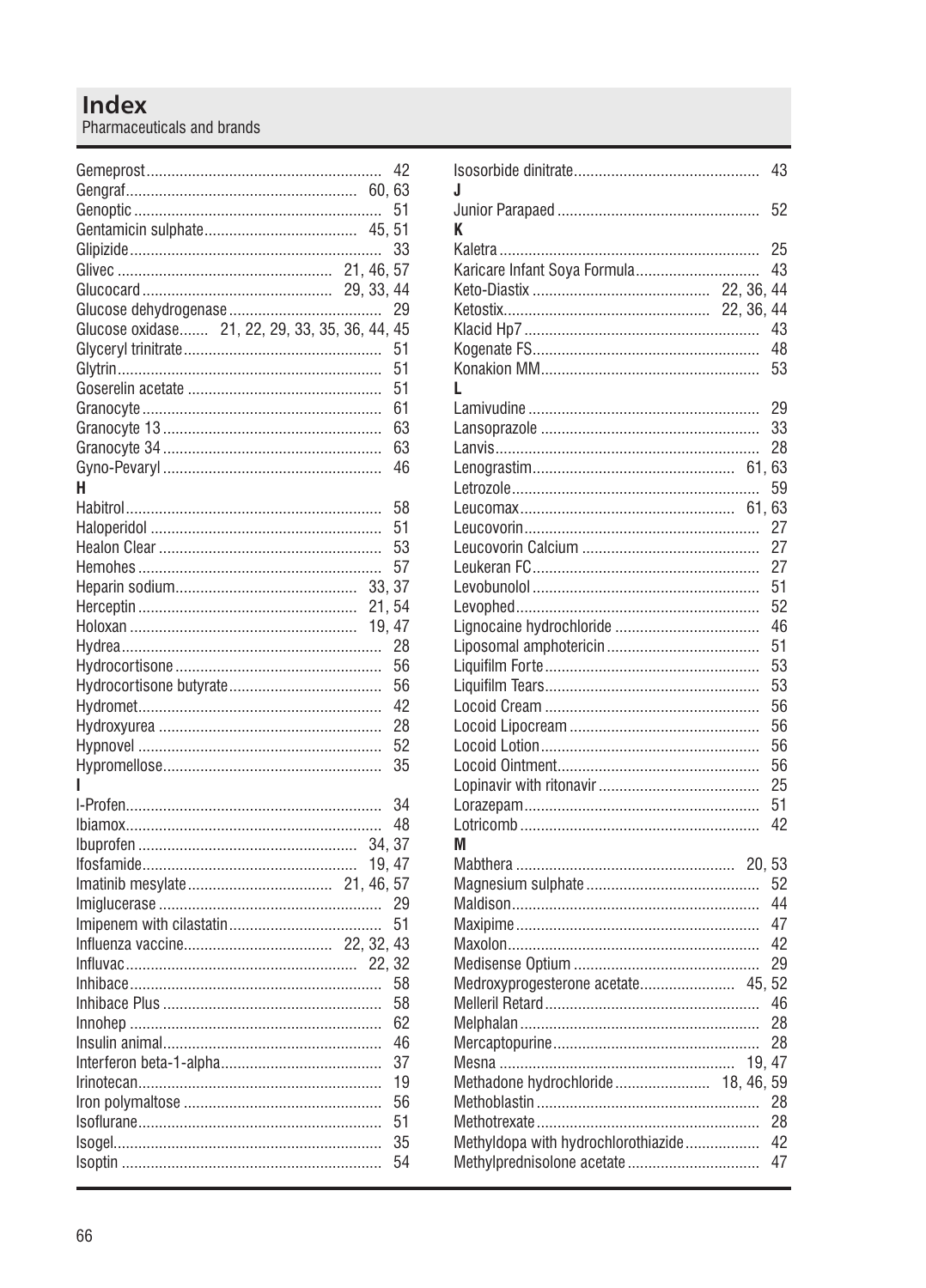# Index

Pharmaceuticals and brands

Gemeprost 42
Gengraf 60, 63
Genoptic 51
Gentamicin sulphate 45, 51
Glipizide 33
Glivec 21, 46, 57
Glucocard 29, 33, 44
Glucose dehydrogenase 29
Glucose oxidase 21, 22, 29, 33, 35, 36, 44, 45
Glyceryl trinitrate 51
Glytrin 51
Goserelin acetate 51
Granocyte 61
Granocyte 13 63
Granocyte 34 63
Gyno-Pevaryl 46

**H**

Habitrol 58
Haloperidol 51
Healon Clear 53
Hemohes 57
Heparin sodium 33, 37
Herceptin 21, 54
Holoxan 19, 47
Hydrea 28
Hydrocortisone 56
Hydrocortisone butyrate 56
Hydromet 42
Hydroxyurea 28
Hypnovel 52
Hypromellose 35

**I**

I-Profen 34
Ibiamox 48
Ibuprofen 34, 37
Ifosfamide 19, 47
Imatinib mesylate 21, 46, 57
Imiglucerase 29
Imipenem with cilastatin 51
Influenza vaccine 22, 32, 43
Influvac 22, 32
Inhibace 58
Inhibace Plus 58
Innohep 62
Insulin animal 46
Interferon beta-1-alpha 37
Irinotecan 19
Iron polymaltose 56
Isoflurane 51
Isogel 35
Isoptin 54
Isosorbide dinitrate 43

**J**

Junior Parapaed 52

**K**

Kaletra 25
Karicare Infant Soya Formula 43
Keto-Diastix 22, 36, 44
Ketostix 22, 36, 44
Klacid Hp7 43
Kogenate FS 48
Konakion MM 53

**L**

Lamivudine 29
Lansoprazole 33
Lanvis 28
Lenograstim 61, 63
Letrozole 59
Leucomax 61, 63
Leucovorin 27
Leucovorin Calcium 27
Leukeran FC 27
Levobunolol 51
Levophed 52
Lignocaine hydrochloride 46
Liposomal amphotericin 51
Liquifilm Forte 53
Liquifilm Tears 53
Locoid Cream 56
Locoid Lipocream 56
Locoid Lotion 56
Locoid Ointment 56
Lopinavir with ritonavir 25
Lorazepam 51
Lotricomb 42

**M**

Mabthera 20, 53
Magnesium sulphate 52
Maldison 44
Maxipime 47
Maxolon 42
Medisense Optium 29
Medroxyprogesterone acetate 45, 52
Melleril Retard 46
Melphalan 28
Mercaptopurine 28
Mesna 19, 47
Methadone hydrochloride 18, 46, 59
Methoblastin 28
Methotrexate 28
Methyldopa with hydrochlorothiazide 42
Methylprednisolone acetate 47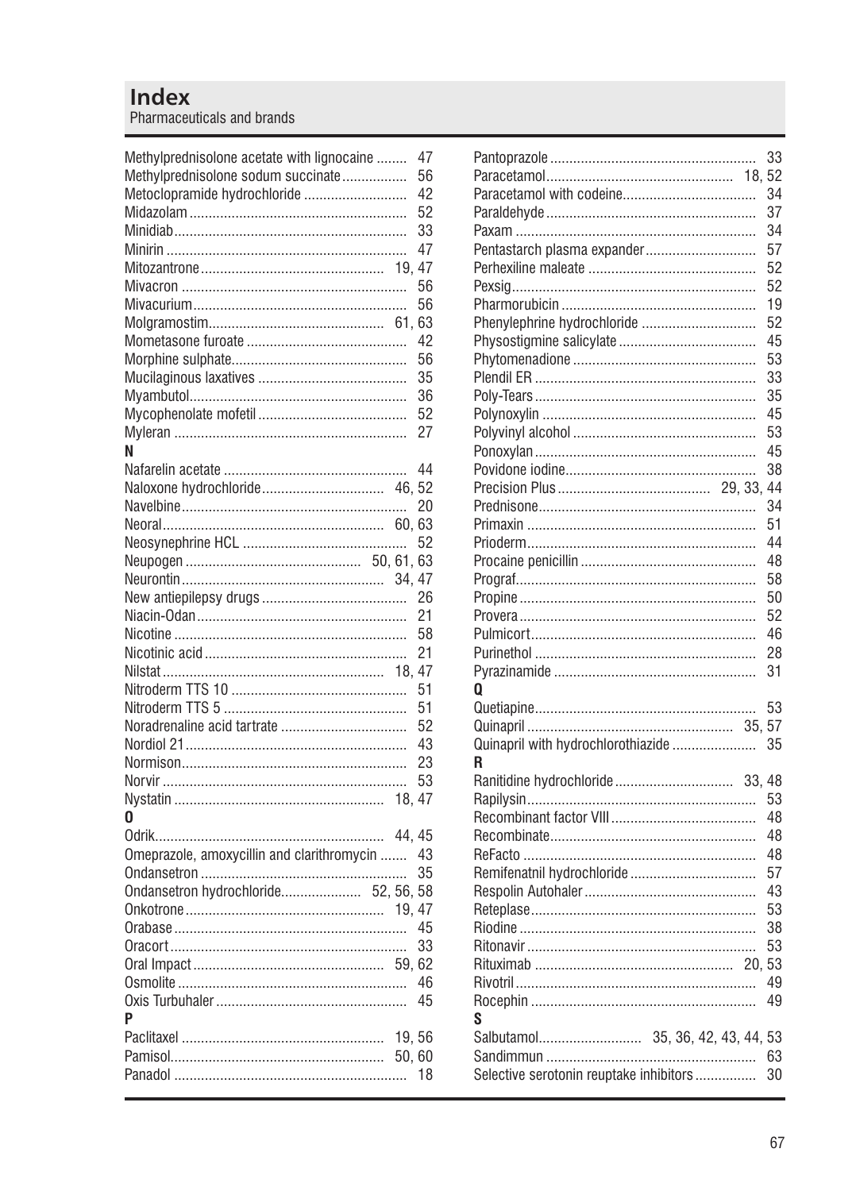# Index

Pharmaceuticals and brands

Methylprednisolone acetate with lignocaine ........ 47
Methylprednisolone sodum succinate................. 56
Metoclopramide hydrochloride ........................... 42
Midazolam ......................................................... 52
Minidiab............................................................. 33
Minirin ............................................................... 47
Mitozantrone ................................................ 19, 47
Mivacron ........................................................... 56
Mivacurium........................................................ 56
Molgramostim.............................................. 61, 63
Mometasone furoate .......................................... 42
Morphine sulphate.............................................. 56
Mucilaginous laxatives ....................................... 35
Myambutol......................................................... 36
Mycophenolate mofetil ....................................... 52
Myleran ............................................................. 27

**N**

Nafarelin acetate ................................................ 44
Naloxone hydrochloride................................ 46, 52
Navelbine........................................................... 20
Neoral.......................................................... 60, 63
Neosynephrine HCL ........................................... 52
Neupogen ............................................. 50, 61, 63
Neurontin..................................................... 34, 47
New antiepilepsy drugs ...................................... 26
Niacin-Odan ....................................................... 21
Nicotine ............................................................. 58
Nicotinic acid ..................................................... 21
Nilstat .......................................................... 18, 47
Nitroderm TTS 10 .............................................. 51
Nitroderm TTS 5 ................................................ 51
Noradrenaline acid tartrate ................................. 52
Nordiol 21.......................................................... 43
Normison........................................................... 23
Norvir ................................................................ 53
Nystatin ....................................................... 18, 47

**O**

Odrik............................................................ 44, 45
Omeprazole, amoxycillin and clarithromycin ....... 43
Ondansetron ...................................................... 35
Ondansetron hydrochloride..................... 52, 56, 58
Onkotrone.................................................... 19, 47
Orabase ............................................................. 45
Oracort .............................................................. 33
Oral Impact .................................................. 59, 62
Osmolite ............................................................ 46
Oxis Turbuhaler .................................................. 45

**P**

Paclitaxel ..................................................... 19, 56
Pamisol........................................................ 50, 60
Panadol ............................................................. 18
Pantoprazole ...................................................... 33
Paracetamol................................................. 18, 52
Paracetamol with codeine................................... 34
Paraldehyde ....................................................... 37
Paxam ............................................................... 34
Pentastarch plasma expander............................. 57
Perhexiline maleate ............................................ 52
Pexsig................................................................ 52
Pharmorubicin ................................................... 19
Phenylephrine hydrochloride .............................. 52
Physostigmine salicylate .................................... 45
Phytomenadione ................................................ 53
Plendil ER .......................................................... 33
Poly-Tears .......................................................... 35
Polynoxylin ........................................................ 45
Polyvinyl alcohol ................................................ 53
Ponoxylan .......................................................... 45
Povidone iodine.................................................. 38
Precision Plus ........................................ 29, 33, 44
Prednisone......................................................... 34
Primaxin ............................................................ 51
Prioderm............................................................ 44
Procaine penicillin .............................................. 48
Prograf............................................................... 58
Propine .............................................................. 50
Provera .............................................................. 52
Pulmicort ........................................................... 46
Purinethol .......................................................... 28
Pyrazinamide ..................................................... 31

**Q**

Quetiapine.......................................................... 53
Quinapril ...................................................... 35, 57
Quinapril with hydrochlorothiazide ...................... 35

**R**

Ranitidine hydrochloride ............................... 33, 48
Rapilysin............................................................ 53
Recombinant factor VIII ...................................... 48
Recombinate...................................................... 48
ReFacto ............................................................. 48
Remifenatnil hydrochloride ................................. 57
Respolin Autohaler ............................................. 43
Reteplase........................................................... 53
Riodine .............................................................. 38
Ritonavir ............................................................ 53
Rituximab .................................................... 20, 53
Rivotril ............................................................... 49
Rocephin ........................................................... 49

**S**

Salbutamol........................... 35, 36, 42, 43, 44, 53
Sandimmun ....................................................... 63
Selective serotonin reuptake inhibitors ................ 30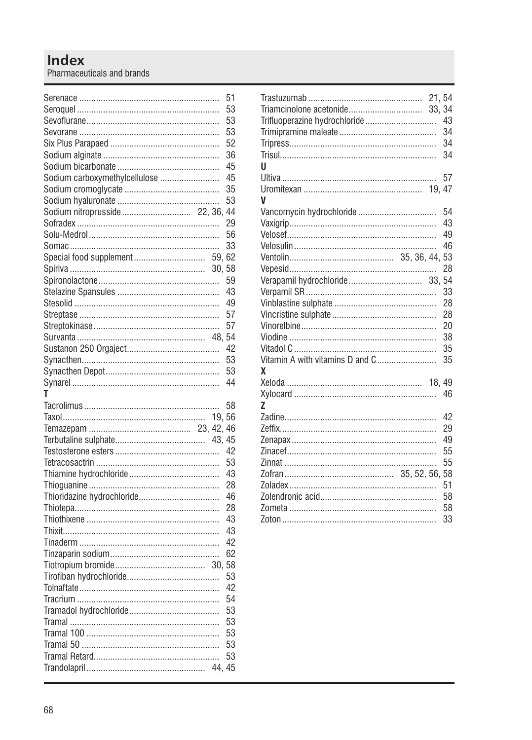# Index

Pharmaceuticals and brands

Serenace ... 51
Seroquel ... 53
Sevoflurane ... 53
Sevorane ... 53
Six Plus Parapaed ... 52
Sodium alginate ... 36
Sodium bicarbonate ... 45
Sodium carboxymethylcellulose ... 45
Sodium cromoglycate ... 35
Sodium hyaluronate ... 53
Sodium nitroprusside ... 22, 36, 44
Sofradex ... 29
Solu-Medrol ... 56
Somac ... 33
Special food supplement ... 59, 62
Spiriva ... 30, 58
Spironolactone ... 59
Stelazine Spansules ... 43
Stesolid ... 49
Streptase ... 57
Streptokinase ... 57
Survanta ... 48, 54
Sustanon 250 Orgaject ... 42
Synacthen ... 53
Synacthen Depot ... 53
Synarel ... 44

**T**

Tacrolimus ... 58
Taxol ... 19, 56
Temazepam ... 23, 42, 46
Terbutaline sulphate ... 43, 45
Testosterone esters ... 42
Tetracosactrin ... 53
Thiamine hydrochloride ... 43
Thioguanine ... 28
Thioridazine hydrochloride ... 46
Thiotepa ... 28
Thiothixene ... 43
Thixit ... 43
Tinaderm ... 42
Tinzaparin sodium ... 62
Tiotropium bromide ... 30, 58
Tirofiban hydrochloride ... 53
Tolnaftate ... 42
Tracrium ... 54
Tramadol hydrochloride ... 53
Tramal ... 53
Tramal 100 ... 53
Tramal 50 ... 53
Tramal Retard ... 53
Trandolapril ... 44, 45
Trastuzumab ... 21, 54
Triamcinolone acetonide ... 33, 34
Trifluoperazine hydrochloride ... 43
Trimipramine maleate ... 34
Tripress ... 34
Trisul ... 34

**U**

Ultiva ... 57
Uromitexan ... 19, 47

**V**

Vancomycin hydrochloride ... 54
Vaxigrip ... 43
Velosef ... 49
Velosulin ... 46
Ventolin ... 35, 36, 44, 53
Vepesid ... 28
Verapamil hydrochloride ... 33, 54
Verpamil SR ... 33
Vinblastine sulphate ... 28
Vincristine sulphate ... 28
Vinorelbine ... 20
Viodine ... 38
Vitadol C ... 35
Vitamin A with vitamins D and C ... 35

**X**

Xeloda ... 18, 49
Xylocard ... 46

**Z**

Zadine ... 42
Zeffix ... 29
Zenapax ... 49
Zinacef ... 55
Zinnat ... 55
Zofran ... 35, 52, 56, 58
Zoladex ... 51
Zolendronic acid ... 58
Zometa ... 58
Zoton ... 33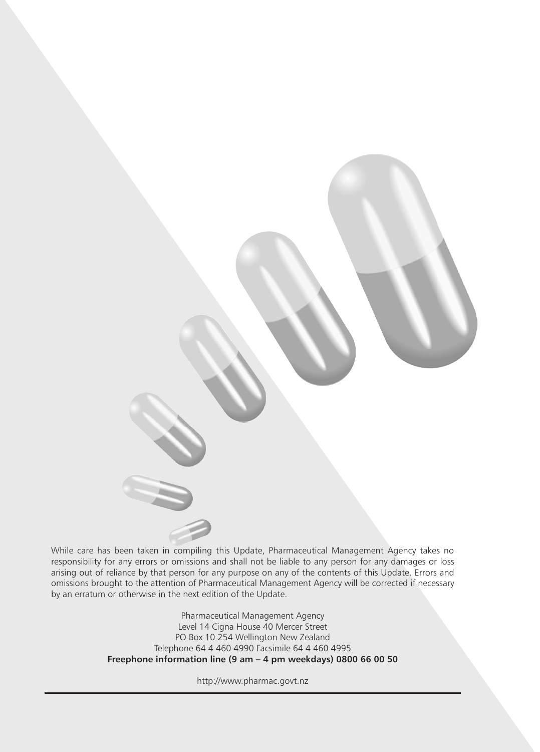While care has been taken in compiling this Update, Pharmaceutical Management Agency takes no responsibility for any errors or omissions and shall not be liable to any person for any damages or loss arising out of reliance by that person for any purpose on any of the contents of this Update. Errors and omissions brought to the attention of Pharmaceutical Management Agency will be corrected if necessary by an erratum or otherwise in the next edition of the Update.

Pharmaceutical Management Agency
Level 14 Cigna House 40 Mercer Street
PO Box 10 254 Wellington New Zealand
Telephone 64 4 460 4990 Facsimile 64 4 460 4995
**Freephone information line (9 am – 4 pm weekdays) 0800 66 00 50**

http://www.pharmac.govt.nz